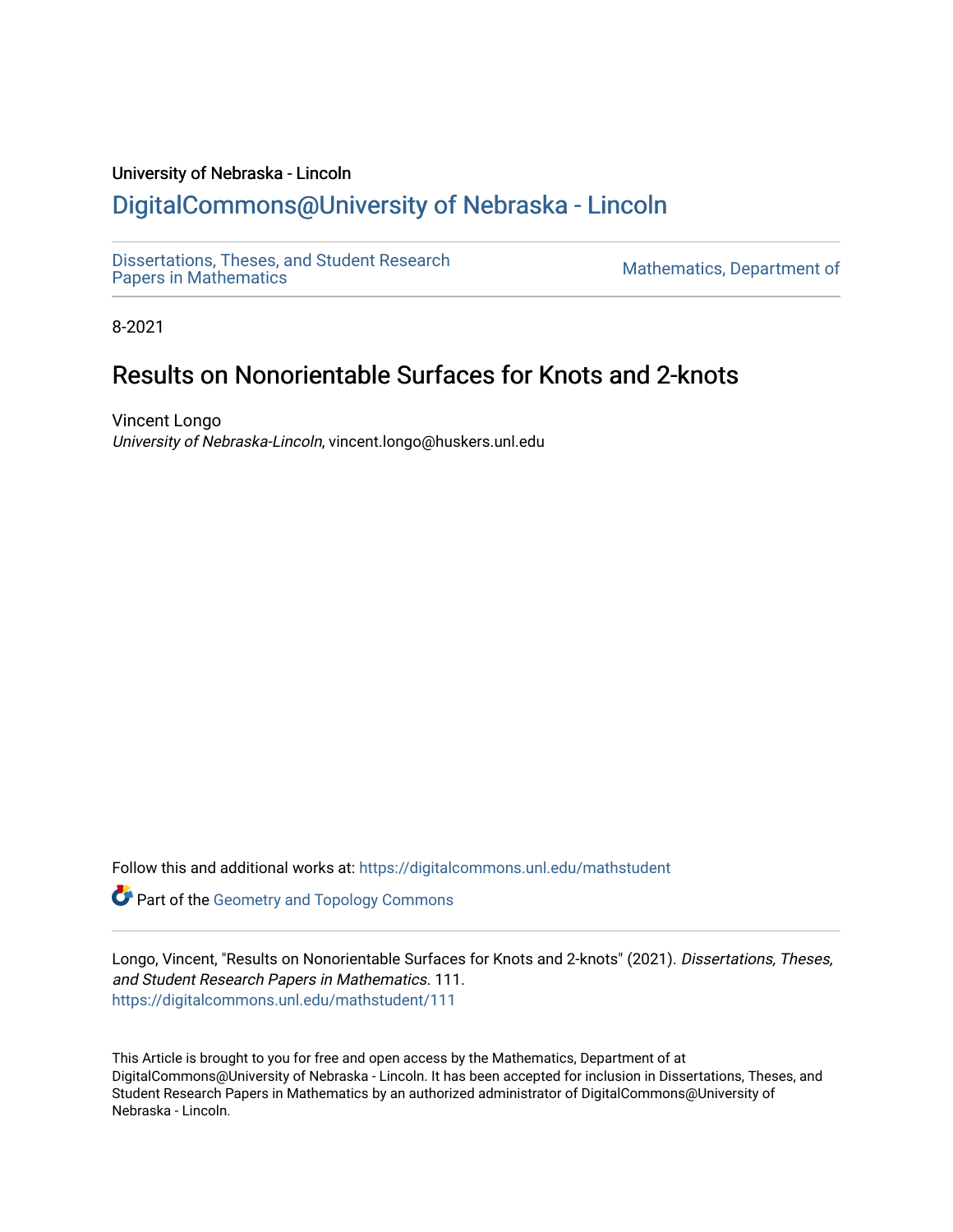University of Nebraska - Lincoln

## DigitalCommons@University of Nebraska - Lincoln

Dissertations, Theses, and Student Research Papers in Mathematics

Mathematics, Department of

8-2021

# Results on Nonorientable Surfaces for Knots and 2-knots

Vincent Longo
*University of Nebraska-Lincoln*, vincent.longo@huskers.unl.edu

Follow this and additional works at: https://digitalcommons.unl.edu/mathstudent

Part of the Geometry and Topology Commons

Longo, Vincent, "Results on Nonorientable Surfaces for Knots and 2-knots" (2021). *Dissertations, Theses, and Student Research Papers in Mathematics*. 111.
https://digitalcommons.unl.edu/mathstudent/111

This Article is brought to you for free and open access by the Mathematics, Department of at DigitalCommons@University of Nebraska - Lincoln. It has been accepted for inclusion in Dissertations, Theses, and Student Research Papers in Mathematics by an authorized administrator of DigitalCommons@University of Nebraska - Lincoln.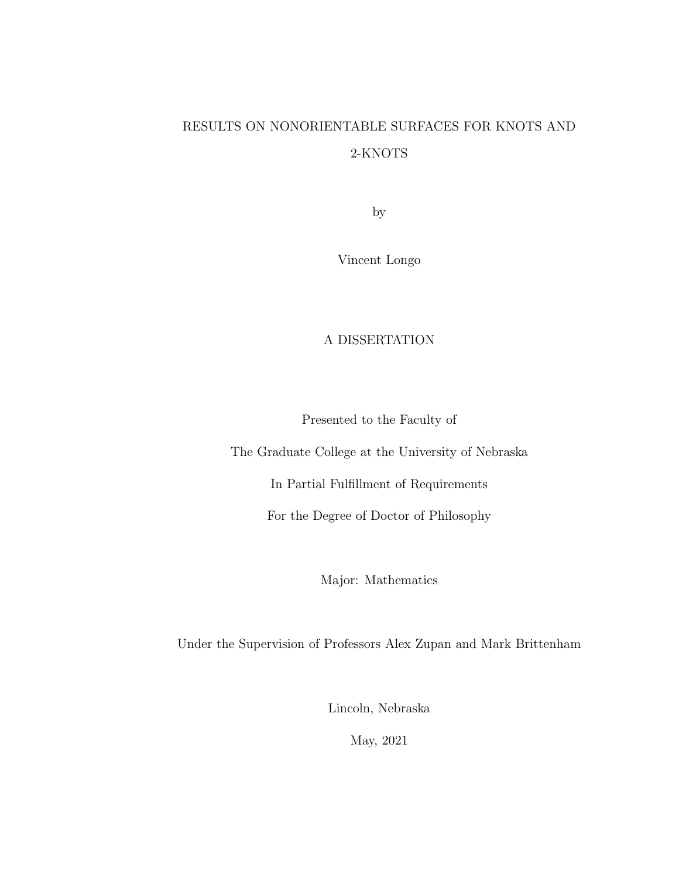# RESULTS ON NONORIENTABLE SURFACES FOR KNOTS AND 2-KNOTS

by

Vincent Longo

A DISSERTATION

Presented to the Faculty of

The Graduate College at the University of Nebraska

In Partial Fulfillment of Requirements

For the Degree of Doctor of Philosophy

Major: Mathematics

Under the Supervision of Professors Alex Zupan and Mark Brittenham

Lincoln, Nebraska

May, 2021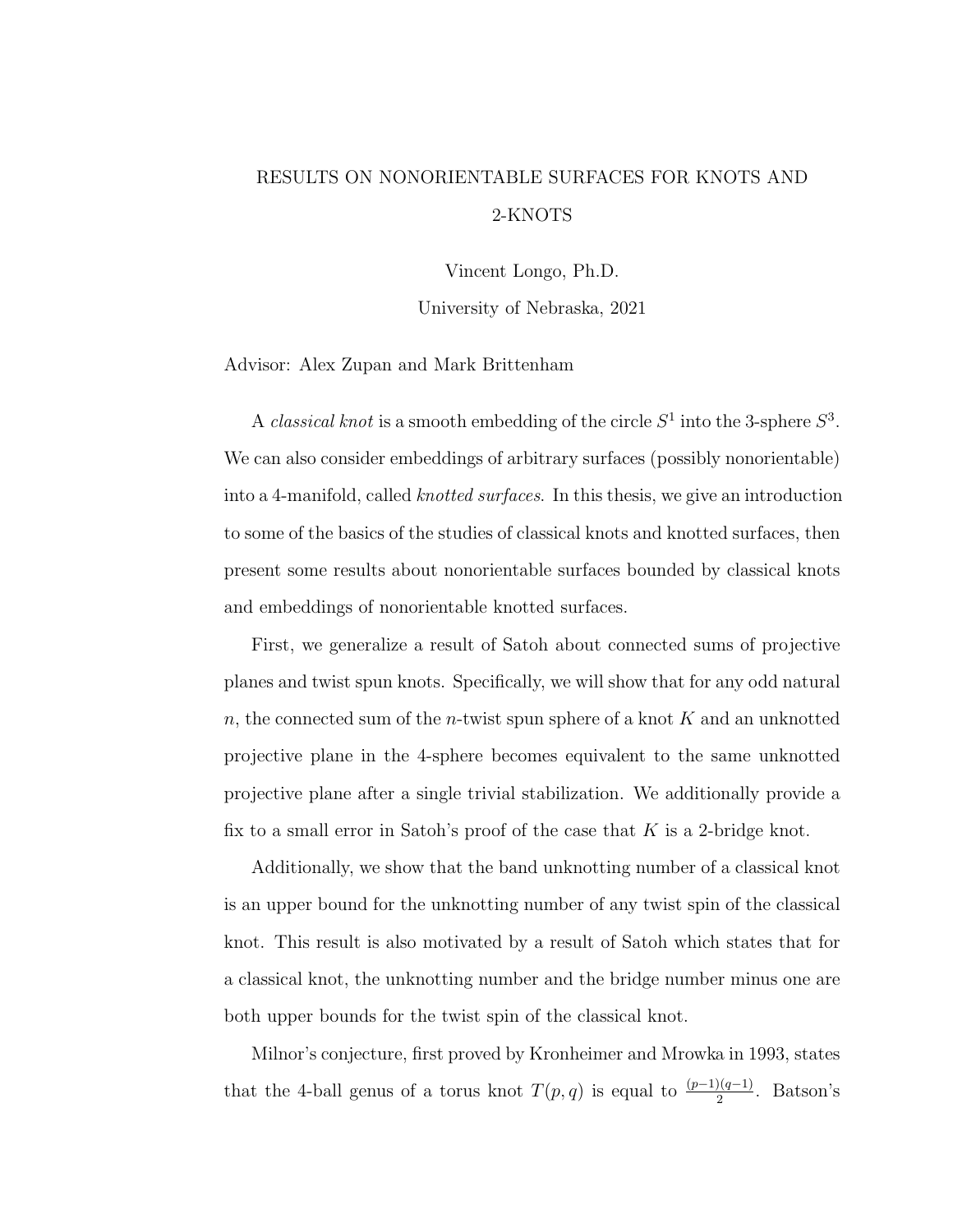RESULTS ON NONORIENTABLE SURFACES FOR KNOTS AND 2-KNOTS

Vincent Longo, Ph.D.

University of Nebraska, 2021

Advisor: Alex Zupan and Mark Brittenham

A *classical knot* is a smooth embedding of the circle $S^1$ into the 3-sphere $S^3$. We can also consider embeddings of arbitrary surfaces (possibly nonorientable) into a 4-manifold, called *knotted surfaces*. In this thesis, we give an introduction to some of the basics of the studies of classical knots and knotted surfaces, then present some results about nonorientable surfaces bounded by classical knots and embeddings of nonorientable knotted surfaces.

First, we generalize a result of Satoh about connected sums of projective planes and twist spun knots. Specifically, we will show that for any odd natural $n$, the connected sum of the $n$-twist spun sphere of a knot $K$ and an unknotted projective plane in the 4-sphere becomes equivalent to the same unknotted projective plane after a single trivial stabilization. We additionally provide a fix to a small error in Satoh's proof of the case that $K$ is a 2-bridge knot.

Additionally, we show that the band unknotting number of a classical knot is an upper bound for the unknotting number of any twist spin of the classical knot. This result is also motivated by a result of Satoh which states that for a classical knot, the unknotting number and the bridge number minus one are both upper bounds for the twist spin of the classical knot.

Milnor's conjecture, first proved by Kronheimer and Mrowka in 1993, states that the 4-ball genus of a torus knot $T(p, q)$ is equal to $\frac{(p-1)(q-1)}{2}$. Batson's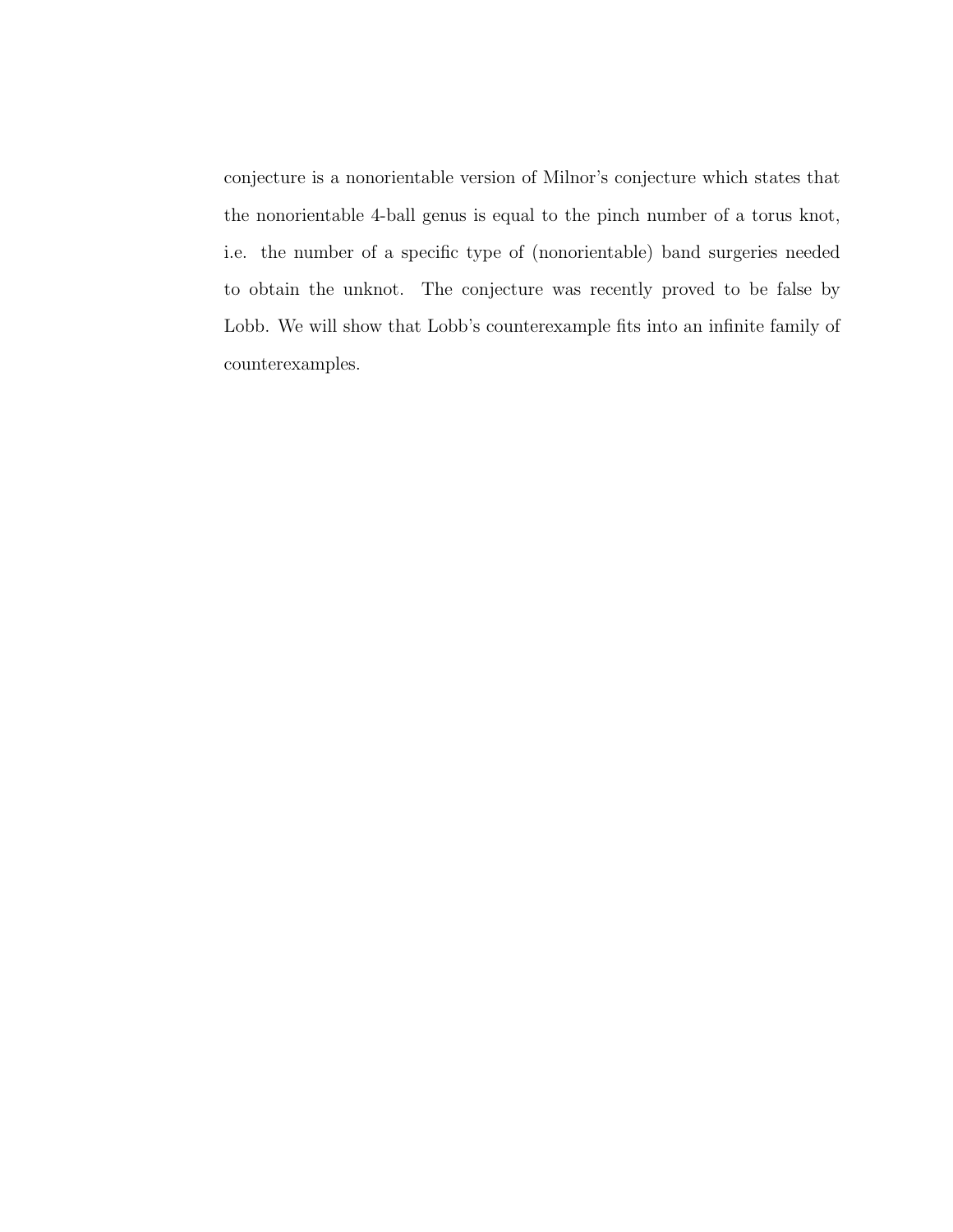conjecture is a nonorientable version of Milnor's conjecture which states that the nonorientable 4-ball genus is equal to the pinch number of a torus knot, i.e. the number of a specific type of (nonorientable) band surgeries needed to obtain the unknot. The conjecture was recently proved to be false by Lobb. We will show that Lobb's counterexample fits into an infinite family of counterexamples.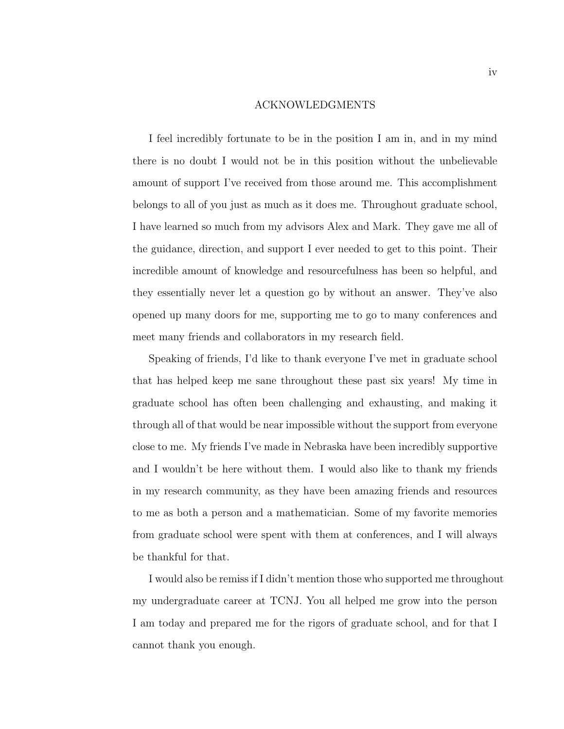# ACKNOWLEDGMENTS

I feel incredibly fortunate to be in the position I am in, and in my mind there is no doubt I would not be in this position without the unbelievable amount of support I've received from those around me. This accomplishment belongs to all of you just as much as it does me. Throughout graduate school, I have learned so much from my advisors Alex and Mark. They gave me all of the guidance, direction, and support I ever needed to get to this point. Their incredible amount of knowledge and resourcefulness has been so helpful, and they essentially never let a question go by without an answer. They've also opened up many doors for me, supporting me to go to many conferences and meet many friends and collaborators in my research field.

Speaking of friends, I'd like to thank everyone I've met in graduate school that has helped keep me sane throughout these past six years! My time in graduate school has often been challenging and exhausting, and making it through all of that would be near impossible without the support from everyone close to me. My friends I've made in Nebraska have been incredibly supportive and I wouldn't be here without them. I would also like to thank my friends in my research community, as they have been amazing friends and resources to me as both a person and a mathematician. Some of my favorite memories from graduate school were spent with them at conferences, and I will always be thankful for that.

I would also be remiss if I didn't mention those who supported me throughout my undergraduate career at TCNJ. You all helped me grow into the person I am today and prepared me for the rigors of graduate school, and for that I cannot thank you enough.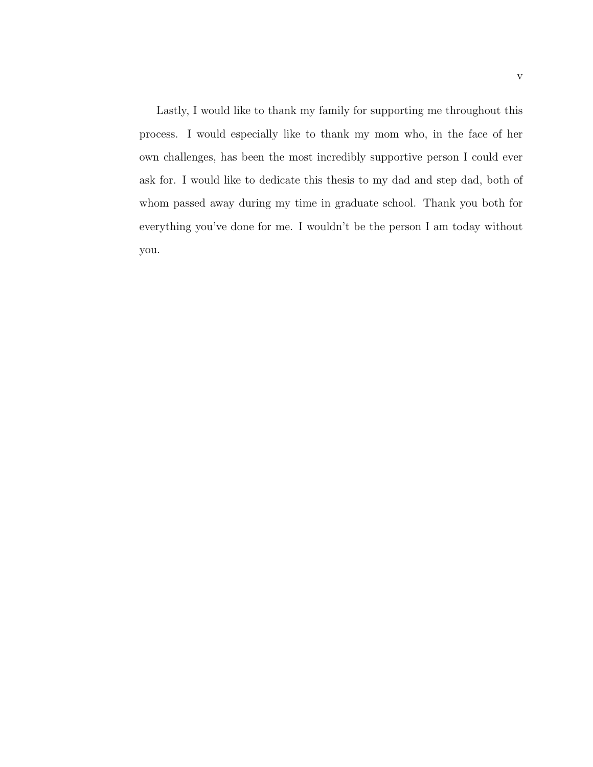Lastly, I would like to thank my family for supporting me throughout this process. I would especially like to thank my mom who, in the face of her own challenges, has been the most incredibly supportive person I could ever ask for. I would like to dedicate this thesis to my dad and step dad, both of whom passed away during my time in graduate school. Thank you both for everything you've done for me. I wouldn't be the person I am today without you.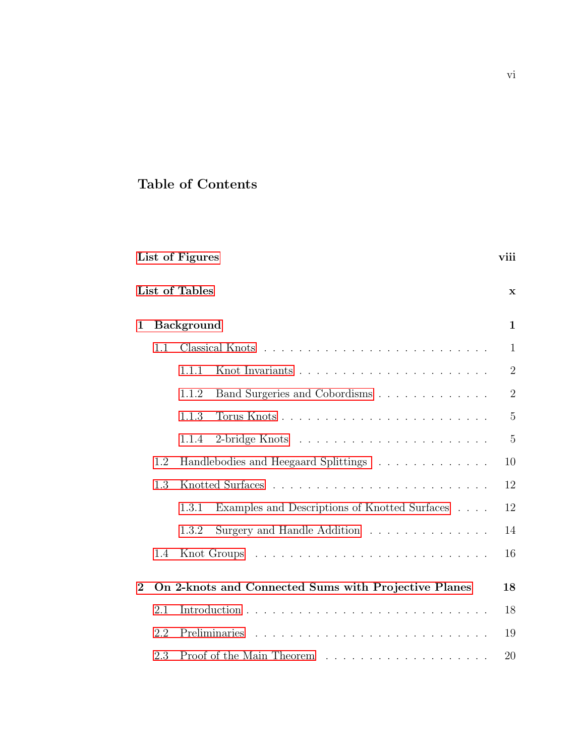# Table of Contents

| | |
|---|---|
| **List of Figures** | **viii** |
| **List of Tables** | **x** |
| **1 Background** | **1** |
| 1.1 Classical Knots | 1 |
| 1.1.1 Knot Invariants | 2 |
| 1.1.2 Band Surgeries and Cobordisms | 2 |
| 1.1.3 Torus Knots | 5 |
| 1.1.4 2-bridge Knots | 5 |
| 1.2 Handlebodies and Heegaard Splittings | 10 |
| 1.3 Knotted Surfaces | 12 |
| 1.3.1 Examples and Descriptions of Knotted Surfaces | 12 |
| 1.3.2 Surgery and Handle Addition | 14 |
| 1.4 Knot Groups | 16 |
| **2 On 2-knots and Connected Sums with Projective Planes** | **18** |
| 2.1 Introduction | 18 |
| 2.2 Preliminaries | 19 |
| 2.3 Proof of the Main Theorem | 20 |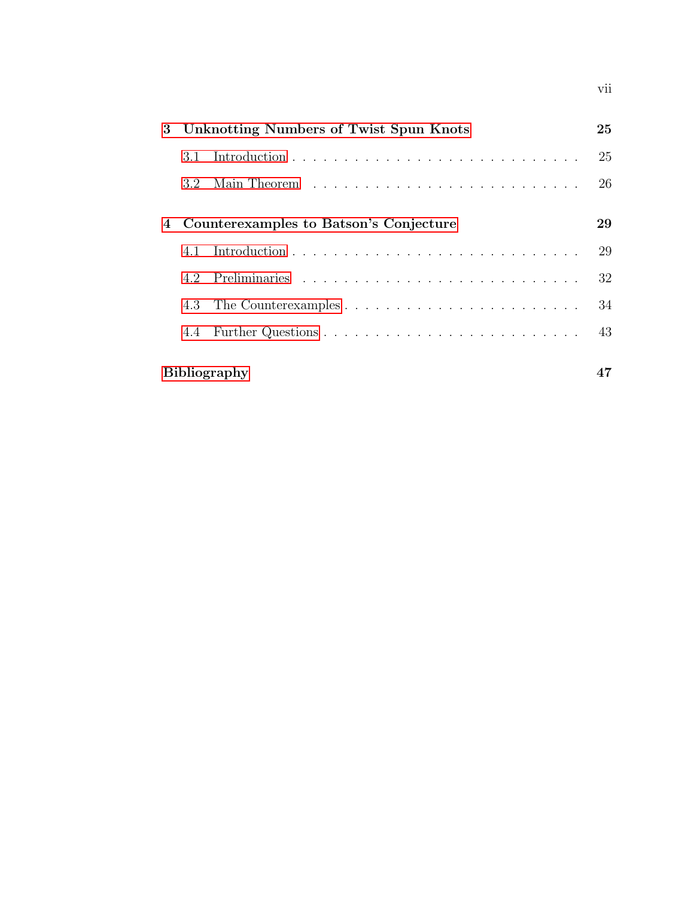**3 Unknotting Numbers of Twist Spun Knots** **25**

3.1 Introduction . . . . . . . . . . . . . . . . . . . . . . . . . . 25

3.2 Main Theorem . . . . . . . . . . . . . . . . . . . . . . . . . . 26

**4 Counterexamples to Batson's Conjecture** **29**

4.1 Introduction . . . . . . . . . . . . . . . . . . . . . . . . . . 29

4.2 Preliminaries . . . . . . . . . . . . . . . . . . . . . . . . . . 32

4.3 The Counterexamples . . . . . . . . . . . . . . . . . . . . . . 34

4.4 Further Questions . . . . . . . . . . . . . . . . . . . . . . . . 43

**Bibliography** **47**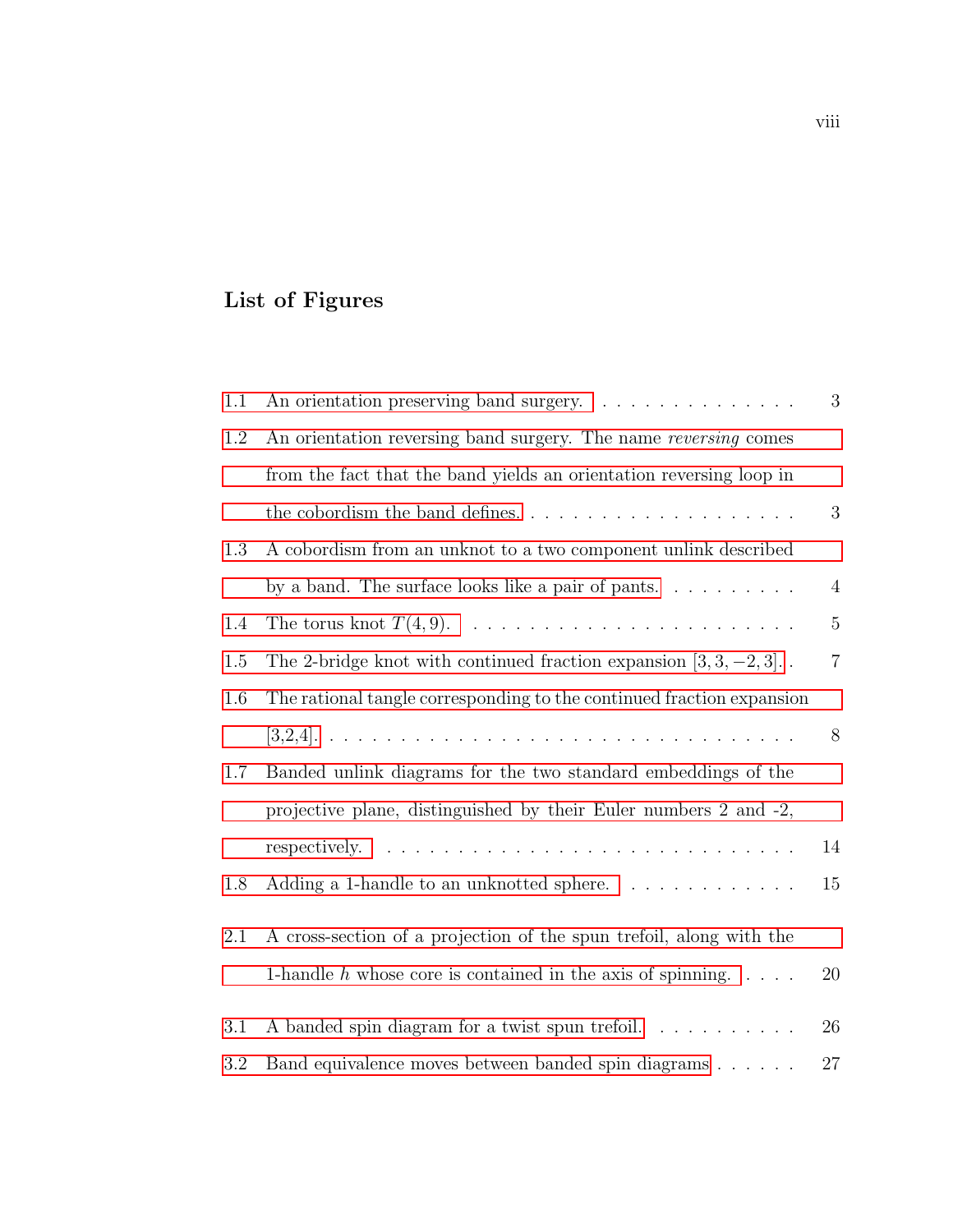## List of Figures

1.1 An orientation preserving band surgery. . . . . . . . . . . . . . . . 3

1.2 An orientation reversing band surgery. The name *reversing* comes from the fact that the band yields an orientation reversing loop in the cobordism the band defines. . . . . . . . . . . . . . . . . . . . . 3

1.3 A cobordism from an unknot to a two component unlink described by a band. The surface looks like a pair of pants. . . . . . . . . . 4

1.4 The torus knot $T(4, 9)$. . . . . . . . . . . . . . . . . . . . . . . . 5

1.5 The 2-bridge knot with continued fraction expansion $[3, 3, -2, 3]$. . 7

1.6 The rational tangle corresponding to the continued fraction expansion [3,2,4]. . . . . . . . . . . . . . . . . . . . . . . . . . . . . . . . 8

1.7 Banded unlink diagrams for the two standard embeddings of the projective plane, distinguished by their Euler numbers 2 and -2, respectively. . . . . . . . . . . . . . . . . . . . . . . . . . . . . . 14

1.8 Adding a 1-handle to an unknotted sphere. . . . . . . . . . . . . . 15

2.1 A cross-section of a projection of the spun trefoil, along with the 1-handle $h$ whose core is contained in the axis of spinning. . . . . 20

3.1 A banded spin diagram for a twist spun trefoil. . . . . . . . . . . 26

3.2 Band equivalence moves between banded spin diagrams . . . . . . 27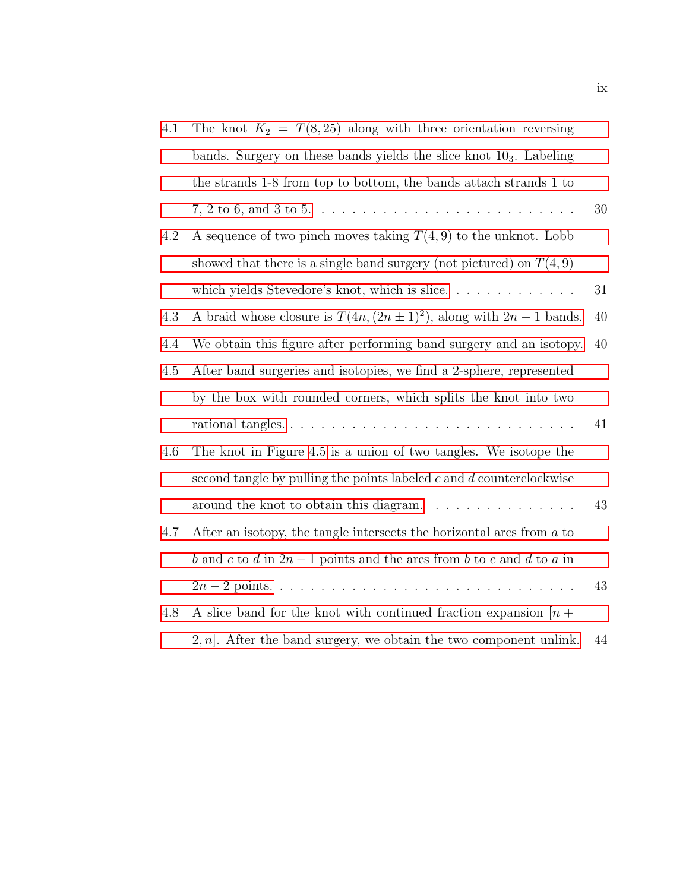4.1 The knot $K_2 = T(8, 25)$ along with three orientation reversing bands. Surgery on these bands yields the slice knot $10_3$. Labeling the strands 1-8 from top to bottom, the bands attach strands 1 to 7, 2 to 6, and 3 to 5. . . . . . . . . . . . . . . . . . . . . . . . . . 30

4.2 A sequence of two pinch moves taking $T(4, 9)$ to the unknot. Lobb showed that there is a single band surgery (not pictured) on $T(4, 9)$ which yields Stevedore's knot, which is slice. . . . . . . . . . . . . . 31

4.3 A braid whose closure is $T(4n, (2n \pm 1)^2)$, along with $2n - 1$ bands. 40

4.4 We obtain this figure after performing band surgery and an isotopy. 40

4.5 After band surgeries and isotopies, we find a 2-sphere, represented by the box with rounded corners, which splits the knot into two rational tangles. . . . . . . . . . . . . . . . . . . . . . . . . . . . . 41

4.6 The knot in Figure 4.5 is a union of two tangles. We isotope the second tangle by pulling the points labeled $c$ and $d$ counterclockwise around the knot to obtain this diagram. . . . . . . . . . . . . . . . 43

4.7 After an isotopy, the tangle intersects the horizontal arcs from $a$ to $b$ and $c$ to $d$ in $2n - 1$ points and the arcs from $b$ to $c$ and $d$ to $a$ in $2n - 2$ points. . . . . . . . . . . . . . . . . . . . . . . . . . . . . 43

4.8 A slice band for the knot with continued fraction expansion $[n + 2, n]$. After the band surgery, we obtain the two component unlink. 44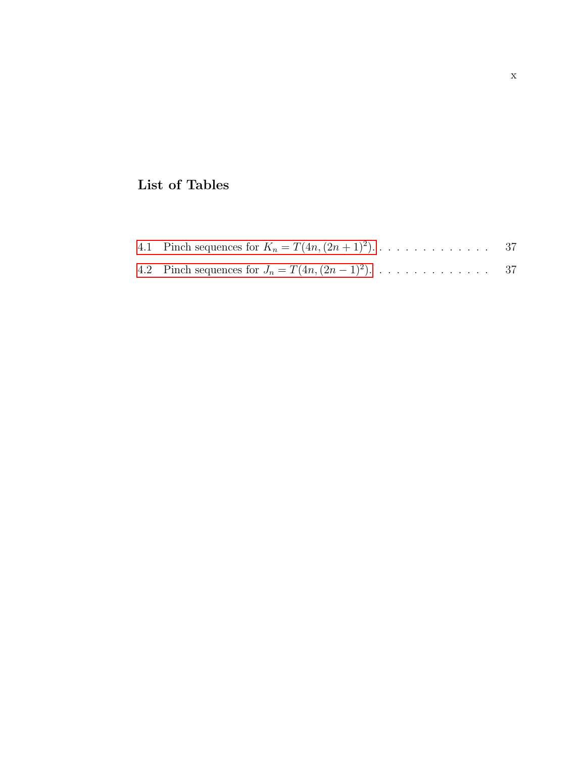# List of Tables

4.1 Pinch sequences for $K_n = T(4n, (2n+1)^2)$. . . . . . . . . . . . . . . 37

4.2 Pinch sequences for $J_n = T(4n, (2n-1)^2)$. . . . . . . . . . . . . . . 37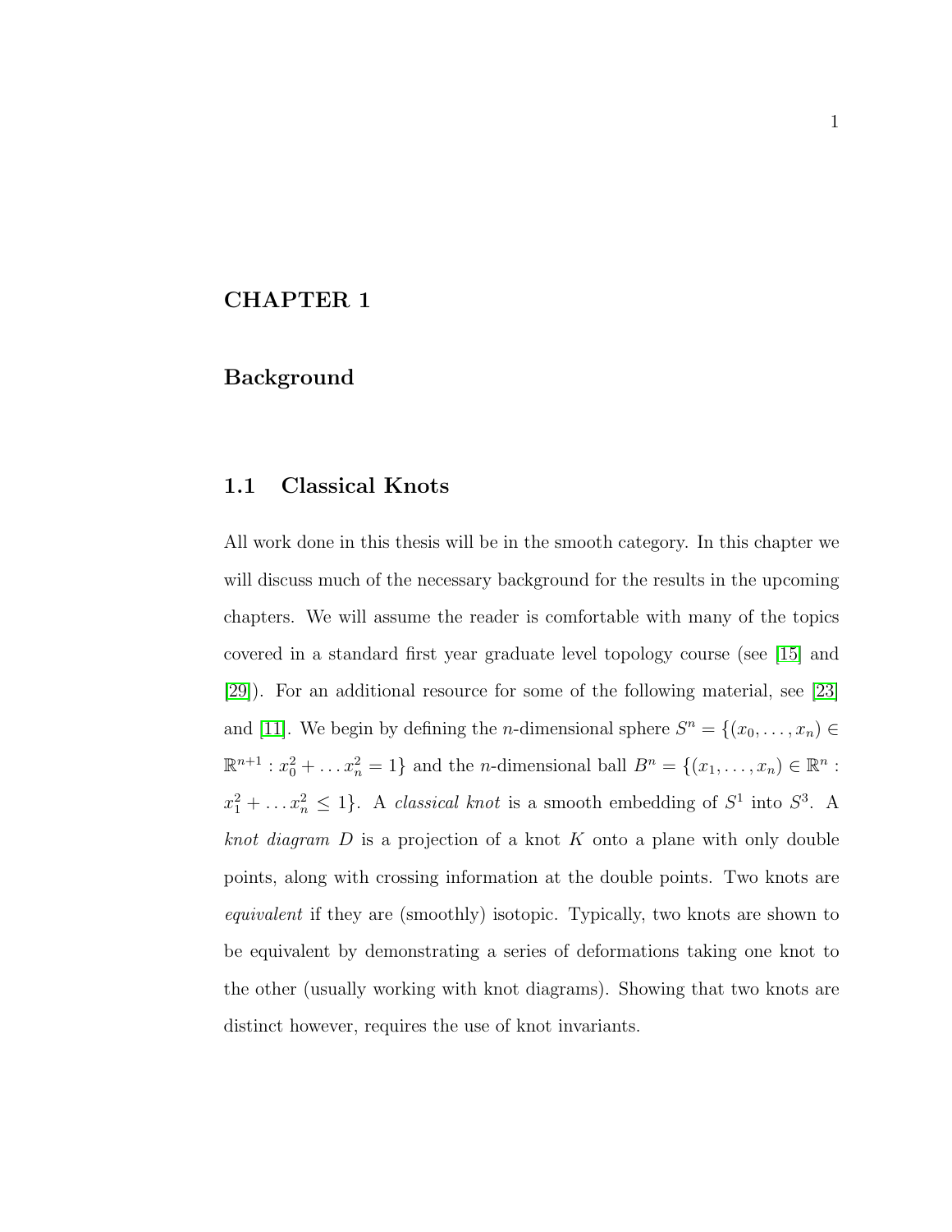# CHAPTER 1

# Background

## 1.1 Classical Knots

All work done in this thesis will be in the smooth category. In this chapter we will discuss much of the necessary background for the results in the upcoming chapters. We will assume the reader is comfortable with many of the topics covered in a standard first year graduate level topology course (see [15] and [29]). For an additional resource for some of the following material, see [23] and [11]. We begin by defining the $n$-dimensional sphere $S^n = \{(x_0, \ldots, x_n) \in \mathbb{R}^{n+1} : x_0^2 + \ldots x_n^2 = 1\}$ and the $n$-dimensional ball $B^n = \{(x_1, \ldots, x_n) \in \mathbb{R}^n : x_1^2 + \ldots x_n^2 \leq 1\}$. A *classical knot* is a smooth embedding of $S^1$ into $S^3$. A *knot diagram* $D$ is a projection of a knot $K$ onto a plane with only double points, along with crossing information at the double points. Two knots are *equivalent* if they are (smoothly) isotopic. Typically, two knots are shown to be equivalent by demonstrating a series of deformations taking one knot to the other (usually working with knot diagrams). Showing that two knots are distinct however, requires the use of knot invariants.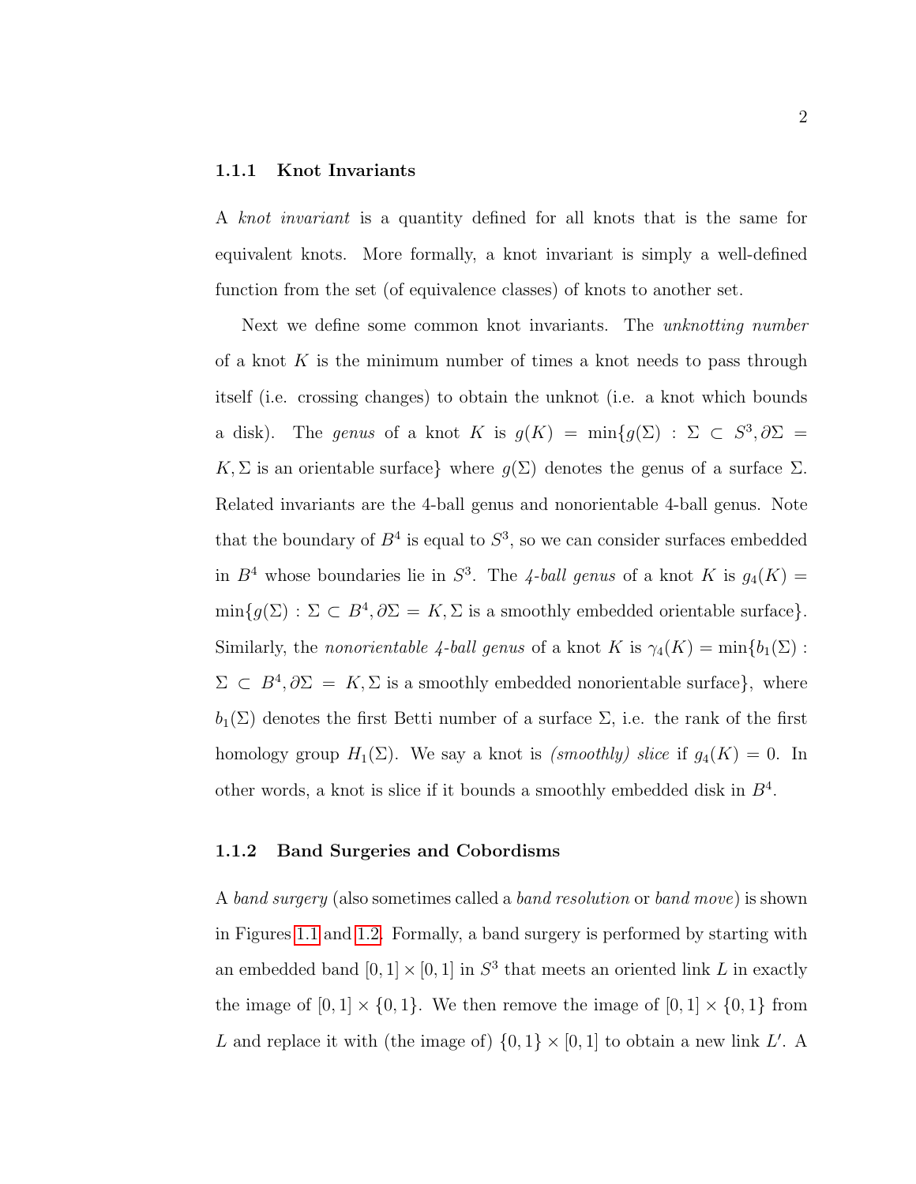### 1.1.1 Knot Invariants

A *knot invariant* is a quantity defined for all knots that is the same for equivalent knots. More formally, a knot invariant is simply a well-defined function from the set (of equivalence classes) of knots to another set.

Next we define some common knot invariants. The *unknotting number* of a knot $K$ is the minimum number of times a knot needs to pass through itself (i.e. crossing changes) to obtain the unknot (i.e. a knot which bounds a disk). The *genus* of a knot $K$ is $g(K) = \min\{g(\Sigma) : \Sigma \subset S^3, \partial\Sigma = K, \Sigma \text{ is an orientable surface}\}$ where $g(\Sigma)$ denotes the genus of a surface $\Sigma$. Related invariants are the 4-ball genus and nonorientable 4-ball genus. Note that the boundary of $B^4$ is equal to $S^3$, so we can consider surfaces embedded in $B^4$ whose boundaries lie in $S^3$. The *4-ball genus* of a knot $K$ is $g_4(K) = \min\{g(\Sigma) : \Sigma \subset B^4, \partial\Sigma = K, \Sigma \text{ is a smoothly embedded orientable surface}\}$. Similarly, the *nonorientable 4-ball genus* of a knot $K$ is $\gamma_4(K) = \min\{b_1(\Sigma) : \Sigma \subset B^4, \partial\Sigma = K, \Sigma \text{ is a smoothly embedded nonorientable surface}\}$, where $b_1(\Sigma)$ denotes the first Betti number of a surface $\Sigma$, i.e. the rank of the first homology group $H_1(\Sigma)$. We say a knot is *(smoothly) slice* if $g_4(K) = 0$. In other words, a knot is slice if it bounds a smoothly embedded disk in $B^4$.

### 1.1.2 Band Surgeries and Cobordisms

A *band surgery* (also sometimes called a *band resolution* or *band move*) is shown in Figures 1.1 and 1.2. Formally, a band surgery is performed by starting with an embedded band $[0,1] \times [0,1]$ in $S^3$ that meets an oriented link $L$ in exactly the image of $[0,1] \times \{0,1\}$. We then remove the image of $[0,1] \times \{0,1\}$ from $L$ and replace it with (the image of) $\{0,1\} \times [0,1]$ to obtain a new link $L'$. A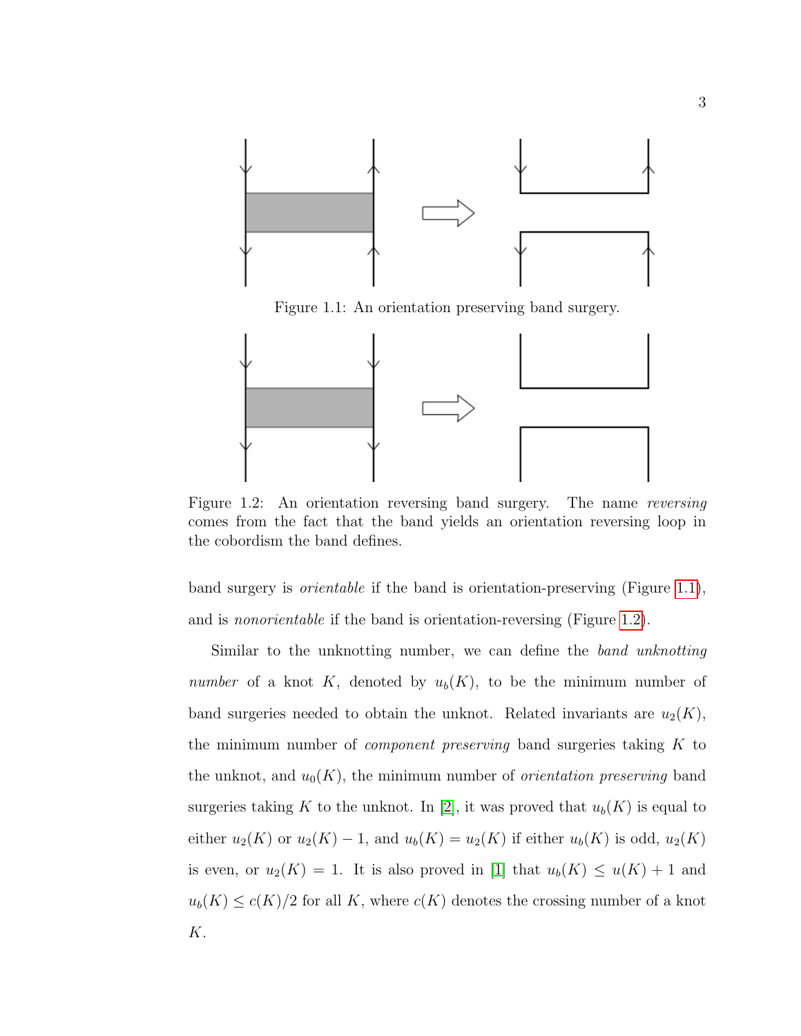Figure 1.1: An orientation preserving band surgery.

Figure 1.2: An orientation reversing band surgery. The name *reversing* comes from the fact that the band yields an orientation reversing loop in the cobordism the band defines.

band surgery is *orientable* if the band is orientation-preserving (Figure 1.1), and is *nonorientable* if the band is orientation-reversing (Figure 1.2).

Similar to the unknotting number, we can define the *band unknotting number* of a knot $K$, denoted by $u_b(K)$, to be the minimum number of band surgeries needed to obtain the unknot. Related invariants are $u_2(K)$, the minimum number of *component preserving* band surgeries taking $K$ to the unknot, and $u_0(K)$, the minimum number of *orientation preserving* band surgeries taking $K$ to the unknot. In [2], it was proved that $u_b(K)$ is equal to either $u_2(K)$ or $u_2(K) - 1$, and $u_b(K) = u_2(K)$ if either $u_b(K)$ is odd, $u_2(K)$ is even, or $u_2(K) = 1$. It is also proved in [1] that $u_b(K) \leq u(K) + 1$ and $u_b(K) \leq c(K)/2$ for all $K$, where $c(K)$ denotes the crossing number of a knot $K$.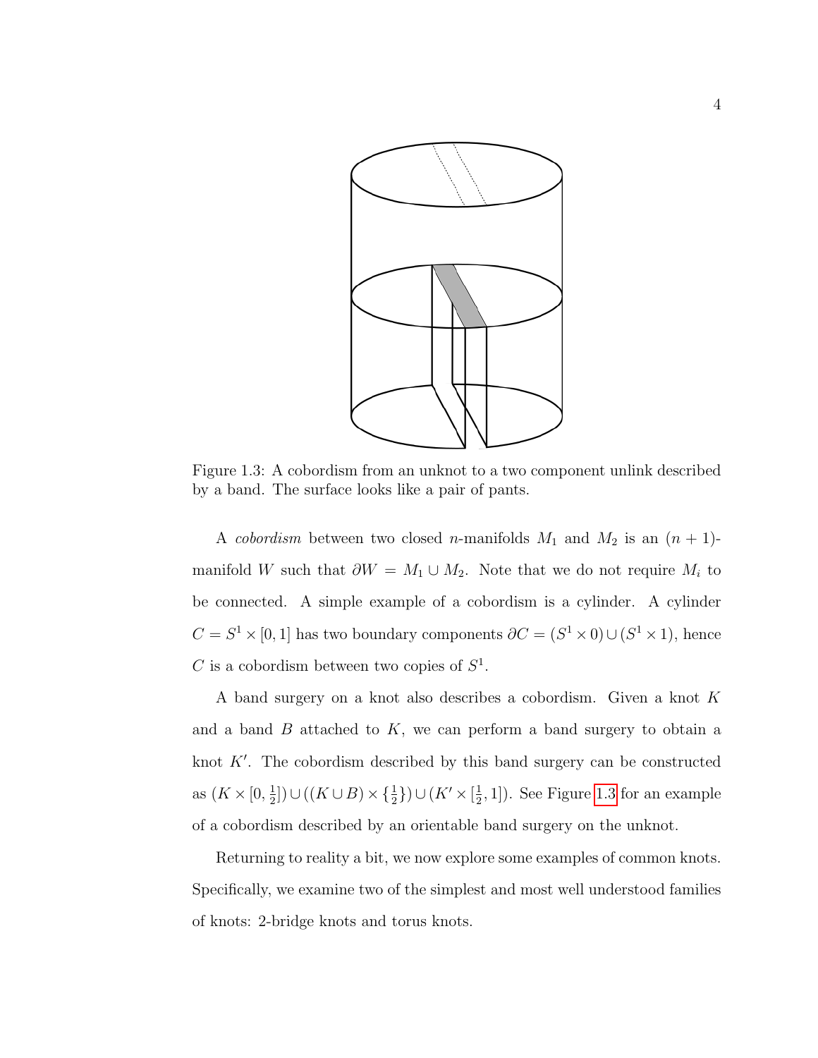Figure 1.3: A cobordism from an unknot to a two component unlink described by a band. The surface looks like a pair of pants.

A *cobordism* between two closed $n$-manifolds $M_1$ and $M_2$ is an $(n+1)$-manifold $W$ such that $\partial W = M_1 \cup M_2$. Note that we do not require $M_i$ to be connected. A simple example of a cobordism is a cylinder. A cylinder $C = S^1 \times [0,1]$ has two boundary components $\partial C = (S^1 \times 0) \cup (S^1 \times 1)$, hence $C$ is a cobordism between two copies of $S^1$.

A band surgery on a knot also describes a cobordism. Given a knot $K$ and a band $B$ attached to $K$, we can perform a band surgery to obtain a knot $K'$. The cobordism described by this band surgery can be constructed as $(K \times [0, \frac{1}{2}]) \cup ((K \cup B) \times \{\frac{1}{2}\}) \cup (K' \times [\frac{1}{2}, 1])$. See Figure 1.3 for an example of a cobordism described by an orientable band surgery on the unknot.

Returning to reality a bit, we now explore some examples of common knots. Specifically, we examine two of the simplest and most well understood families of knots: 2-bridge knots and torus knots.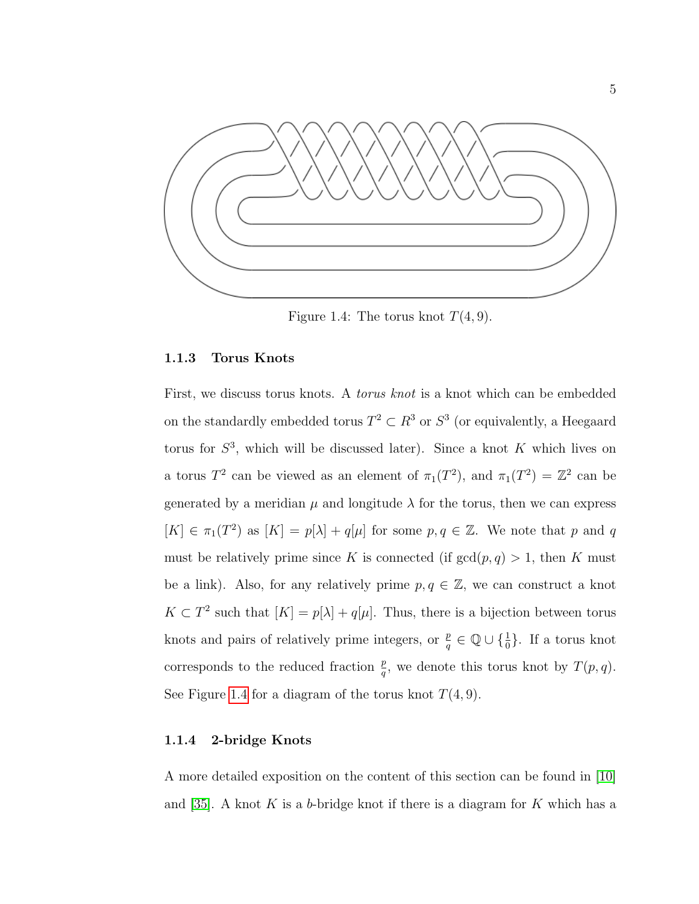Figure 1.4: The torus knot $T(4, 9)$.

### 1.1.3 Torus Knots

First, we discuss torus knots. A *torus knot* is a knot which can be embedded on the standardly embedded torus $T^2 \subset R^3$ or $S^3$ (or equivalently, a Heegaard torus for $S^3$, which will be discussed later). Since a knot $K$ which lives on a torus $T^2$ can be viewed as an element of $\pi_1(T^2)$, and $\pi_1(T^2) = \mathbb{Z}^2$ can be generated by a meridian $\mu$ and longitude $\lambda$ for the torus, then we can express $[K] \in \pi_1(T^2)$ as $[K] = p[\lambda] + q[\mu]$ for some $p, q \in \mathbb{Z}$. We note that $p$ and $q$ must be relatively prime since $K$ is connected (if $\gcd(p, q) > 1$, then $K$ must be a link). Also, for any relatively prime $p, q \in \mathbb{Z}$, we can construct a knot $K \subset T^2$ such that $[K] = p[\lambda] + q[\mu]$. Thus, there is a bijection between torus knots and pairs of relatively prime integers, or $\frac{p}{q} \in \mathbb{Q} \cup \{\frac{1}{0}\}$. If a torus knot corresponds to the reduced fraction $\frac{p}{q}$, we denote this torus knot by $T(p, q)$. See Figure 1.4 for a diagram of the torus knot $T(4, 9)$.

### 1.1.4 2-bridge Knots

A more detailed exposition on the content of this section can be found in [10] and [35]. A knot $K$ is a $b$-bridge knot if there is a diagram for $K$ which has a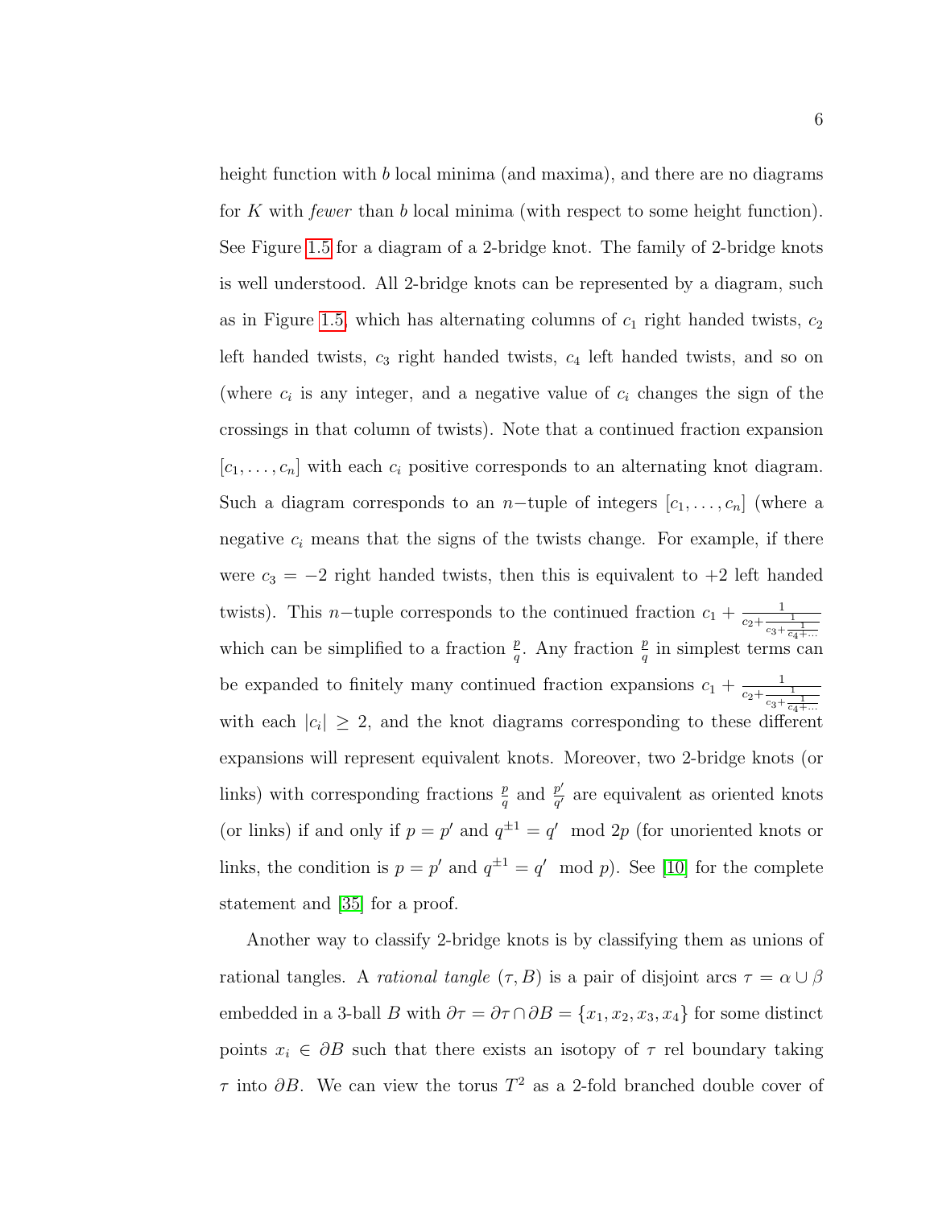height function with $b$ local minima (and maxima), and there are no diagrams for $K$ with *fewer* than $b$ local minima (with respect to some height function). See Figure 1.5 for a diagram of a 2-bridge knot. The family of 2-bridge knots is well understood. All 2-bridge knots can be represented by a diagram, such as in Figure 1.5, which has alternating columns of $c_1$ right handed twists, $c_2$ left handed twists, $c_3$ right handed twists, $c_4$ left handed twists, and so on (where $c_i$ is any integer, and a negative value of $c_i$ changes the sign of the crossings in that column of twists). Note that a continued fraction expansion $[c_1, \ldots, c_n]$ with each $c_i$ positive corresponds to an alternating knot diagram. Such a diagram corresponds to an $n-$tuple of integers $[c_1, \ldots, c_n]$ (where a negative $c_i$ means that the signs of the twists change. For example, if there were $c_3 = -2$ right handed twists, then this is equivalent to $+2$ left handed twists). This $n-$tuple corresponds to the continued fraction $c_1 + \frac{1}{c_2 + \frac{1}{c_3 + \frac{1}{c_4 + \ldots}}}$ which can be simplified to a fraction $\frac{p}{q}$. Any fraction $\frac{p}{q}$ in simplest terms can be expanded to finitely many continued fraction expansions $c_1 + \frac{1}{c_2 + \frac{1}{c_3 + \frac{1}{c_4 + \ldots}}}$ with each $|c_i| \geq 2$, and the knot diagrams corresponding to these different expansions will represent equivalent knots. Moreover, two 2-bridge knots (or links) with corresponding fractions $\frac{p}{q}$ and $\frac{p'}{q'}$ are equivalent as oriented knots (or links) if and only if $p = p'$ and $q^{\pm 1} = q' \mod 2p$ (for unoriented knots or links, the condition is $p = p'$ and $q^{\pm 1} = q' \mod p$). See [10] for the complete statement and [35] for a proof.

Another way to classify 2-bridge knots is by classifying them as unions of rational tangles. A *rational tangle* $(\tau, B)$ is a pair of disjoint arcs $\tau = \alpha \cup \beta$ embedded in a 3-ball $B$ with $\partial\tau = \partial\tau \cap \partial B = \{x_1, x_2, x_3, x_4\}$ for some distinct points $x_i \in \partial B$ such that there exists an isotopy of $\tau$ rel boundary taking $\tau$ into $\partial B$. We can view the torus $T^2$ as a 2-fold branched double cover of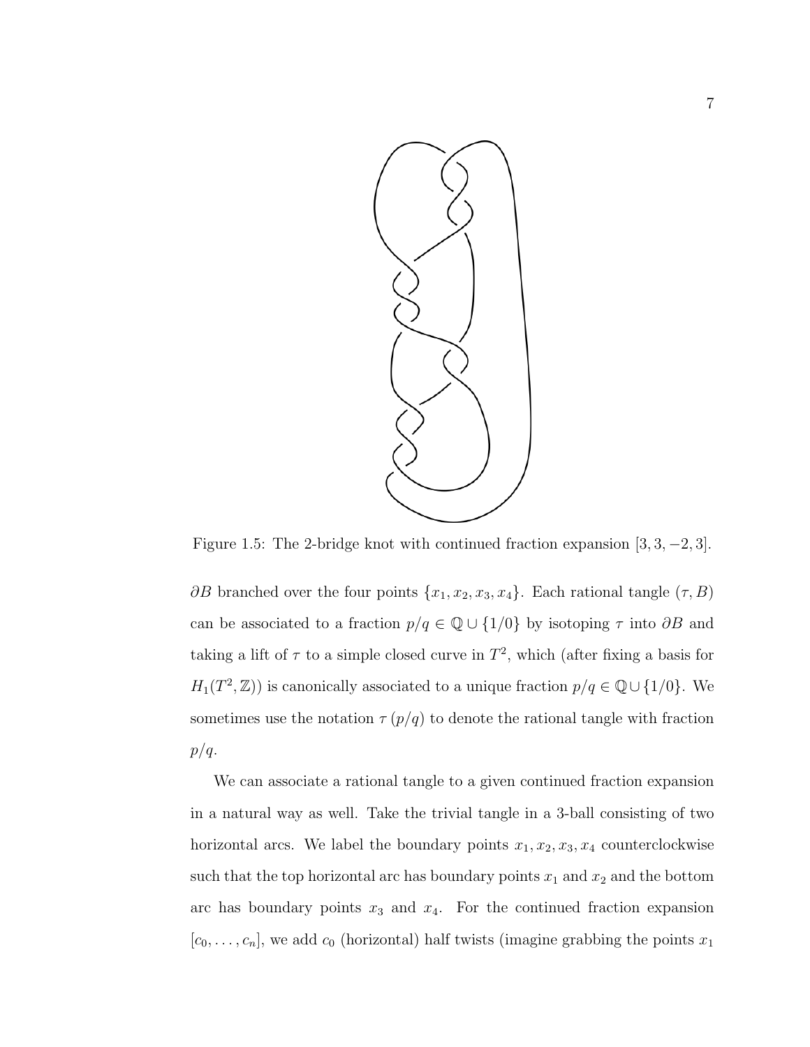Figure 1.5: The 2-bridge knot with continued fraction expansion $[3, 3, -2, 3]$.

$\partial B$ branched over the four points $\{x_1, x_2, x_3, x_4\}$. Each rational tangle $(\tau, B)$ can be associated to a fraction $p/q \in \mathbb{Q} \cup \{1/0\}$ by isotoping $\tau$ into $\partial B$ and taking a lift of $\tau$ to a simple closed curve in $T^2$, which (after fixing a basis for $H_1(T^2, \mathbb{Z})$) is canonically associated to a unique fraction $p/q \in \mathbb{Q} \cup \{1/0\}$. We sometimes use the notation $\tau\,(p/q)$ to denote the rational tangle with fraction $p/q$.

We can associate a rational tangle to a given continued fraction expansion in a natural way as well. Take the trivial tangle in a 3-ball consisting of two horizontal arcs. We label the boundary points $x_1, x_2, x_3, x_4$ counterclockwise such that the top horizontal arc has boundary points $x_1$ and $x_2$ and the bottom arc has boundary points $x_3$ and $x_4$. For the continued fraction expansion $[c_0, \ldots, c_n]$, we add $c_0$ (horizontal) half twists (imagine grabbing the points $x_1$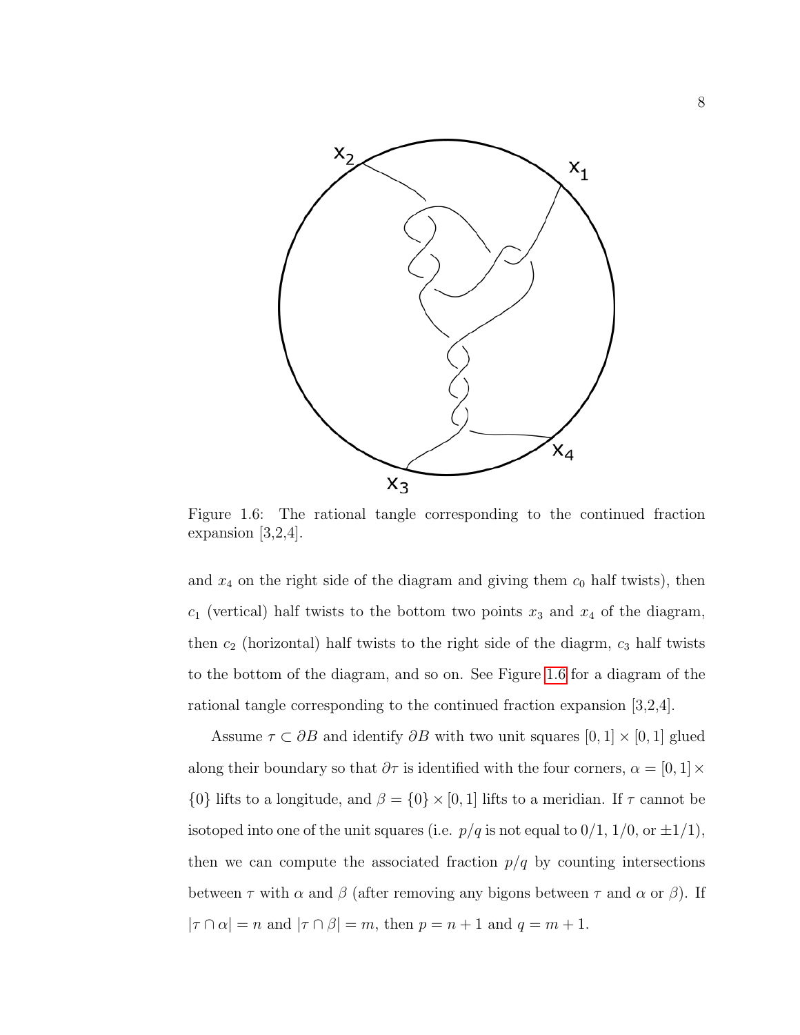Figure 1.6: The rational tangle corresponding to the continued fraction expansion [3,2,4].

and $x_4$ on the right side of the diagram and giving them $c_0$ half twists), then $c_1$ (vertical) half twists to the bottom two points $x_3$ and $x_4$ of the diagram, then $c_2$ (horizontal) half twists to the right side of the diagrm, $c_3$ half twists to the bottom of the diagram, and so on. See Figure 1.6 for a diagram of the rational tangle corresponding to the continued fraction expansion [3,2,4].

Assume $\tau \subset \partial B$ and identify $\partial B$ with two unit squares $[0, 1] \times [0, 1]$ glued along their boundary so that $\partial\tau$ is identified with the four corners, $\alpha = [0, 1] \times \{0\}$ lifts to a longitude, and $\beta = \{0\} \times [0, 1]$ lifts to a meridian. If $\tau$ cannot be isotoped into one of the unit squares (i.e. $p/q$ is not equal to $0/1$, $1/0$, or $\pm 1/1$), then we can compute the associated fraction $p/q$ by counting intersections between $\tau$ with $\alpha$ and $\beta$ (after removing any bigons between $\tau$ and $\alpha$ or $\beta$). If $|\tau \cap \alpha| = n$ and $|\tau \cap \beta| = m$, then $p = n + 1$ and $q = m + 1$.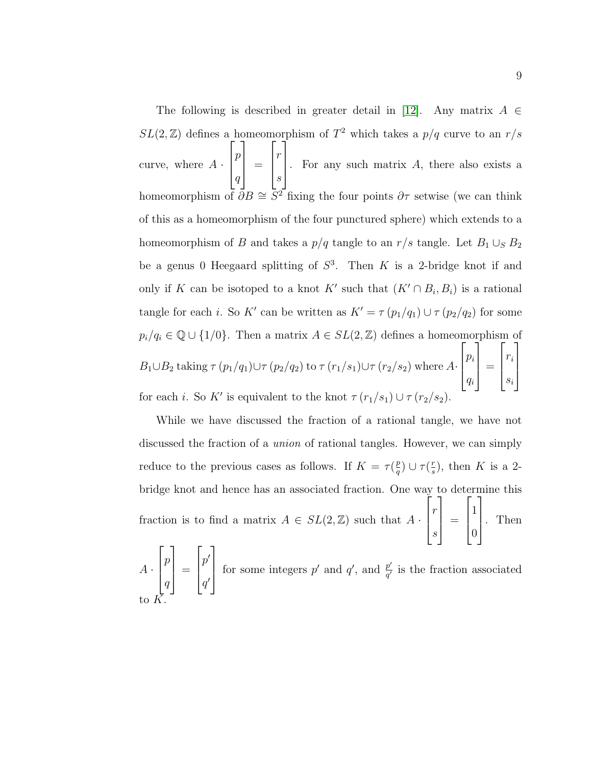The following is described in greater detail in [12]. Any matrix $A \in SL(2,\mathbb{Z})$ defines a homeomorphism of $T^2$ which takes a $p/q$ curve to an $r/s$ curve, where $A \cdot \begin{bmatrix} p \\ q \end{bmatrix} = \begin{bmatrix} r \\ s \end{bmatrix}$. For any such matrix $A$, there also exists a homeomorphism of $\partial B \cong S^2$ fixing the four points $\partial\tau$ setwise (we can think of this as a homeomorphism of the four punctured sphere) which extends to a homeomorphism of $B$ and takes a $p/q$ tangle to an $r/s$ tangle. Let $B_1 \cup_S B_2$ be a genus 0 Heegaard splitting of $S^3$. Then $K$ is a 2-bridge knot if and only if $K$ can be isotoped to a knot $K'$ such that $(K' \cap B_i, B_i)$ is a rational tangle for each $i$. So $K'$ can be written as $K' = \tau\,(p_1/q_1) \cup \tau\,(p_2/q_2)$ for some $p_i/q_i \in \mathbb{Q} \cup \{1/0\}$. Then a matrix $A \in SL(2,\mathbb{Z})$ defines a homeomorphism of $B_1 \cup B_2$ taking $\tau\,(p_1/q_1) \cup \tau\,(p_2/q_2)$ to $\tau\,(r_1/s_1) \cup \tau\,(r_2/s_2)$ where $A \cdot \begin{bmatrix} p_i \\ q_i \end{bmatrix} = \begin{bmatrix} r_i \\ s_i \end{bmatrix}$ for each $i$. So $K'$ is equivalent to the knot $\tau\,(r_1/s_1) \cup \tau\,(r_2/s_2)$.

While we have discussed the fraction of a rational tangle, we have not discussed the fraction of a *union* of rational tangles. However, we can simply reduce to the previous cases as follows. If $K = \tau(\frac{p}{q}) \cup \tau(\frac{r}{s})$, then $K$ is a 2-bridge knot and hence has an associated fraction. One way to determine this fraction is to find a matrix $A \in SL(2,\mathbb{Z})$ such that $A \cdot \begin{bmatrix} r \\ s \end{bmatrix} = \begin{bmatrix} 1 \\ 0 \end{bmatrix}$. Then $A \cdot \begin{bmatrix} p \\ q \end{bmatrix} = \begin{bmatrix} p' \\ q' \end{bmatrix}$ for some integers $p'$ and $q'$, and $\frac{p'}{q'}$ is the fraction associated to $K$.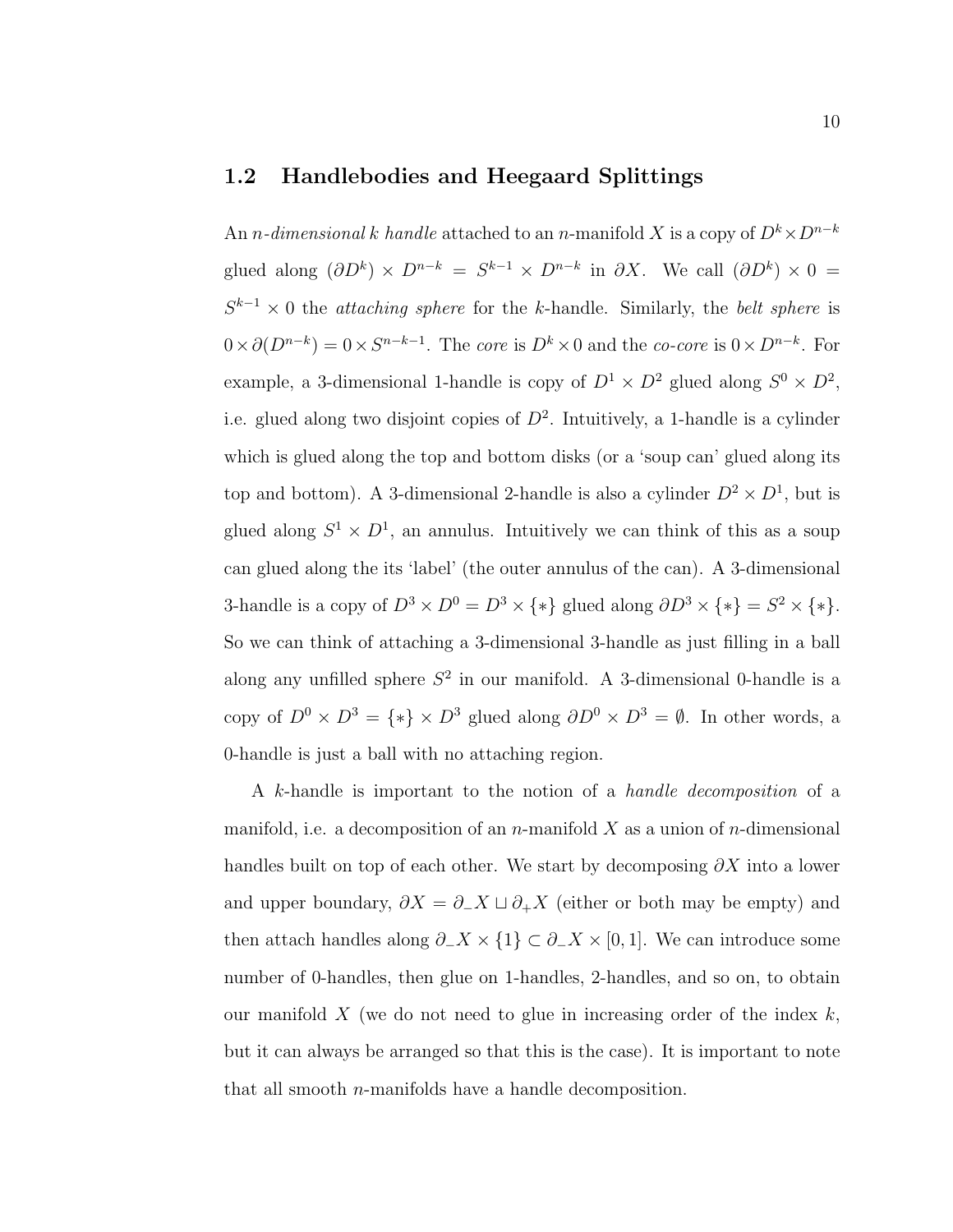## 1.2 Handlebodies and Heegaard Splittings

An *n-dimensional k handle* attached to an $n$-manifold $X$ is a copy of $D^k \times D^{n-k}$ glued along $(\partial D^k) \times D^{n-k} = S^{k-1} \times D^{n-k}$ in $\partial X$. We call $(\partial D^k) \times 0 = S^{k-1} \times 0$ the *attaching sphere* for the $k$-handle. Similarly, the *belt sphere* is $0 \times \partial(D^{n-k}) = 0 \times S^{n-k-1}$. The *core* is $D^k \times 0$ and the *co-core* is $0 \times D^{n-k}$. For example, a 3-dimensional 1-handle is copy of $D^1 \times D^2$ glued along $S^0 \times D^2$, i.e. glued along two disjoint copies of $D^2$. Intuitively, a 1-handle is a cylinder which is glued along the top and bottom disks (or a 'soup can' glued along its top and bottom). A 3-dimensional 2-handle is also a cylinder $D^2 \times D^1$, but is glued along $S^1 \times D^1$, an annulus. Intuitively we can think of this as a soup can glued along the its 'label' (the outer annulus of the can). A 3-dimensional 3-handle is a copy of $D^3 \times D^0 = D^3 \times \{*\}$ glued along $\partial D^3 \times \{*\} = S^2 \times \{*\}$. So we can think of attaching a 3-dimensional 3-handle as just filling in a ball along any unfilled sphere $S^2$ in our manifold. A 3-dimensional 0-handle is a copy of $D^0 \times D^3 = \{*\} \times D^3$ glued along $\partial D^0 \times D^3 = \emptyset$. In other words, a 0-handle is just a ball with no attaching region.

A $k$-handle is important to the notion of a *handle decomposition* of a manifold, i.e. a decomposition of an $n$-manifold $X$ as a union of $n$-dimensional handles built on top of each other. We start by decomposing $\partial X$ into a lower and upper boundary, $\partial X = \partial_- X \sqcup \partial_+ X$ (either or both may be empty) and then attach handles along $\partial_- X \times \{1\} \subset \partial_- X \times [0, 1]$. We can introduce some number of 0-handles, then glue on 1-handles, 2-handles, and so on, to obtain our manifold $X$ (we do not need to glue in increasing order of the index $k$, but it can always be arranged so that this is the case). It is important to note that all smooth $n$-manifolds have a handle decomposition.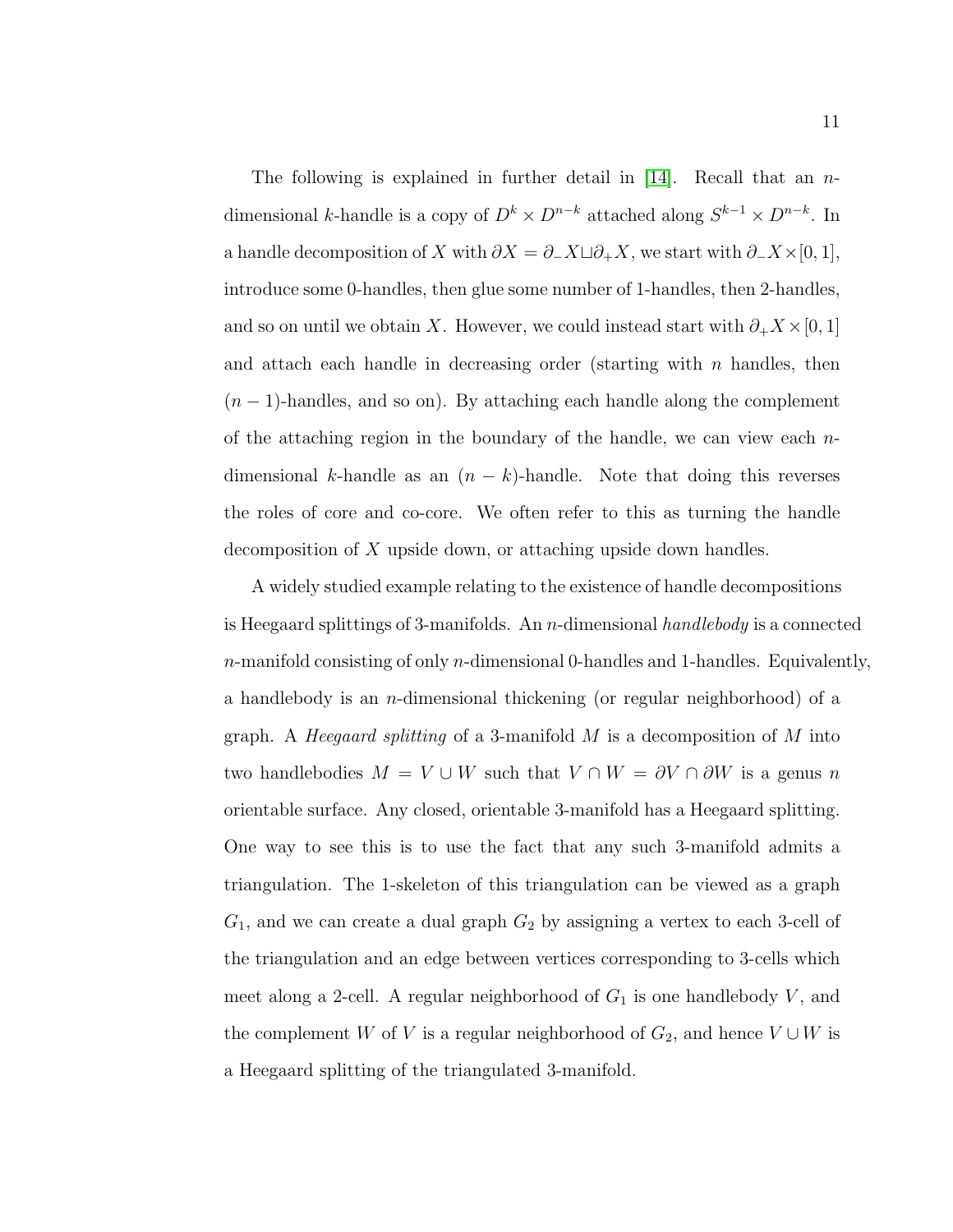The following is explained in further detail in [14]. Recall that an $n$-dimensional $k$-handle is a copy of $D^k \times D^{n-k}$ attached along $S^{k-1} \times D^{n-k}$. In a handle decomposition of $X$ with $\partial X = \partial_- X \sqcup \partial_+ X$, we start with $\partial_- X \times [0,1]$, introduce some 0-handles, then glue some number of 1-handles, then 2-handles, and so on until we obtain $X$. However, we could instead start with $\partial_+ X \times [0,1]$ and attach each handle in decreasing order (starting with $n$ handles, then $(n-1)$-handles, and so on). By attaching each handle along the complement of the attaching region in the boundary of the handle, we can view each $n$-dimensional $k$-handle as an $(n-k)$-handle. Note that doing this reverses the roles of core and co-core. We often refer to this as turning the handle decomposition of $X$ upside down, or attaching upside down handles.

A widely studied example relating to the existence of handle decompositions is Heegaard splittings of 3-manifolds. An $n$-dimensional *handlebody* is a connected $n$-manifold consisting of only $n$-dimensional 0-handles and 1-handles. Equivalently, a handlebody is an $n$-dimensional thickening (or regular neighborhood) of a graph. A *Heegaard splitting* of a 3-manifold $M$ is a decomposition of $M$ into two handlebodies $M = V \cup W$ such that $V \cap W = \partial V \cap \partial W$ is a genus $n$ orientable surface. Any closed, orientable 3-manifold has a Heegaard splitting. One way to see this is to use the fact that any such 3-manifold admits a triangulation. The 1-skeleton of this triangulation can be viewed as a graph $G_1$, and we can create a dual graph $G_2$ by assigning a vertex to each 3-cell of the triangulation and an edge between vertices corresponding to 3-cells which meet along a 2-cell. A regular neighborhood of $G_1$ is one handlebody $V$, and the complement $W$ of $V$ is a regular neighborhood of $G_2$, and hence $V \cup W$ is a Heegaard splitting of the triangulated 3-manifold.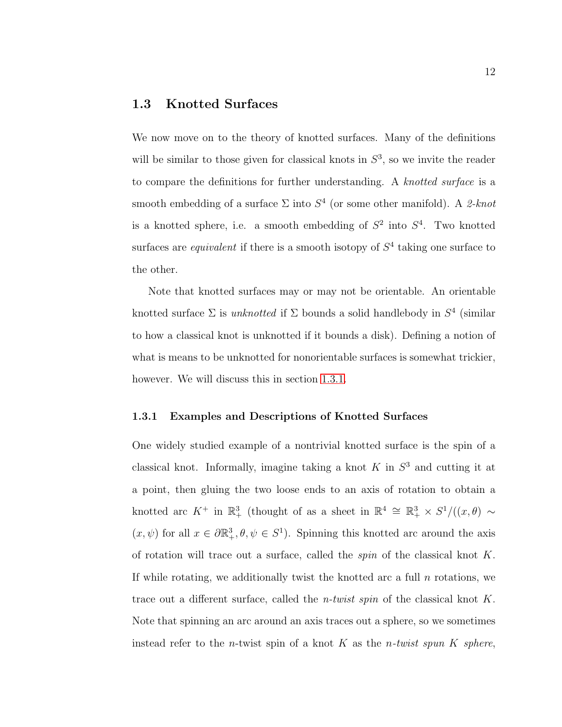## 1.3 Knotted Surfaces

We now move on to the theory of knotted surfaces. Many of the definitions will be similar to those given for classical knots in $S^3$, so we invite the reader to compare the definitions for further understanding. A *knotted surface* is a smooth embedding of a surface $\Sigma$ into $S^4$ (or some other manifold). A *2-knot* is a knotted sphere, i.e. a smooth embedding of $S^2$ into $S^4$. Two knotted surfaces are *equivalent* if there is a smooth isotopy of $S^4$ taking one surface to the other.

Note that knotted surfaces may or may not be orientable. An orientable knotted surface $\Sigma$ is *unknotted* if $\Sigma$ bounds a solid handlebody in $S^4$ (similar to how a classical knot is unknotted if it bounds a disk). Defining a notion of what is means to be unknotted for nonorientable surfaces is somewhat trickier, however. We will discuss this in section 1.3.1.

### 1.3.1 Examples and Descriptions of Knotted Surfaces

One widely studied example of a nontrivial knotted surface is the spin of a classical knot. Informally, imagine taking a knot $K$ in $S^3$ and cutting it at a point, then gluing the two loose ends to an axis of rotation to obtain a knotted arc $K^+$ in $\mathbb{R}^3_+$ (thought of as a sheet in $\mathbb{R}^4 \cong \mathbb{R}^3_+ \times S^1/((x, \theta) \sim (x, \psi)$ for all $x \in \partial\mathbb{R}^3_+, \theta, \psi \in S^1)$. Spinning this knotted arc around the axis of rotation will trace out a surface, called the *spin* of the classical knot $K$. If while rotating, we additionally twist the knotted arc a full $n$ rotations, we trace out a different surface, called the *n-twist spin* of the classical knot $K$. Note that spinning an arc around an axis traces out a sphere, so we sometimes instead refer to the $n$-twist spin of a knot $K$ as the *n-twist spun $K$ sphere*,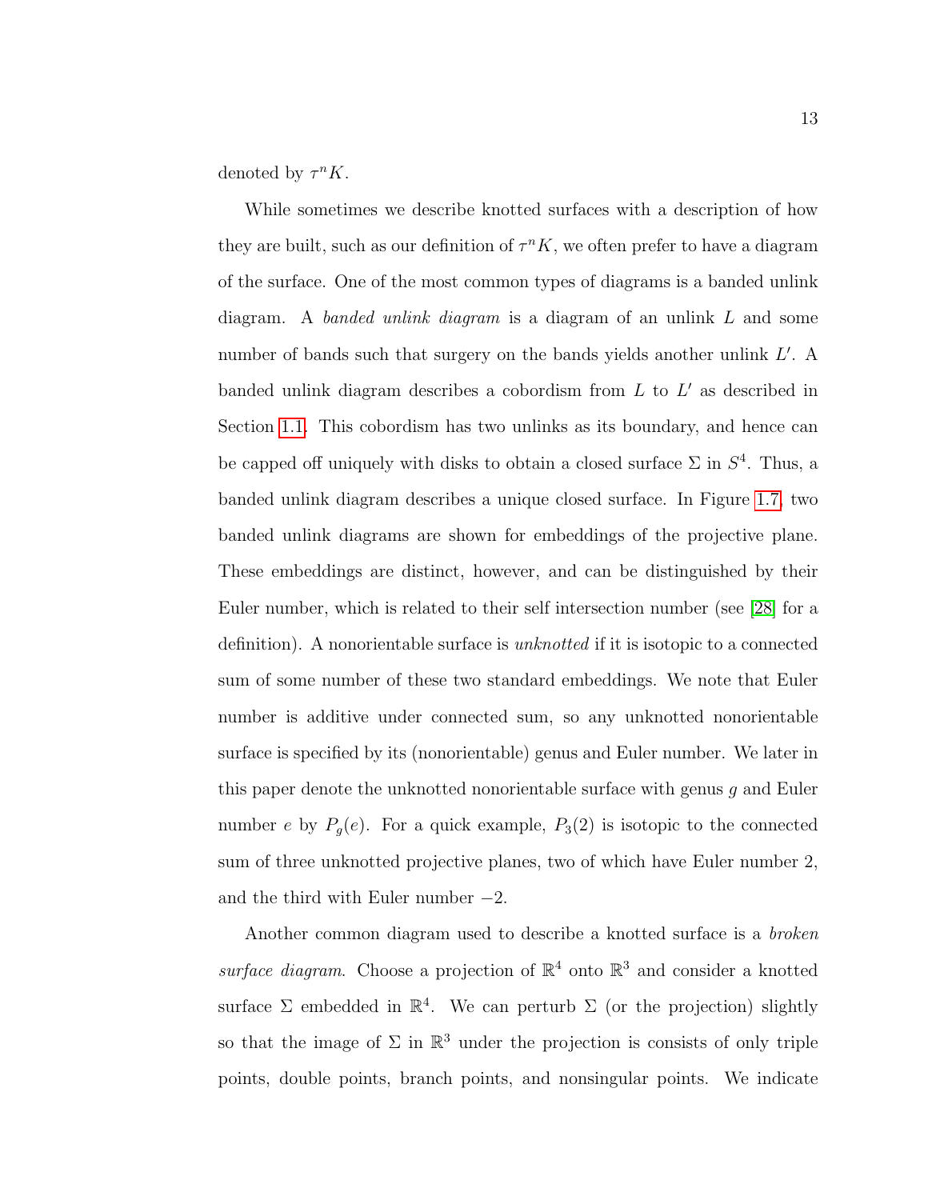denoted by $\tau^n K$.

While sometimes we describe knotted surfaces with a description of how they are built, such as our definition of $\tau^n K$, we often prefer to have a diagram of the surface. One of the most common types of diagrams is a banded unlink diagram. A *banded unlink diagram* is a diagram of an unlink $L$ and some number of bands such that surgery on the bands yields another unlink $L'$. A banded unlink diagram describes a cobordism from $L$ to $L'$ as described in Section 1.1. This cobordism has two unlinks as its boundary, and hence can be capped off uniquely with disks to obtain a closed surface $\Sigma$ in $S^4$. Thus, a banded unlink diagram describes a unique closed surface. In Figure 1.7, two banded unlink diagrams are shown for embeddings of the projective plane. These embeddings are distinct, however, and can be distinguished by their Euler number, which is related to their self intersection number (see [28] for a definition). A nonorientable surface is *unknotted* if it is isotopic to a connected sum of some number of these two standard embeddings. We note that Euler number is additive under connected sum, so any unknotted nonorientable surface is specified by its (nonorientable) genus and Euler number. We later in this paper denote the unknotted nonorientable surface with genus $g$ and Euler number $e$ by $P_g(e)$. For a quick example, $P_3(2)$ is isotopic to the connected sum of three unknotted projective planes, two of which have Euler number 2, and the third with Euler number $-2$.

Another common diagram used to describe a knotted surface is a *broken surface diagram*. Choose a projection of $\mathbb{R}^4$ onto $\mathbb{R}^3$ and consider a knotted surface $\Sigma$ embedded in $\mathbb{R}^4$. We can perturb $\Sigma$ (or the projection) slightly so that the image of $\Sigma$ in $\mathbb{R}^3$ under the projection is consists of only triple points, double points, branch points, and nonsingular points. We indicate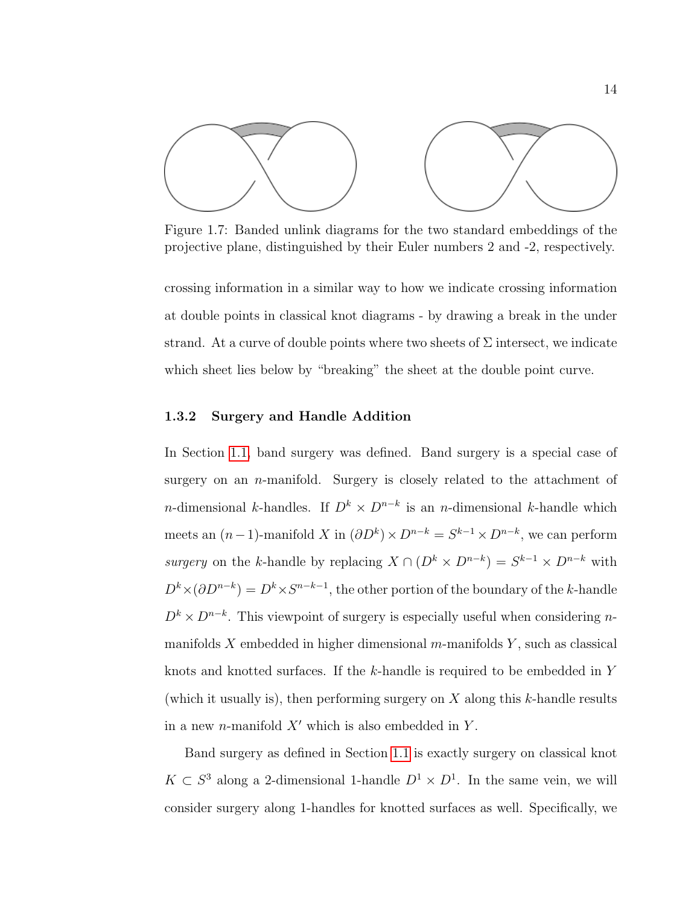Figure 1.7: Banded unlink diagrams for the two standard embeddings of the projective plane, distinguished by their Euler numbers 2 and -2, respectively.

crossing information in a similar way to how we indicate crossing information at double points in classical knot diagrams - by drawing a break in the under strand. At a curve of double points where two sheets of $\Sigma$ intersect, we indicate which sheet lies below by "breaking" the sheet at the double point curve.

### 1.3.2 Surgery and Handle Addition

In Section 1.1, band surgery was defined. Band surgery is a special case of surgery on an $n$-manifold. Surgery is closely related to the attachment of $n$-dimensional $k$-handles. If $D^k \times D^{n-k}$ is an $n$-dimensional $k$-handle which meets an $(n-1)$-manifold $X$ in $(\partial D^k) \times D^{n-k} = S^{k-1} \times D^{n-k}$, we can perform *surgery* on the $k$-handle by replacing $X \cap (D^k \times D^{n-k}) = S^{k-1} \times D^{n-k}$ with $D^k \times (\partial D^{n-k}) = D^k \times S^{n-k-1}$, the other portion of the boundary of the $k$-handle $D^k \times D^{n-k}$. This viewpoint of surgery is especially useful when considering $n$-manifolds $X$ embedded in higher dimensional $m$-manifolds $Y$, such as classical knots and knotted surfaces. If the $k$-handle is required to be embedded in $Y$ (which it usually is), then performing surgery on $X$ along this $k$-handle results in a new $n$-manifold $X'$ which is also embedded in $Y$.

Band surgery as defined in Section 1.1 is exactly surgery on classical knot $K \subset S^3$ along a 2-dimensional 1-handle $D^1 \times D^1$. In the same vein, we will consider surgery along 1-handles for knotted surfaces as well. Specifically, we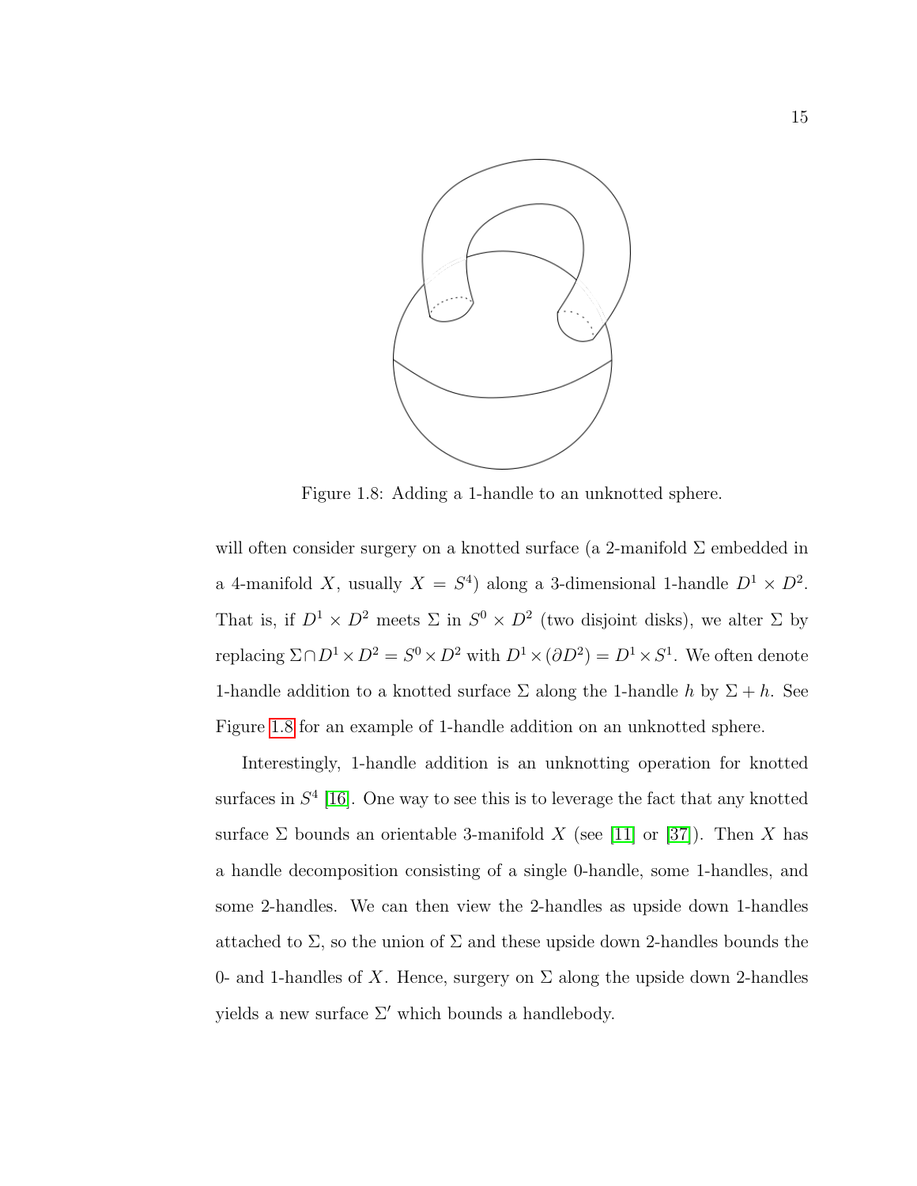Figure 1.8: Adding a 1-handle to an unknotted sphere.

will often consider surgery on a knotted surface (a 2-manifold $\Sigma$ embedded in a 4-manifold $X$, usually $X = S^4$) along a 3-dimensional 1-handle $D^1 \times D^2$. That is, if $D^1 \times D^2$ meets $\Sigma$ in $S^0 \times D^2$ (two disjoint disks), we alter $\Sigma$ by replacing $\Sigma \cap D^1 \times D^2 = S^0 \times D^2$ with $D^1 \times (\partial D^2) = D^1 \times S^1$. We often denote 1-handle addition to a knotted surface $\Sigma$ along the 1-handle $h$ by $\Sigma + h$. See Figure 1.8 for an example of 1-handle addition on an unknotted sphere.

Interestingly, 1-handle addition is an unknotting operation for knotted surfaces in $S^4$ [16]. One way to see this is to leverage the fact that any knotted surface $\Sigma$ bounds an orientable 3-manifold $X$ (see [11] or [37]). Then $X$ has a handle decomposition consisting of a single 0-handle, some 1-handles, and some 2-handles. We can then view the 2-handles as upside down 1-handles attached to $\Sigma$, so the union of $\Sigma$ and these upside down 2-handles bounds the 0- and 1-handles of $X$. Hence, surgery on $\Sigma$ along the upside down 2-handles yields a new surface $\Sigma'$ which bounds a handlebody.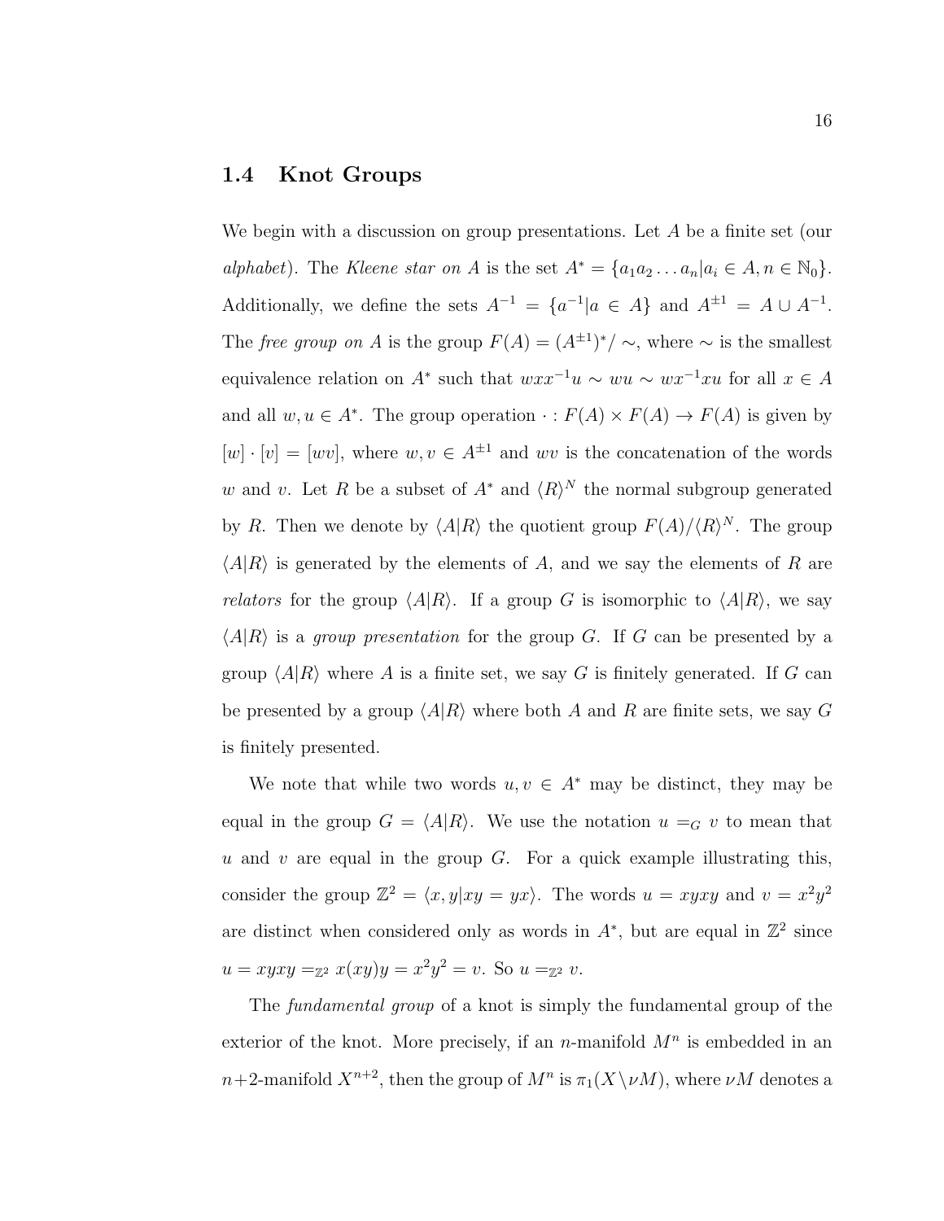## 1.4 Knot Groups

We begin with a discussion on group presentations. Let $A$ be a finite set (our *alphabet*). The *Kleene star on* $A$ is the set $A^* = \{a_1 a_2 \dots a_n | a_i \in A, n \in \mathbb{N}_0\}$. Additionally, we define the sets $A^{-1} = \{a^{-1} | a \in A\}$ and $A^{\pm 1} = A \cup A^{-1}$. The *free group on* $A$ is the group $F(A) = (A^{\pm 1})^* / \sim$, where $\sim$ is the smallest equivalence relation on $A^*$ such that $wxx^{-1}u \sim wu \sim wx^{-1}xu$ for all $x \in A$ and all $w, u \in A^*$. The group operation $\cdot : F(A) \times F(A) \to F(A)$ is given by $[w] \cdot [v] = [wv]$, where $w, v \in A^{\pm 1}$ and $wv$ is the concatenation of the words $w$ and $v$. Let $R$ be a subset of $A^*$ and $\langle R \rangle^N$ the normal subgroup generated by $R$. Then we denote by $\langle A | R \rangle$ the quotient group $F(A)/\langle R \rangle^N$. The group $\langle A | R \rangle$ is generated by the elements of $A$, and we say the elements of $R$ are *relators* for the group $\langle A | R \rangle$. If a group $G$ is isomorphic to $\langle A | R \rangle$, we say $\langle A | R \rangle$ is a *group presentation* for the group $G$. If $G$ can be presented by a group $\langle A | R \rangle$ where $A$ is a finite set, we say $G$ is finitely generated. If $G$ can be presented by a group $\langle A | R \rangle$ where both $A$ and $R$ are finite sets, we say $G$ is finitely presented.

We note that while two words $u, v \in A^*$ may be distinct, they may be equal in the group $G = \langle A | R \rangle$. We use the notation $u =_G v$ to mean that $u$ and $v$ are equal in the group $G$. For a quick example illustrating this, consider the group $\mathbb{Z}^2 = \langle x, y | xy = yx \rangle$. The words $u = xyxy$ and $v = x^2y^2$ are distinct when considered only as words in $A^*$, but are equal in $\mathbb{Z}^2$ since $u = xyxy =_{\mathbb{Z}^2} x(xy)y = x^2y^2 = v$. So $u =_{\mathbb{Z}^2} v$.

The *fundamental group* of a knot is simply the fundamental group of the exterior of the knot. More precisely, if an $n$-manifold $M^n$ is embedded in an $n+2$-manifold $X^{n+2}$, then the group of $M^n$ is $\pi_1(X \setminus \nu M)$, where $\nu M$ denotes a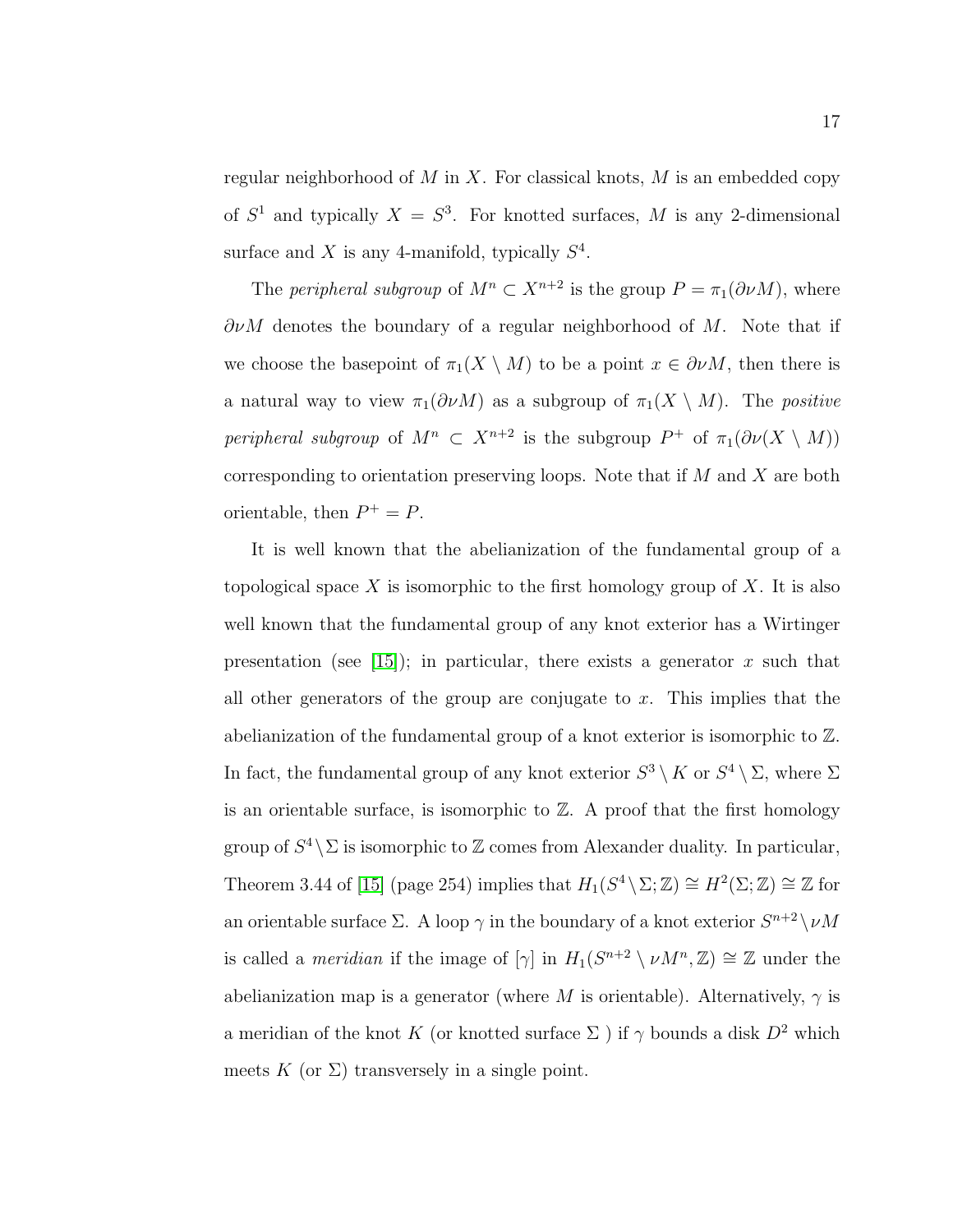regular neighborhood of $M$ in $X$. For classical knots, $M$ is an embedded copy of $S^1$ and typically $X = S^3$. For knotted surfaces, $M$ is any 2-dimensional surface and $X$ is any 4-manifold, typically $S^4$.

The *peripheral subgroup* of $M^n \subset X^{n+2}$ is the group $P = \pi_1(\partial \nu M)$, where $\partial \nu M$ denotes the boundary of a regular neighborhood of $M$. Note that if we choose the basepoint of $\pi_1(X \setminus M)$ to be a point $x \in \partial \nu M$, then there is a natural way to view $\pi_1(\partial \nu M)$ as a subgroup of $\pi_1(X \setminus M)$. The *positive peripheral subgroup* of $M^n \subset X^{n+2}$ is the subgroup $P^+$ of $\pi_1(\partial \nu(X \setminus M))$ corresponding to orientation preserving loops. Note that if $M$ and $X$ are both orientable, then $P^+ = P$.

It is well known that the abelianization of the fundamental group of a topological space $X$ is isomorphic to the first homology group of $X$. It is also well known that the fundamental group of any knot exterior has a Wirtinger presentation (see [15]); in particular, there exists a generator $x$ such that all other generators of the group are conjugate to $x$. This implies that the abelianization of the fundamental group of a knot exterior is isomorphic to $\mathbb{Z}$. In fact, the fundamental group of any knot exterior $S^3 \setminus K$ or $S^4 \setminus \Sigma$, where $\Sigma$ is an orientable surface, is isomorphic to $\mathbb{Z}$. A proof that the first homology group of $S^4 \setminus \Sigma$ is isomorphic to $\mathbb{Z}$ comes from Alexander duality. In particular, Theorem 3.44 of [15] (page 254) implies that $H_1(S^4 \setminus \Sigma; \mathbb{Z}) \cong H^2(\Sigma; \mathbb{Z}) \cong \mathbb{Z}$ for an orientable surface $\Sigma$. A loop $\gamma$ in the boundary of a knot exterior $S^{n+2} \setminus \nu M$ is called a *meridian* if the image of $[\gamma]$ in $H_1(S^{n+2} \setminus \nu M^n, \mathbb{Z}) \cong \mathbb{Z}$ under the abelianization map is a generator (where $M$ is orientable). Alternatively, $\gamma$ is a meridian of the knot $K$ (or knotted surface $\Sigma$ ) if $\gamma$ bounds a disk $D^2$ which meets $K$ (or $\Sigma$) transversely in a single point.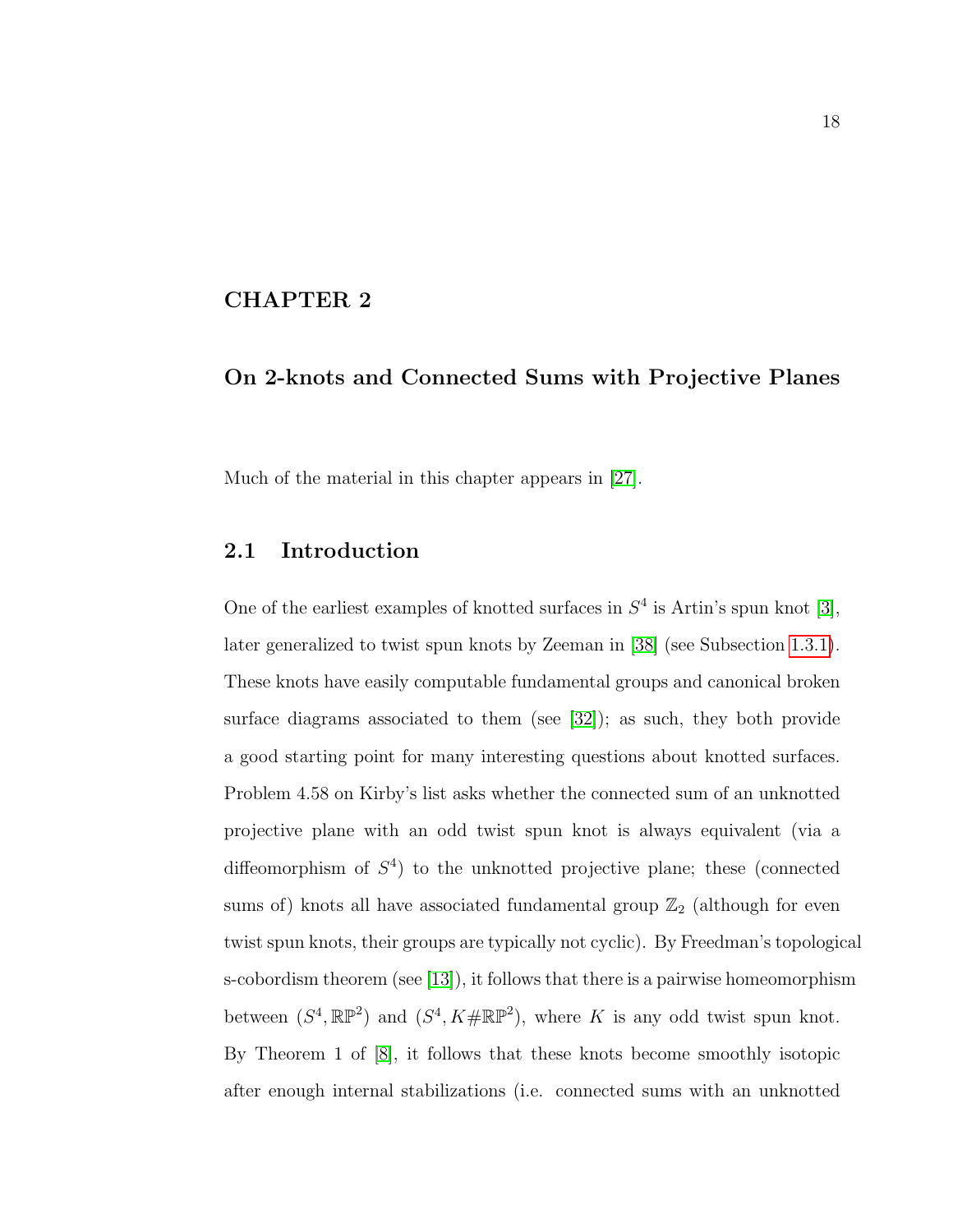# CHAPTER 2

## On 2-knots and Connected Sums with Projective Planes

Much of the material in this chapter appears in [27].

### 2.1 Introduction

One of the earliest examples of knotted surfaces in $S^4$ is Artin's spun knot [3], later generalized to twist spun knots by Zeeman in [38] (see Subsection 1.3.1). These knots have easily computable fundamental groups and canonical broken surface diagrams associated to them (see [32]); as such, they both provide a good starting point for many interesting questions about knotted surfaces. Problem 4.58 on Kirby's list asks whether the connected sum of an unknotted projective plane with an odd twist spun knot is always equivalent (via a diffeomorphism of $S^4$) to the unknotted projective plane; these (connected sums of) knots all have associated fundamental group $\mathbb{Z}_2$ (although for even twist spun knots, their groups are typically not cyclic). By Freedman's topological s-cobordism theorem (see [13]), it follows that there is a pairwise homeomorphism between $(S^4, \mathbb{RP}^2)$ and $(S^4, K\#\mathbb{RP}^2)$, where $K$ is any odd twist spun knot. By Theorem 1 of [8], it follows that these knots become smoothly isotopic after enough internal stabilizations (i.e. connected sums with an unknotted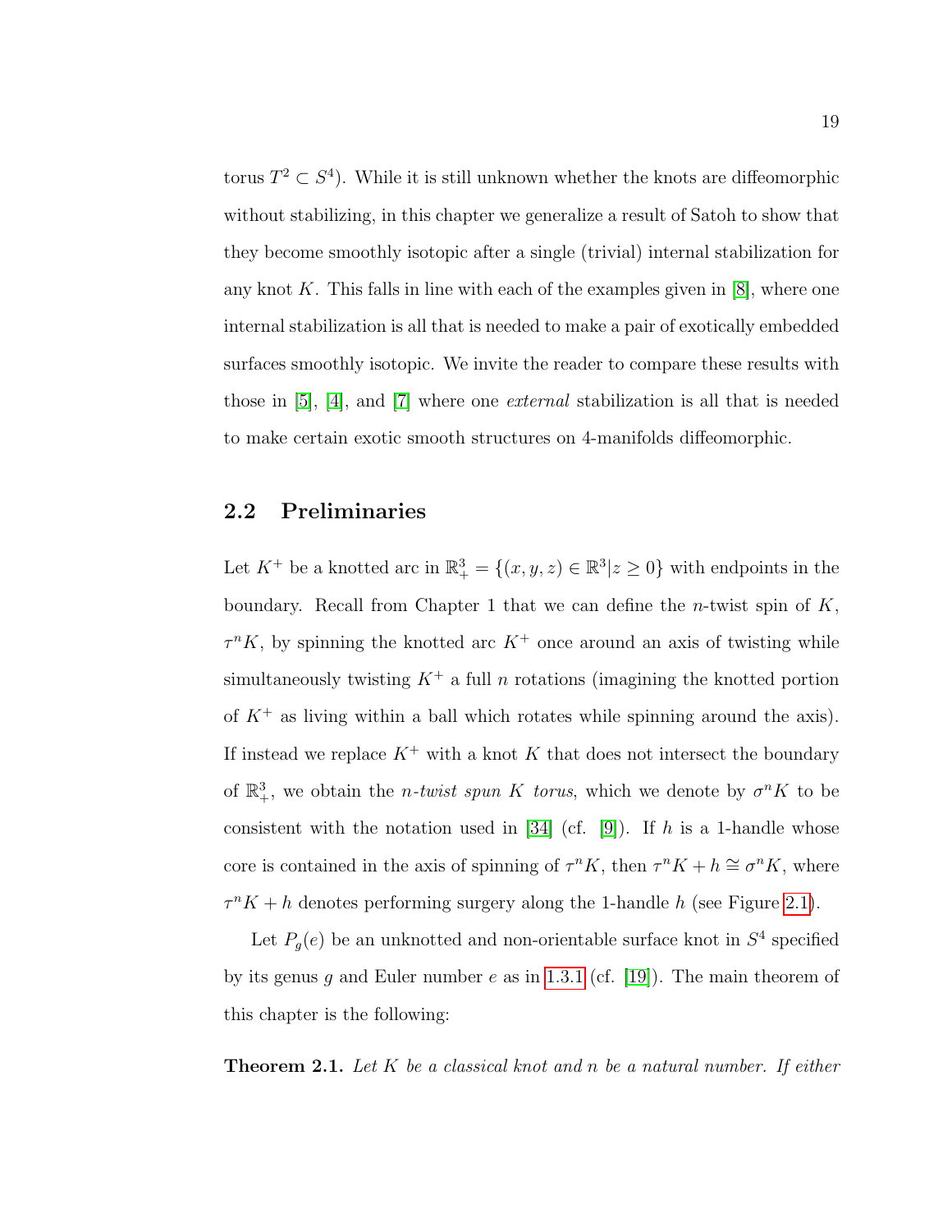torus $T^2 \subset S^4$). While it is still unknown whether the knots are diffeomorphic without stabilizing, in this chapter we generalize a result of Satoh to show that they become smoothly isotopic after a single (trivial) internal stabilization for any knot $K$. This falls in line with each of the examples given in [8], where one internal stabilization is all that is needed to make a pair of exotically embedded surfaces smoothly isotopic. We invite the reader to compare these results with those in [5], [4], and [7] where one *external* stabilization is all that is needed to make certain exotic smooth structures on 4-manifolds diffeomorphic.

## 2.2 Preliminaries

Let $K^+$ be a knotted arc in $\mathbb{R}^3_+ = \{(x, y, z) \in \mathbb{R}^3 | z \geq 0\}$ with endpoints in the boundary. Recall from Chapter 1 that we can define the $n$-twist spin of $K$, $\tau^n K$, by spinning the knotted arc $K^+$ once around an axis of twisting while simultaneously twisting $K^+$ a full $n$ rotations (imagining the knotted portion of $K^+$ as living within a ball which rotates while spinning around the axis). If instead we replace $K^+$ with a knot $K$ that does not intersect the boundary of $\mathbb{R}^3_+$, we obtain the *$n$-twist spun $K$ torus*, which we denote by $\sigma^n K$ to be consistent with the notation used in [34] (cf. [9]). If $h$ is a 1-handle whose core is contained in the axis of spinning of $\tau^n K$, then $\tau^n K + h \cong \sigma^n K$, where $\tau^n K + h$ denotes performing surgery along the 1-handle $h$ (see Figure 2.1).

Let $P_g(e)$ be an unknotted and non-orientable surface knot in $S^4$ specified by its genus $g$ and Euler number $e$ as in 1.3.1 (cf. [19]). The main theorem of this chapter is the following:

**Theorem 2.1.** *Let $K$ be a classical knot and $n$ be a natural number. If either*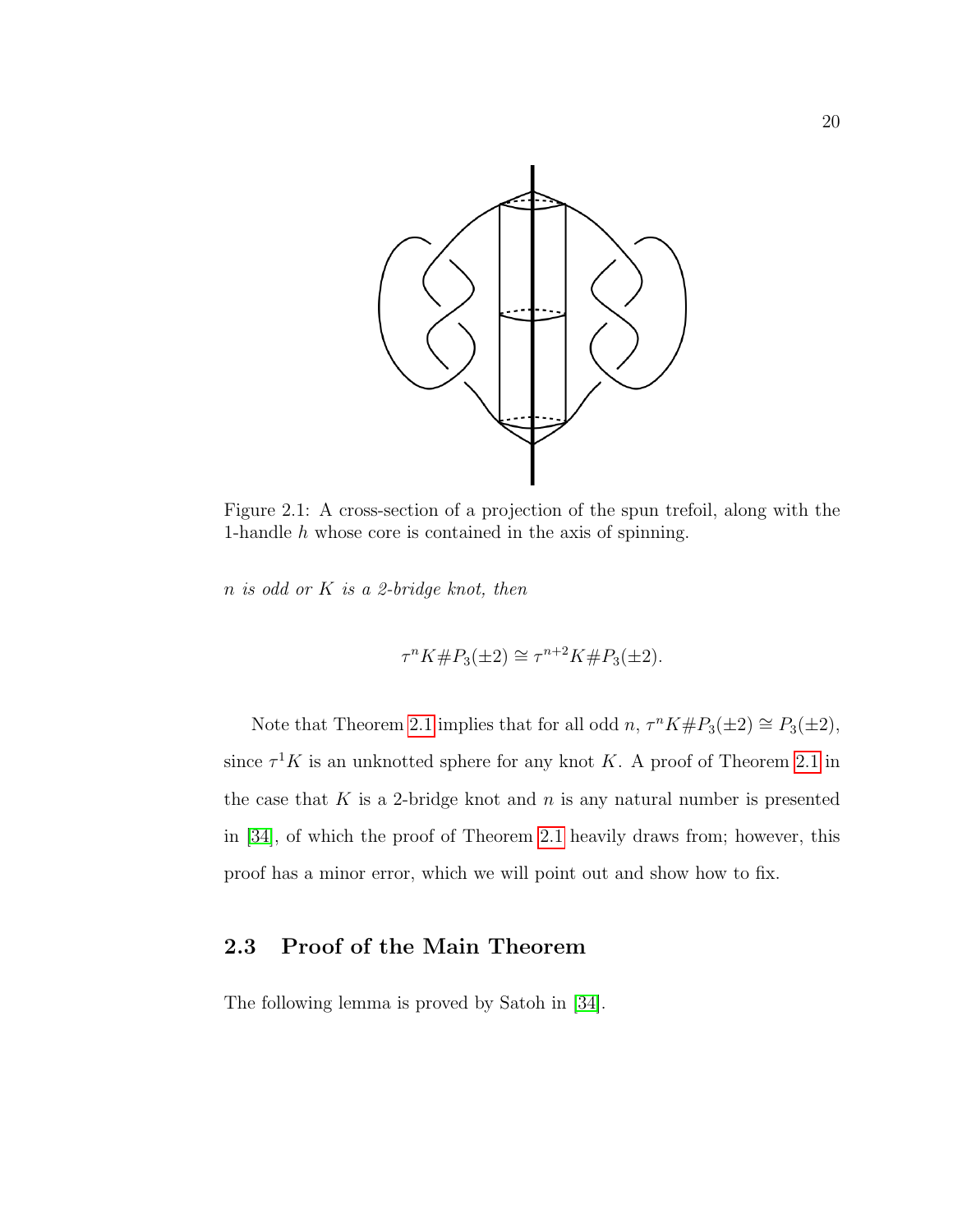Figure 2.1: A cross-section of a projection of the spun trefoil, along with the 1-handle $h$ whose core is contained in the axis of spinning.

*$n$ is odd or $K$ is a 2-bridge knot, then*

$$\tau^n K \# P_3(\pm 2) \cong \tau^{n+2} K \# P_3(\pm 2).$$

Note that Theorem 2.1 implies that for all odd $n$, $\tau^n K \# P_3(\pm 2) \cong P_3(\pm 2)$, since $\tau^1 K$ is an unknotted sphere for any knot $K$. A proof of Theorem 2.1 in the case that $K$ is a 2-bridge knot and $n$ is any natural number is presented in [34], of which the proof of Theorem 2.1 heavily draws from; however, this proof has a minor error, which we will point out and show how to fix.

## 2.3 Proof of the Main Theorem

The following lemma is proved by Satoh in [34].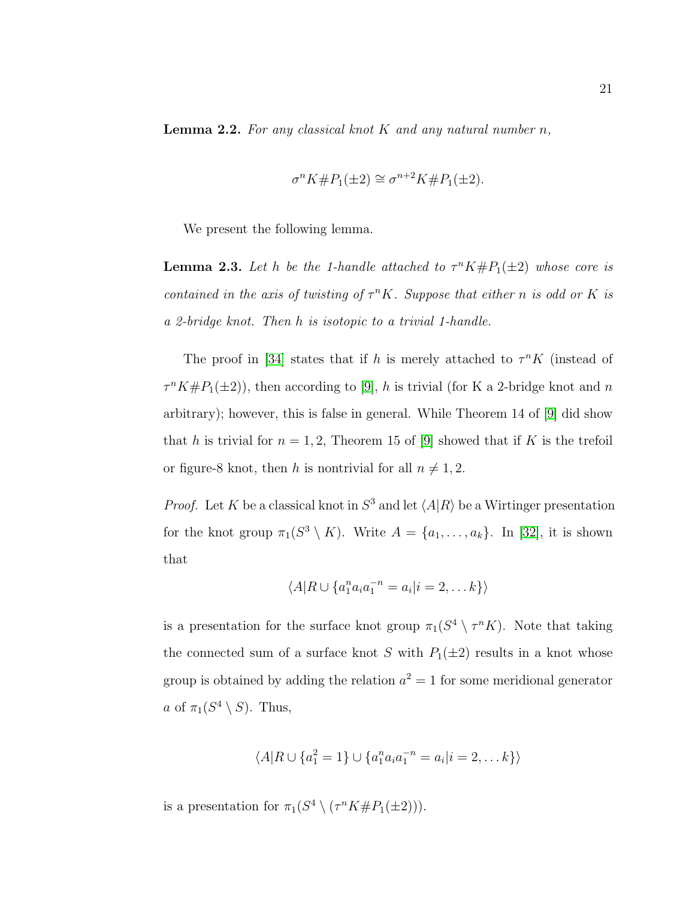**Lemma 2.2.** *For any classical knot $K$ and any natural number $n$,*

$$\sigma^n K \# P_1(\pm 2) \cong \sigma^{n+2} K \# P_1(\pm 2).$$

We present the following lemma.

**Lemma 2.3.** *Let $h$ be the 1-handle attached to $\tau^n K \# P_1(\pm 2)$ whose core is contained in the axis of twisting of $\tau^n K$. Suppose that either $n$ is odd or $K$ is a 2-bridge knot. Then $h$ is isotopic to a trivial 1-handle.*

The proof in [34] states that if $h$ is merely attached to $\tau^n K$ (instead of $\tau^n K \# P_1(\pm 2)$), then according to [9], $h$ is trivial (for K a 2-bridge knot and $n$ arbitrary); however, this is false in general. While Theorem 14 of [9] did show that $h$ is trivial for $n = 1, 2$, Theorem 15 of [9] showed that if $K$ is the trefoil or figure-8 knot, then $h$ is nontrivial for all $n \neq 1, 2$.

*Proof.* Let $K$ be a classical knot in $S^3$ and let $\langle A|R\rangle$ be a Wirtinger presentation for the knot group $\pi_1(S^3 \setminus K)$. Write $A = \{a_1, \ldots, a_k\}$. In [32], it is shown that

$$\langle A | R \cup \{a_1^n a_i a_1^{-n} = a_i | i = 2, \ldots k\}\rangle$$

is a presentation for the surface knot group $\pi_1(S^4 \setminus \tau^n K)$. Note that taking the connected sum of a surface knot $S$ with $P_1(\pm 2)$ results in a knot whose group is obtained by adding the relation $a^2 = 1$ for some meridional generator $a$ of $\pi_1(S^4 \setminus S)$. Thus,

$$\langle A | R \cup \{a_1^2 = 1\} \cup \{a_1^n a_i a_1^{-n} = a_i | i = 2, \ldots k\}\rangle$$

is a presentation for $\pi_1(S^4 \setminus (\tau^n K \# P_1(\pm 2)))$.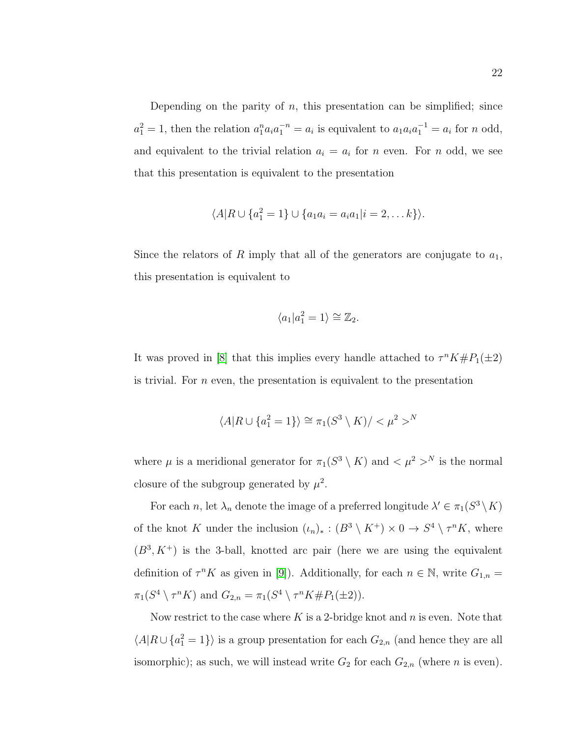Depending on the parity of $n$, this presentation can be simplified; since $a_1^2 = 1$, then the relation $a_1^n a_i a_1^{-n} = a_i$ is equivalent to $a_1 a_i a_1^{-1} = a_i$ for $n$ odd, and equivalent to the trivial relation $a_i = a_i$ for $n$ even. For $n$ odd, we see that this presentation is equivalent to the presentation

$$\langle A | R \cup \{a_1^2 = 1\} \cup \{a_1 a_i = a_i a_1 | i = 2, \ldots k\} \rangle.$$

Since the relators of $R$ imply that all of the generators are conjugate to $a_1$, this presentation is equivalent to

$$\langle a_1 | a_1^2 = 1 \rangle \cong \mathbb{Z}_2.$$

It was proved in [8] that this implies every handle attached to $\tau^n K \# P_1(\pm 2)$ is trivial. For $n$ even, the presentation is equivalent to the presentation

$$\langle A | R \cup \{a_1^2 = 1\} \rangle \cong \pi_1(S^3 \setminus K) / < \mu^2 >^N$$

where $\mu$ is a meridional generator for $\pi_1(S^3 \setminus K)$ and $< \mu^2 >^N$ is the normal closure of the subgroup generated by $\mu^2$.

For each $n$, let $\lambda_n$ denote the image of a preferred longitude $\lambda' \in \pi_1(S^3 \setminus K)$ of the knot $K$ under the inclusion $(\iota_n)_* : (B^3 \setminus K^+) \times 0 \to S^4 \setminus \tau^n K$, where $(B^3, K^+)$ is the 3-ball, knotted arc pair (here we are using the equivalent definition of $\tau^n K$ as given in [9]). Additionally, for each $n \in \mathbb{N}$, write $G_{1,n} = \pi_1(S^4 \setminus \tau^n K)$ and $G_{2,n} = \pi_1(S^4 \setminus \tau^n K \# P_1(\pm 2))$.

Now restrict to the case where $K$ is a 2-bridge knot and $n$ is even. Note that $\langle A | R \cup \{a_1^2 = 1\} \rangle$ is a group presentation for each $G_{2,n}$ (and hence they are all isomorphic); as such, we will instead write $G_2$ for each $G_{2,n}$ (where $n$ is even).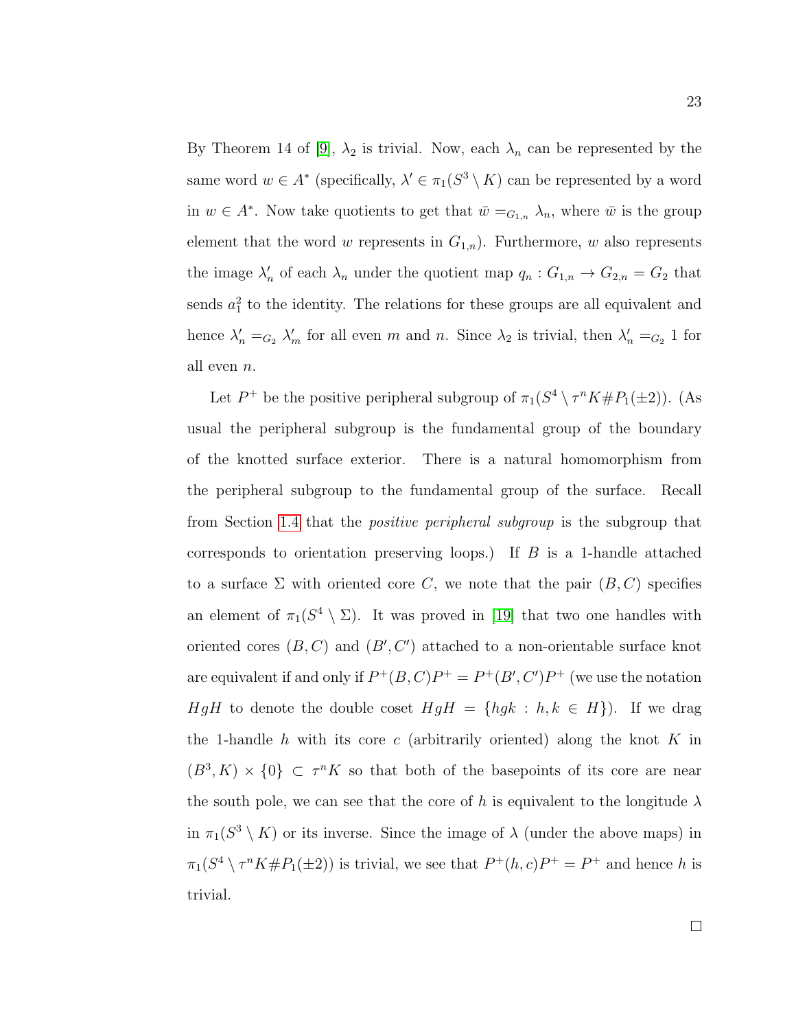By Theorem 14 of [9], $\lambda_2$ is trivial. Now, each $\lambda_n$ can be represented by the same word $w \in A^*$ (specifically, $\lambda' \in \pi_1(S^3 \setminus K)$ can be represented by a word in $w \in A^*$. Now take quotients to get that $\bar{w} =_{G_{1,n}} \lambda_n$, where $\bar{w}$ is the group element that the word $w$ represents in $G_{1,n}$). Furthermore, $w$ also represents the image $\lambda'_n$ of each $\lambda_n$ under the quotient map $q_n : G_{1,n} \to G_{2,n} = G_2$ that sends $a_1^2$ to the identity. The relations for these groups are all equivalent and hence $\lambda'_n =_{G_2} \lambda'_m$ for all even $m$ and $n$. Since $\lambda_2$ is trivial, then $\lambda'_n =_{G_2} 1$ for all even $n$.

Let $P^+$ be the positive peripheral subgroup of $\pi_1(S^4 \setminus \tau^n K \# P_1(\pm 2))$. (As usual the peripheral subgroup is the fundamental group of the boundary of the knotted surface exterior. There is a natural homomorphism from the peripheral subgroup to the fundamental group of the surface. Recall from Section 1.4 that the *positive peripheral subgroup* is the subgroup that corresponds to orientation preserving loops.) If $B$ is a 1-handle attached to a surface $\Sigma$ with oriented core $C$, we note that the pair $(B, C)$ specifies an element of $\pi_1(S^4 \setminus \Sigma)$. It was proved in [19] that two one handles with oriented cores $(B, C)$ and $(B', C')$ attached to a non-orientable surface knot are equivalent if and only if $P^+(B, C)P^+ = P^+(B', C')P^+$ (we use the notation $HgH$ to denote the double coset $HgH = \{hgk : h, k \in H\}$). If we drag the 1-handle $h$ with its core $c$ (arbitrarily oriented) along the knot $K$ in $(B^3, K) \times \{0\} \subset \tau^n K$ so that both of the basepoints of its core are near the south pole, we can see that the core of $h$ is equivalent to the longitude $\lambda$ in $\pi_1(S^3 \setminus K)$ or its inverse. Since the image of $\lambda$ (under the above maps) in $\pi_1(S^4 \setminus \tau^n K \# P_1(\pm 2))$ is trivial, we see that $P^+(h, c)P^+ = P^+$ and hence $h$ is trivial.

□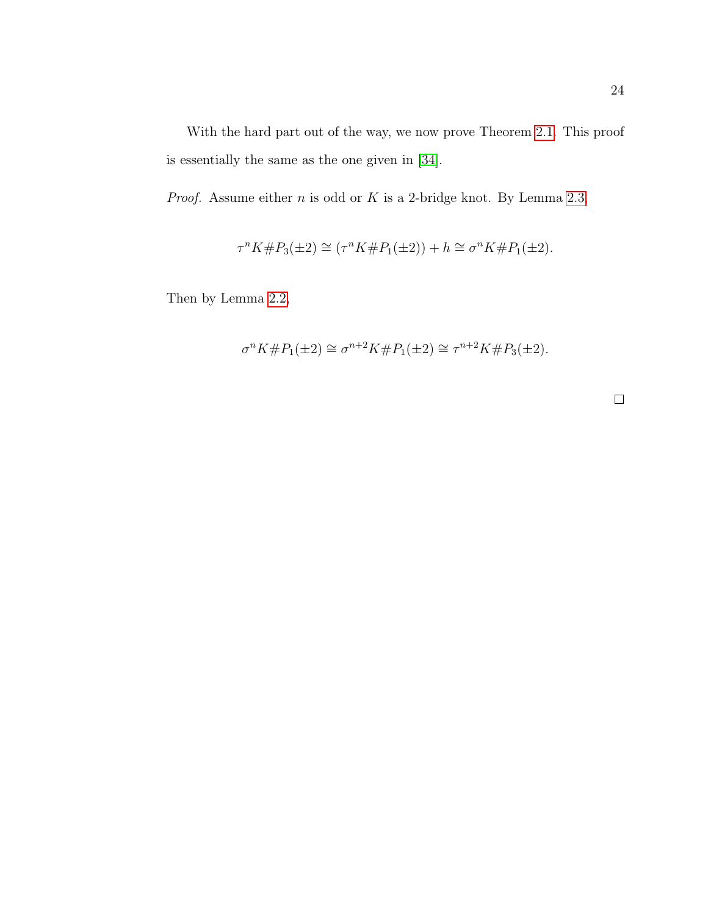With the hard part out of the way, we now prove Theorem 2.1. This proof is essentially the same as the one given in [34].

*Proof.* Assume either $n$ is odd or $K$ is a 2-bridge knot. By Lemma 2.3,

$$\tau^n K \# P_3(\pm 2) \cong (\tau^n K \# P_1(\pm 2)) + h \cong \sigma^n K \# P_1(\pm 2).$$

Then by Lemma 2.2,

$$\sigma^n K \# P_1(\pm 2) \cong \sigma^{n+2} K \# P_1(\pm 2) \cong \tau^{n+2} K \# P_3(\pm 2).$$

□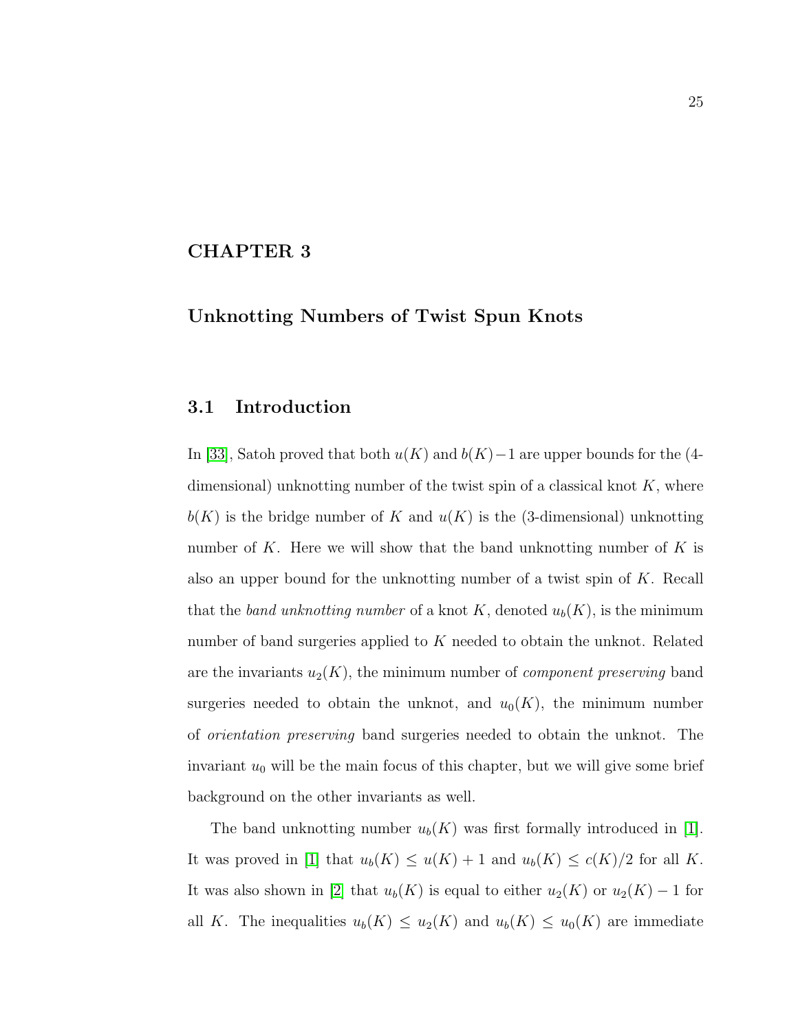# CHAPTER 3

# Unknotting Numbers of Twist Spun Knots

## 3.1 Introduction

In [33], Satoh proved that both $u(K)$ and $b(K)-1$ are upper bounds for the (4-dimensional) unknotting number of the twist spin of a classical knot $K$, where $b(K)$ is the bridge number of $K$ and $u(K)$ is the (3-dimensional) unknotting number of $K$. Here we will show that the band unknotting number of $K$ is also an upper bound for the unknotting number of a twist spin of $K$. Recall that the *band unknotting number* of a knot $K$, denoted $u_b(K)$, is the minimum number of band surgeries applied to $K$ needed to obtain the unknot. Related are the invariants $u_2(K)$, the minimum number of *component preserving* band surgeries needed to obtain the unknot, and $u_0(K)$, the minimum number of *orientation preserving* band surgeries needed to obtain the unknot. The invariant $u_0$ will be the main focus of this chapter, but we will give some brief background on the other invariants as well.

The band unknotting number $u_b(K)$ was first formally introduced in [1]. It was proved in [1] that $u_b(K) \leq u(K) + 1$ and $u_b(K) \leq c(K)/2$ for all $K$. It was also shown in [2] that $u_b(K)$ is equal to either $u_2(K)$ or $u_2(K) - 1$ for all $K$. The inequalities $u_b(K) \leq u_2(K)$ and $u_b(K) \leq u_0(K)$ are immediate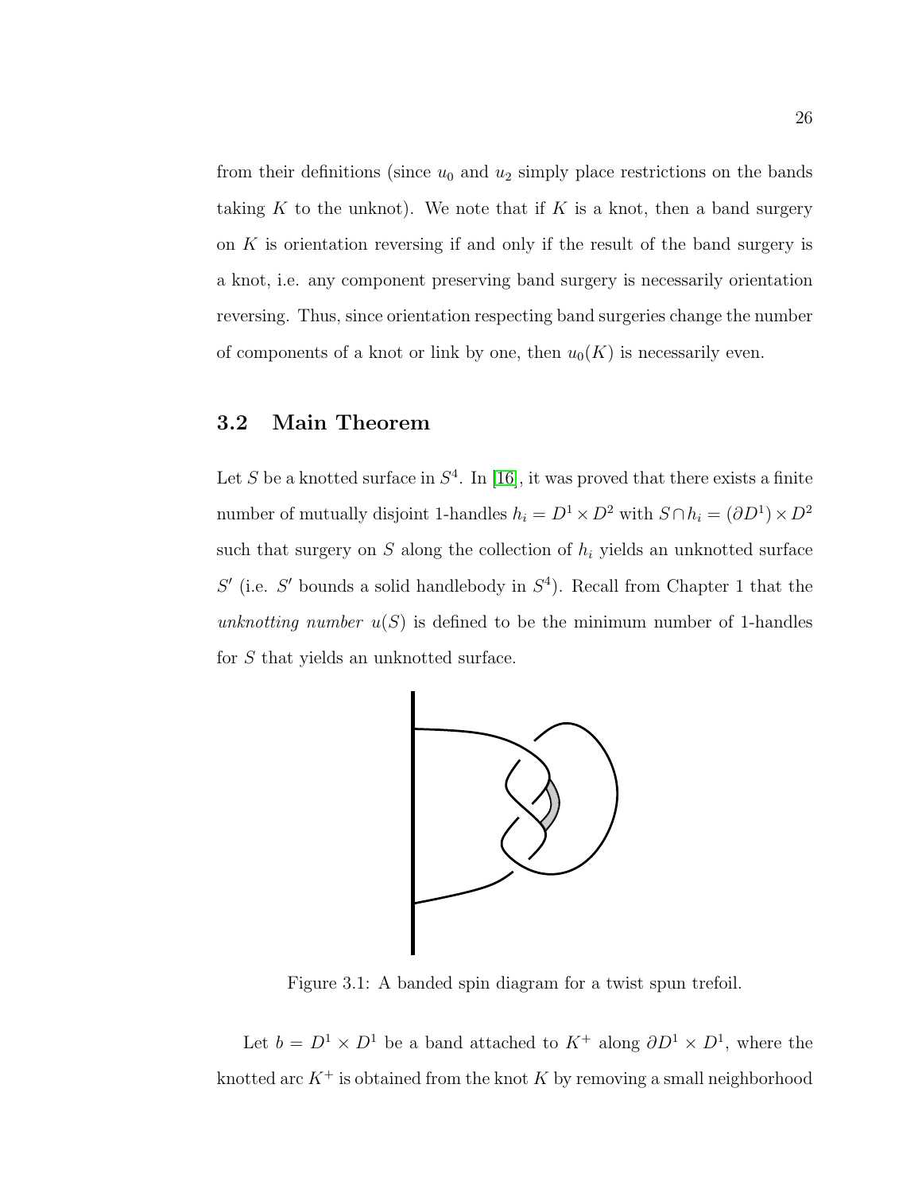from their definitions (since $u_0$ and $u_2$ simply place restrictions on the bands taking $K$ to the unknot). We note that if $K$ is a knot, then a band surgery on $K$ is orientation reversing if and only if the result of the band surgery is a knot, i.e. any component preserving band surgery is necessarily orientation reversing. Thus, since orientation respecting band surgeries change the number of components of a knot or link by one, then $u_0(K)$ is necessarily even.

## 3.2 Main Theorem

Let $S$ be a knotted surface in $S^4$. In [16], it was proved that there exists a finite number of mutually disjoint 1-handles $h_i = D^1 \times D^2$ with $S \cap h_i = (\partial D^1) \times D^2$ such that surgery on $S$ along the collection of $h_i$ yields an unknotted surface $S'$ (i.e. $S'$ bounds a solid handlebody in $S^4$). Recall from Chapter 1 that the *unknotting number* $u(S)$ is defined to be the minimum number of 1-handles for $S$ that yields an unknotted surface.

Figure 3.1: A banded spin diagram for a twist spun trefoil.

Let $b = D^1 \times D^1$ be a band attached to $K^+$ along $\partial D^1 \times D^1$, where the knotted arc $K^+$ is obtained from the knot $K$ by removing a small neighborhood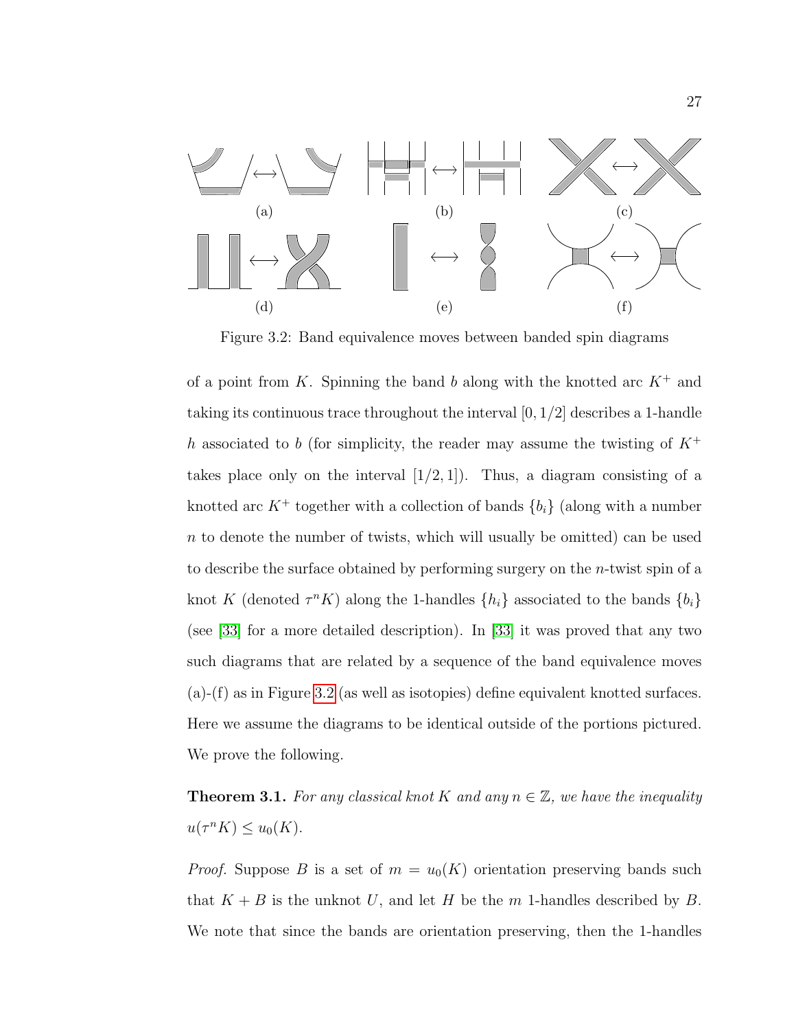Figure 3.2: Band equivalence moves between banded spin diagrams

of a point from $K$. Spinning the band $b$ along with the knotted arc $K^+$ and taking its continuous trace throughout the interval $[0, 1/2]$ describes a 1-handle $h$ associated to $b$ (for simplicity, the reader may assume the twisting of $K^+$ takes place only on the interval $[1/2, 1]$). Thus, a diagram consisting of a knotted arc $K^+$ together with a collection of bands $\{b_i\}$ (along with a number $n$ to denote the number of twists, which will usually be omitted) can be used to describe the surface obtained by performing surgery on the $n$-twist spin of a knot $K$ (denoted $\tau^n K$) along the 1-handles $\{h_i\}$ associated to the bands $\{b_i\}$ (see [33] for a more detailed description). In [33] it was proved that any two such diagrams that are related by a sequence of the band equivalence moves (a)-(f) as in Figure 3.2 (as well as isotopies) define equivalent knotted surfaces. Here we assume the diagrams to be identical outside of the portions pictured. We prove the following.

**Theorem 3.1.** *For any classical knot $K$ and any $n \in \mathbb{Z}$, we have the inequality $u(\tau^n K) \leq u_0(K)$.*

*Proof.* Suppose $B$ is a set of $m = u_0(K)$ orientation preserving bands such that $K + B$ is the unknot $U$, and let $H$ be the $m$ 1-handles described by $B$. We note that since the bands are orientation preserving, then the 1-handles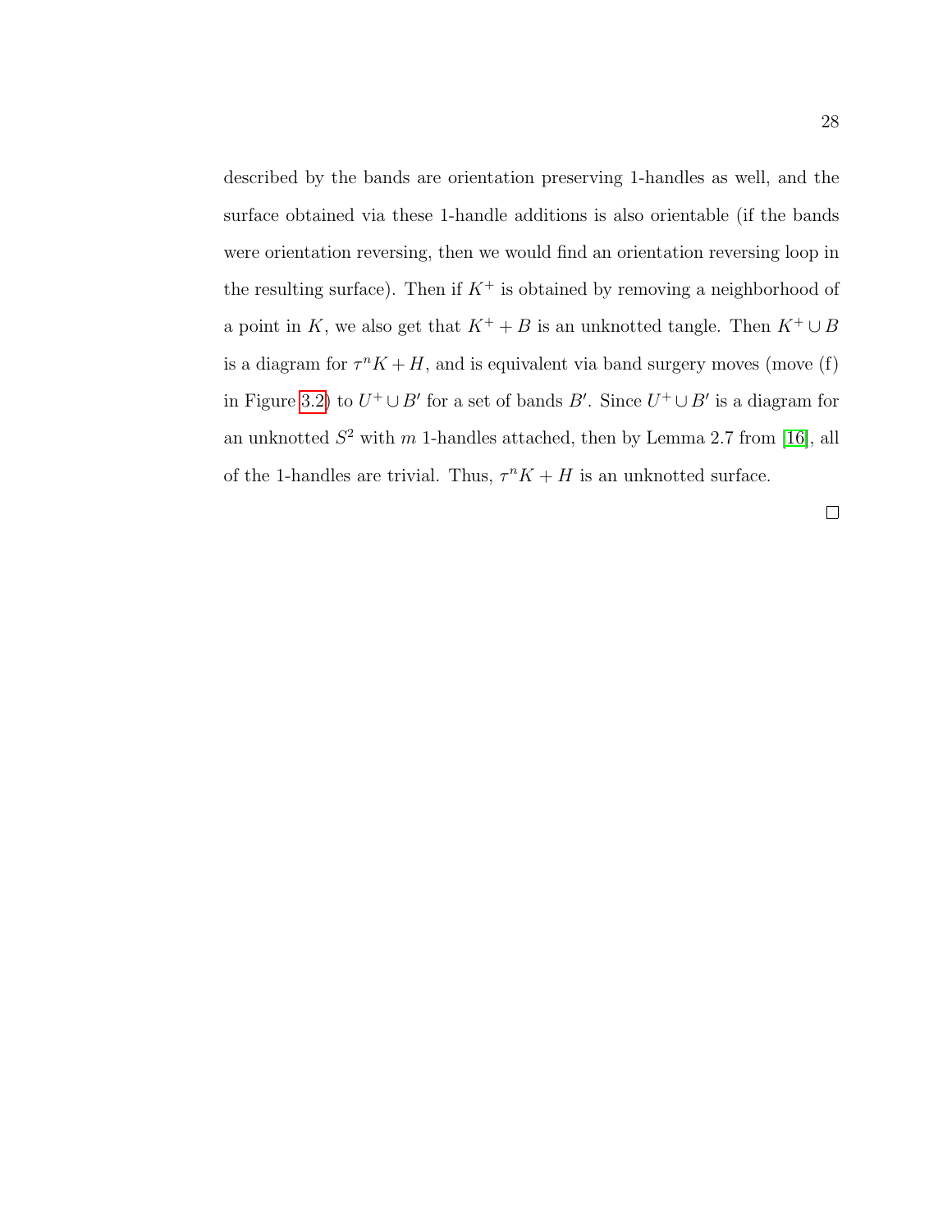described by the bands are orientation preserving 1-handles as well, and the surface obtained via these 1-handle additions is also orientable (if the bands were orientation reversing, then we would find an orientation reversing loop in the resulting surface). Then if $K^+$ is obtained by removing a neighborhood of a point in $K$, we also get that $K^+ + B$ is an unknotted tangle. Then $K^+ \cup B$ is a diagram for $\tau^n K + H$, and is equivalent via band surgery moves (move (f) in Figure 3.2) to $U^+ \cup B'$ for a set of bands $B'$. Since $U^+ \cup B'$ is a diagram for an unknotted $S^2$ with $m$ 1-handles attached, then by Lemma 2.7 from [16], all of the 1-handles are trivial. Thus, $\tau^n K + H$ is an unknotted surface.

□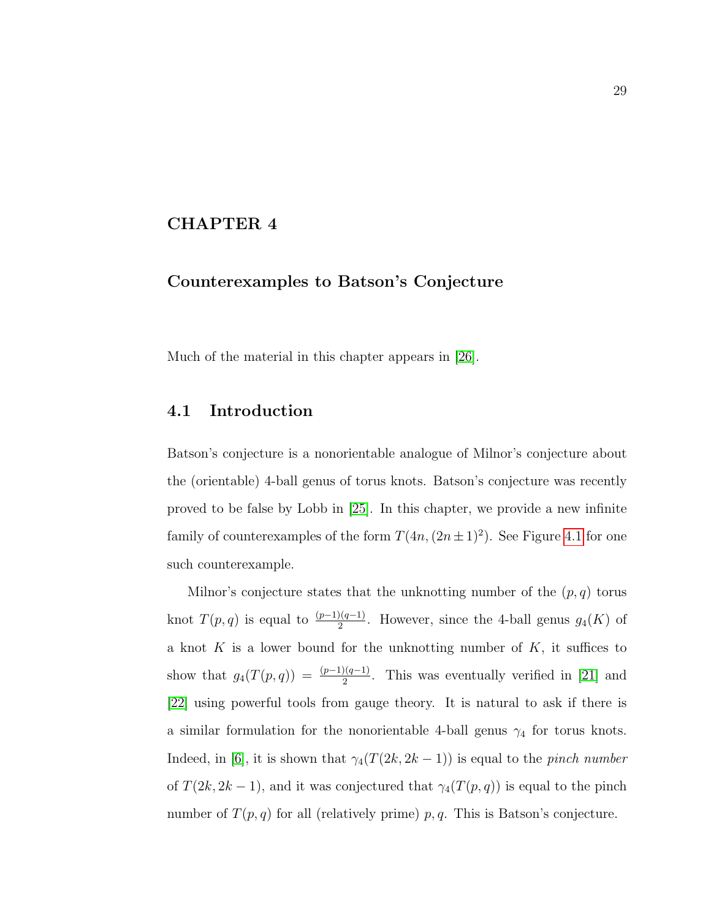# CHAPTER 4

## Counterexamples to Batson's Conjecture

Much of the material in this chapter appears in [26].

### 4.1 Introduction

Batson's conjecture is a nonorientable analogue of Milnor's conjecture about the (orientable) 4-ball genus of torus knots. Batson's conjecture was recently proved to be false by Lobb in [25]. In this chapter, we provide a new infinite family of counterexamples of the form $T(4n, (2n \pm 1)^2)$. See Figure 4.1 for one such counterexample.

Milnor's conjecture states that the unknotting number of the $(p, q)$ torus knot $T(p, q)$ is equal to $\frac{(p-1)(q-1)}{2}$. However, since the 4-ball genus $g_4(K)$ of a knot $K$ is a lower bound for the unknotting number of $K$, it suffices to show that $g_4(T(p, q)) = \frac{(p-1)(q-1)}{2}$. This was eventually verified in [21] and [22] using powerful tools from gauge theory. It is natural to ask if there is a similar formulation for the nonorientable 4-ball genus $\gamma_4$ for torus knots. Indeed, in [6], it is shown that $\gamma_4(T(2k, 2k-1))$ is equal to the *pinch number* of $T(2k, 2k-1)$, and it was conjectured that $\gamma_4(T(p, q))$ is equal to the pinch number of $T(p, q)$ for all (relatively prime) $p, q$. This is Batson's conjecture.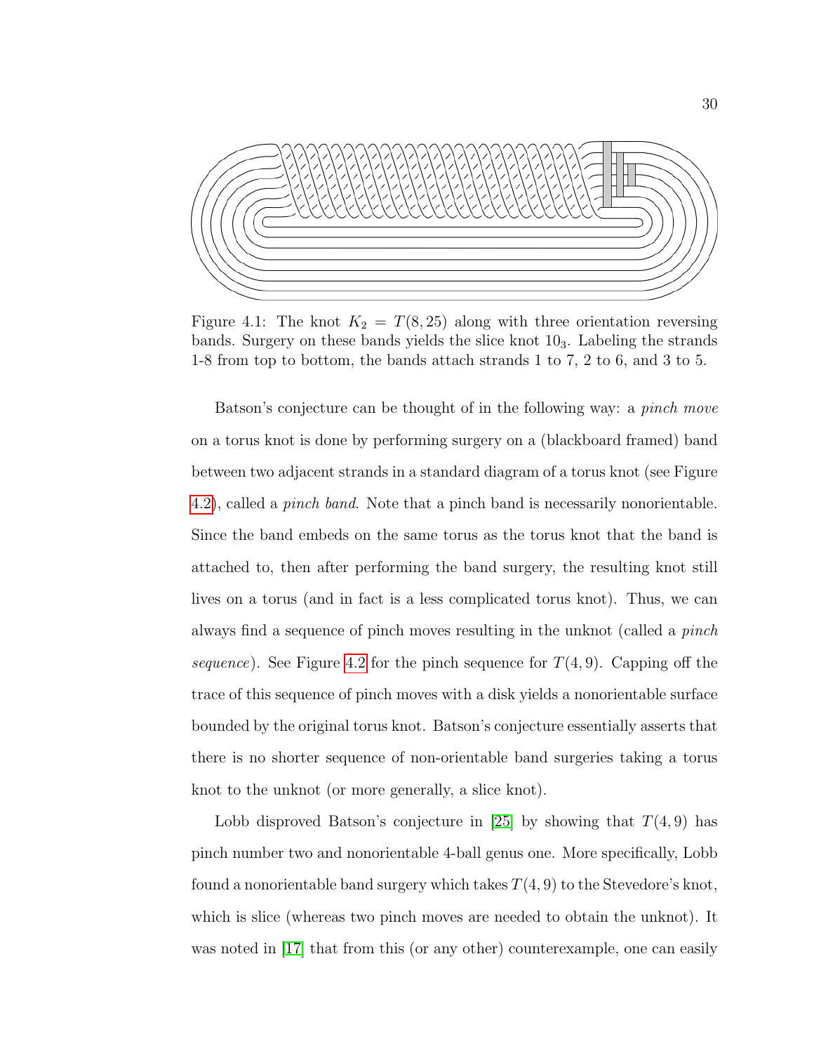Figure 4.1: The knot $K_2 = T(8, 25)$ along with three orientation reversing bands. Surgery on these bands yields the slice knot $10_3$. Labeling the strands 1-8 from top to bottom, the bands attach strands 1 to 7, 2 to 6, and 3 to 5.

Batson's conjecture can be thought of in the following way: a *pinch move* on a torus knot is done by performing surgery on a (blackboard framed) band between two adjacent strands in a standard diagram of a torus knot (see Figure 4.2), called a *pinch band*. Note that a pinch band is necessarily nonorientable. Since the band embeds on the same torus as the torus knot that the band is attached to, then after performing the band surgery, the resulting knot still lives on a torus (and in fact is a less complicated torus knot). Thus, we can always find a sequence of pinch moves resulting in the unknot (called a *pinch sequence*). See Figure 4.2 for the pinch sequence for $T(4, 9)$. Capping off the trace of this sequence of pinch moves with a disk yields a nonorientable surface bounded by the original torus knot. Batson's conjecture essentially asserts that there is no shorter sequence of non-orientable band surgeries taking a torus knot to the unknot (or more generally, a slice knot).

Lobb disproved Batson's conjecture in [25] by showing that $T(4, 9)$ has pinch number two and nonorientable 4-ball genus one. More specifically, Lobb found a nonorientable band surgery which takes $T(4, 9)$ to the Stevedore's knot, which is slice (whereas two pinch moves are needed to obtain the unknot). It was noted in [17] that from this (or any other) counterexample, one can easily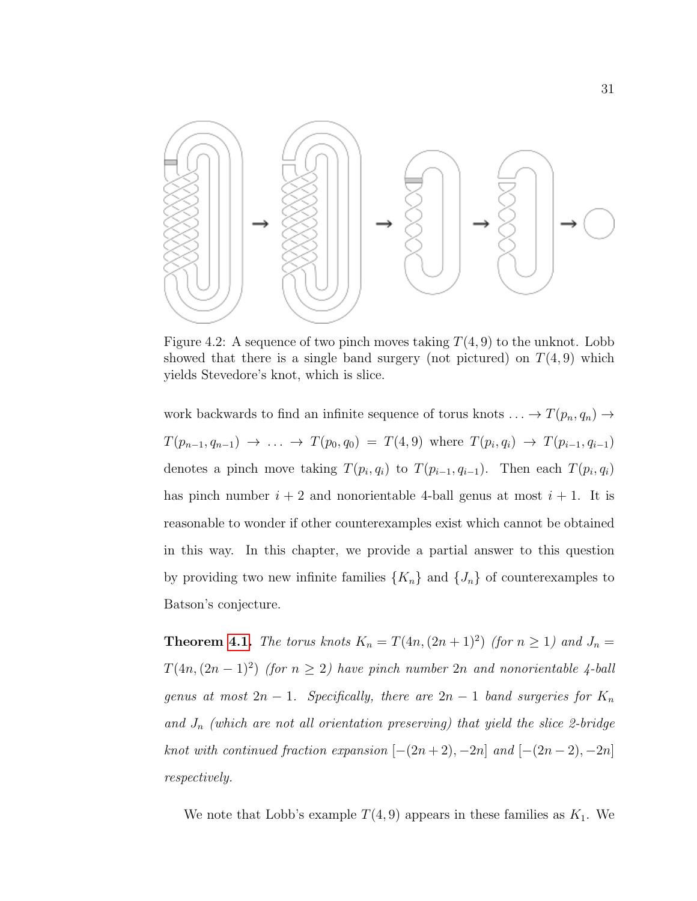Figure 4.2: A sequence of two pinch moves taking $T(4,9)$ to the unknot. Lobb showed that there is a single band surgery (not pictured) on $T(4,9)$ which yields Stevedore's knot, which is slice.

work backwards to find an infinite sequence of torus knots $\ldots \to T(p_n, q_n) \to T(p_{n-1}, q_{n-1}) \to \ldots \to T(p_0, q_0) = T(4,9)$ where $T(p_i, q_i) \to T(p_{i-1}, q_{i-1})$ denotes a pinch move taking $T(p_i, q_i)$ to $T(p_{i-1}, q_{i-1})$. Then each $T(p_i, q_i)$ has pinch number $i+2$ and nonorientable 4-ball genus at most $i+1$. It is reasonable to wonder if other counterexamples exist which cannot be obtained in this way. In this chapter, we provide a partial answer to this question by providing two new infinite families $\{K_n\}$ and $\{J_n\}$ of counterexamples to Batson's conjecture.

**Theorem 4.1.** *The torus knots $K_n = T(4n, (2n+1)^2)$ (for $n \geq 1$) and $J_n = T(4n, (2n-1)^2)$ (for $n \geq 2$) have pinch number $2n$ and nonorientable 4-ball genus at most $2n-1$. Specifically, there are $2n-1$ band surgeries for $K_n$ and $J_n$ (which are not all orientation preserving) that yield the slice 2-bridge knot with continued fraction expansion $[-(2n+2), -2n]$ and $[-(2n-2), -2n]$ respectively.*

We note that Lobb's example $T(4,9)$ appears in these families as $K_1$. We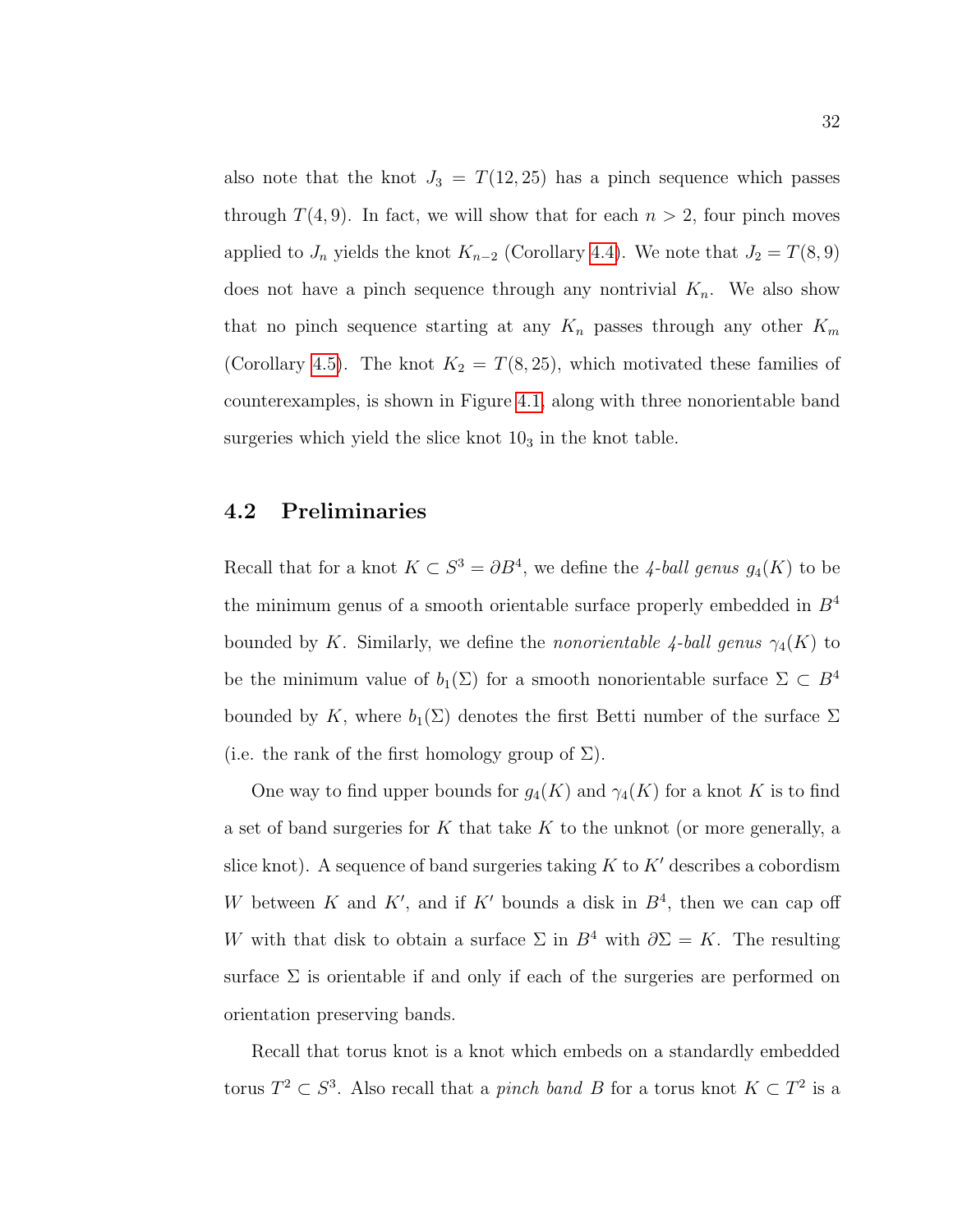also note that the knot $J_3 = T(12, 25)$ has a pinch sequence which passes through $T(4, 9)$. In fact, we will show that for each $n > 2$, four pinch moves applied to $J_n$ yields the knot $K_{n-2}$ (Corollary 4.4). We note that $J_2 = T(8, 9)$ does not have a pinch sequence through any nontrivial $K_n$. We also show that no pinch sequence starting at any $K_n$ passes through any other $K_m$ (Corollary 4.5). The knot $K_2 = T(8, 25)$, which motivated these families of counterexamples, is shown in Figure 4.1, along with three nonorientable band surgeries which yield the slice knot $10_3$ in the knot table.

## 4.2 Preliminaries

Recall that for a knot $K \subset S^3 = \partial B^4$, we define the *4-ball genus* $g_4(K)$ to be the minimum genus of a smooth orientable surface properly embedded in $B^4$ bounded by $K$. Similarly, we define the *nonorientable 4-ball genus* $\gamma_4(K)$ to be the minimum value of $b_1(\Sigma)$ for a smooth nonorientable surface $\Sigma \subset B^4$ bounded by $K$, where $b_1(\Sigma)$ denotes the first Betti number of the surface $\Sigma$ (i.e. the rank of the first homology group of $\Sigma$).

One way to find upper bounds for $g_4(K)$ and $\gamma_4(K)$ for a knot $K$ is to find a set of band surgeries for $K$ that take $K$ to the unknot (or more generally, a slice knot). A sequence of band surgeries taking $K$ to $K'$ describes a cobordism $W$ between $K$ and $K'$, and if $K'$ bounds a disk in $B^4$, then we can cap off $W$ with that disk to obtain a surface $\Sigma$ in $B^4$ with $\partial\Sigma = K$. The resulting surface $\Sigma$ is orientable if and only if each of the surgeries are performed on orientation preserving bands.

Recall that torus knot is a knot which embeds on a standardly embedded torus $T^2 \subset S^3$. Also recall that a *pinch band* $B$ for a torus knot $K \subset T^2$ is a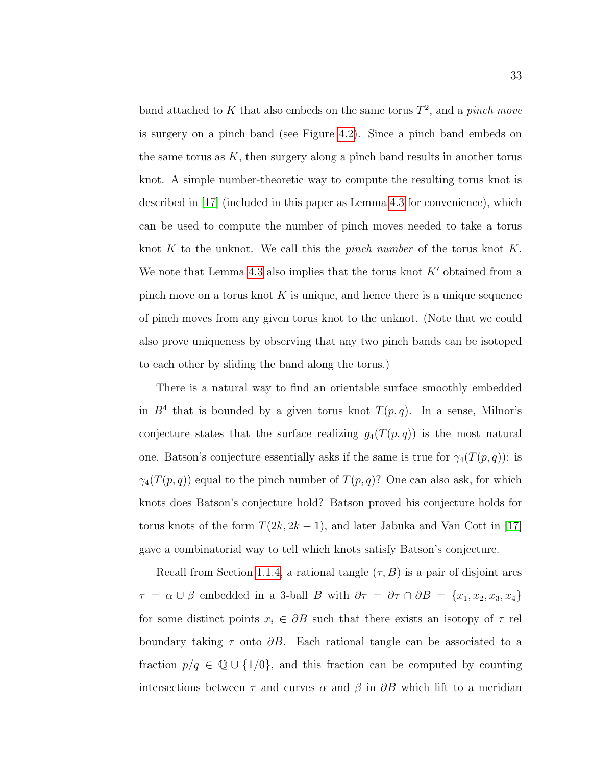band attached to $K$ that also embeds on the same torus $T^2$, and a *pinch move* is surgery on a pinch band (see Figure 4.2). Since a pinch band embeds on the same torus as $K$, then surgery along a pinch band results in another torus knot. A simple number-theoretic way to compute the resulting torus knot is described in [17] (included in this paper as Lemma 4.3 for convenience), which can be used to compute the number of pinch moves needed to take a torus knot $K$ to the unknot. We call this the *pinch number* of the torus knot $K$. We note that Lemma 4.3 also implies that the torus knot $K'$ obtained from a pinch move on a torus knot $K$ is unique, and hence there is a unique sequence of pinch moves from any given torus knot to the unknot. (Note that we could also prove uniqueness by observing that any two pinch bands can be isotoped to each other by sliding the band along the torus.)

There is a natural way to find an orientable surface smoothly embedded in $B^4$ that is bounded by a given torus knot $T(p, q)$. In a sense, Milnor's conjecture states that the surface realizing $g_4(T(p, q))$ is the most natural one. Batson's conjecture essentially asks if the same is true for $\gamma_4(T(p, q))$: is $\gamma_4(T(p, q))$ equal to the pinch number of $T(p, q)$? One can also ask, for which knots does Batson's conjecture hold? Batson proved his conjecture holds for torus knots of the form $T(2k, 2k-1)$, and later Jabuka and Van Cott in [17] gave a combinatorial way to tell which knots satisfy Batson's conjecture.

Recall from Section 1.1.4, a rational tangle $(\tau, B)$ is a pair of disjoint arcs $\tau = \alpha \cup \beta$ embedded in a 3-ball $B$ with $\partial\tau = \partial\tau \cap \partial B = \{x_1, x_2, x_3, x_4\}$ for some distinct points $x_i \in \partial B$ such that there exists an isotopy of $\tau$ rel boundary taking $\tau$ onto $\partial B$. Each rational tangle can be associated to a fraction $p/q \in \mathbb{Q} \cup \{1/0\}$, and this fraction can be computed by counting intersections between $\tau$ and curves $\alpha$ and $\beta$ in $\partial B$ which lift to a meridian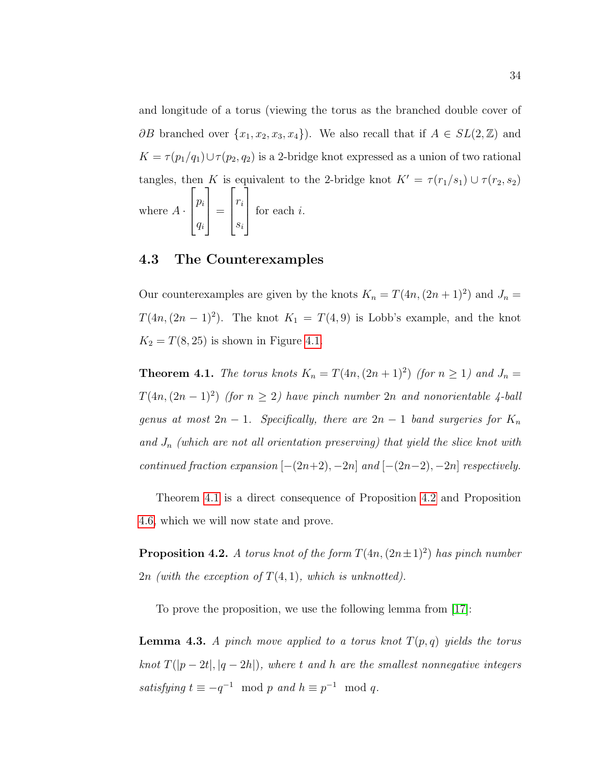and longitude of a torus (viewing the torus as the branched double cover of $\partial B$ branched over $\{x_1, x_2, x_3, x_4\}$). We also recall that if $A \in SL(2, \mathbb{Z})$ and $K = \tau(p_1/q_1) \cup \tau(p_2, q_2)$ is a 2-bridge knot expressed as a union of two rational tangles, then $K$ is equivalent to the 2-bridge knot $K' = \tau(r_1/s_1) \cup \tau(r_2, s_2)$ where $A \cdot \begin{bmatrix} p_i \\ q_i \end{bmatrix} = \begin{bmatrix} r_i \\ s_i \end{bmatrix}$ for each $i$.

## 4.3 The Counterexamples

Our counterexamples are given by the knots $K_n = T(4n, (2n+1)^2)$ and $J_n = T(4n, (2n-1)^2)$. The knot $K_1 = T(4, 9)$ is Lobb's example, and the knot $K_2 = T(8, 25)$ is shown in Figure 4.1.

**Theorem 4.1.** *The torus knots $K_n = T(4n, (2n+1)^2)$ (for $n \geq 1$) and $J_n = T(4n, (2n-1)^2)$ (for $n \geq 2$) have pinch number $2n$ and nonorientable 4-ball genus at most $2n-1$. Specifically, there are $2n-1$ band surgeries for $K_n$ and $J_n$ (which are not all orientation preserving) that yield the slice knot with continued fraction expansion $[-(2n+2), -2n]$ and $[-(2n-2), -2n]$ respectively.*

Theorem 4.1 is a direct consequence of Proposition 4.2 and Proposition 4.6, which we will now state and prove.

**Proposition 4.2.** *A torus knot of the form $T(4n, (2n \pm 1)^2)$ has pinch number $2n$ (with the exception of $T(4, 1)$, which is unknotted).*

To prove the proposition, we use the following lemma from [17]:

**Lemma 4.3.** *A pinch move applied to a torus knot $T(p, q)$ yields the torus knot $T(|p - 2t|, |q - 2h|)$, where $t$ and $h$ are the smallest nonnegative integers satisfying $t \equiv -q^{-1} \mod p$ and $h \equiv p^{-1} \mod q$.*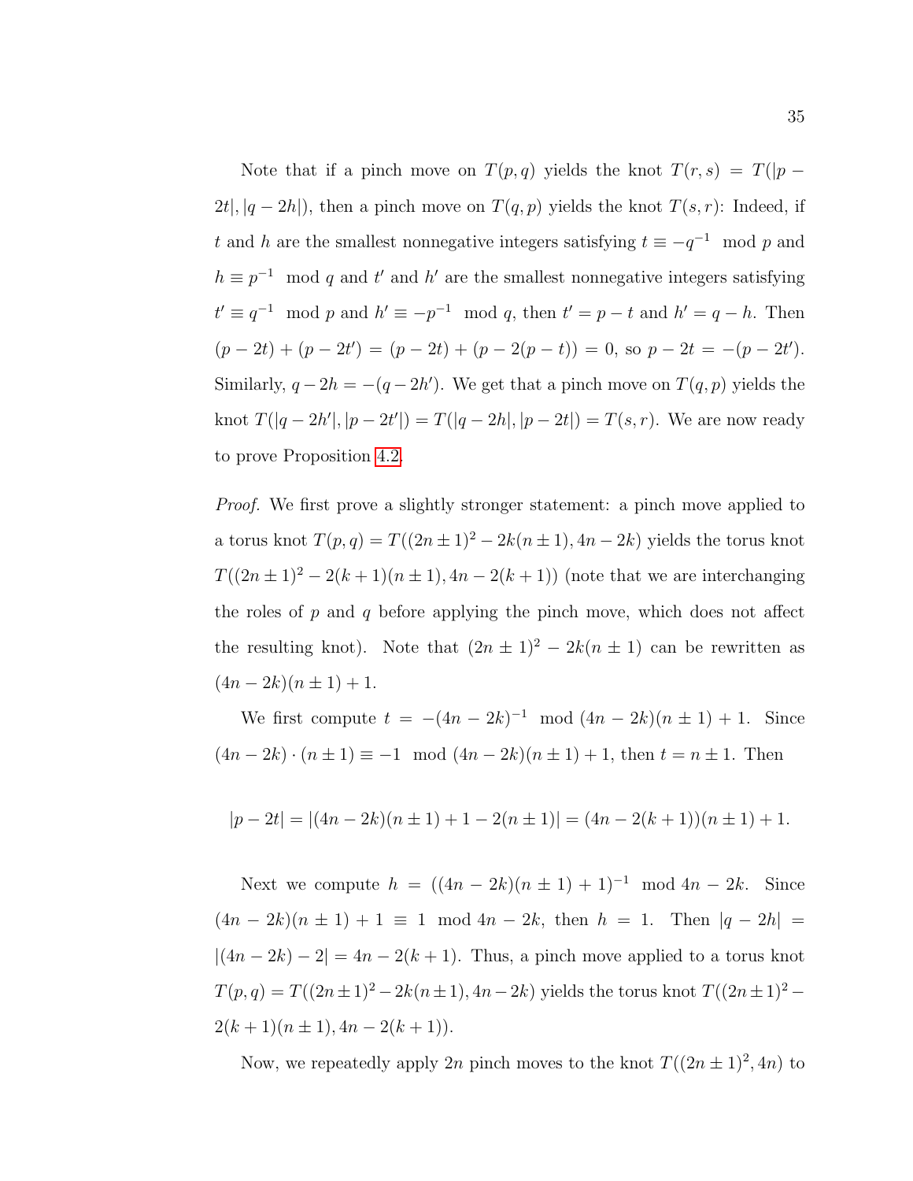Note that if a pinch move on $T(p,q)$ yields the knot $T(r,s) = T(|p - 2t|, |q-2h|)$, then a pinch move on $T(q,p)$ yields the knot $T(s,r)$: Indeed, if $t$ and $h$ are the smallest nonnegative integers satisfying $t \equiv -q^{-1} \mod p$ and $h \equiv p^{-1} \mod q$ and $t'$ and $h'$ are the smallest nonnegative integers satisfying $t' \equiv q^{-1} \mod p$ and $h' \equiv -p^{-1} \mod q$, then $t' = p - t$ and $h' = q - h$. Then $(p-2t) + (p-2t') = (p-2t) + (p - 2(p-t)) = 0$, so $p - 2t = -(p-2t')$. Similarly, $q - 2h = -(q-2h')$. We get that a pinch move on $T(q,p)$ yields the knot $T(|q-2h'|, |p-2t'|) = T(|q-2h|, |p-2t|) = T(s,r)$. We are now ready to prove Proposition 4.2.

*Proof.* We first prove a slightly stronger statement: a pinch move applied to a torus knot $T(p,q) = T((2n\pm1)^2 - 2k(n\pm1), 4n-2k)$ yields the torus knot $T((2n\pm1)^2 - 2(k+1)(n\pm1), 4n-2(k+1))$ (note that we are interchanging the roles of $p$ and $q$ before applying the pinch move, which does not affect the resulting knot). Note that $(2n\pm1)^2 - 2k(n\pm1)$ can be rewritten as $(4n-2k)(n\pm1)+1$.

We first compute $t = -(4n-2k)^{-1} \mod (4n-2k)(n\pm1)+1$. Since $(4n-2k)\cdot(n\pm1) \equiv -1 \mod (4n-2k)(n\pm1)+1$, then $t = n\pm1$. Then

$$|p - 2t| = |(4n-2k)(n\pm1) + 1 - 2(n\pm1)| = (4n - 2(k+1))(n\pm1) + 1.$$

Next we compute $h = ((4n-2k)(n\pm1)+1)^{-1} \mod 4n-2k$. Since $(4n-2k)(n\pm1)+1 \equiv 1 \mod 4n-2k$, then $h = 1$. Then $|q-2h| = |(4n-2k)-2| = 4n-2(k+1)$. Thus, a pinch move applied to a torus knot $T(p,q) = T((2n\pm1)^2 - 2k(n\pm1), 4n-2k)$ yields the torus knot $T((2n\pm1)^2 - 2(k+1)(n\pm1), 4n-2(k+1))$.

Now, we repeatedly apply $2n$ pinch moves to the knot $T((2n\pm1)^2, 4n)$ to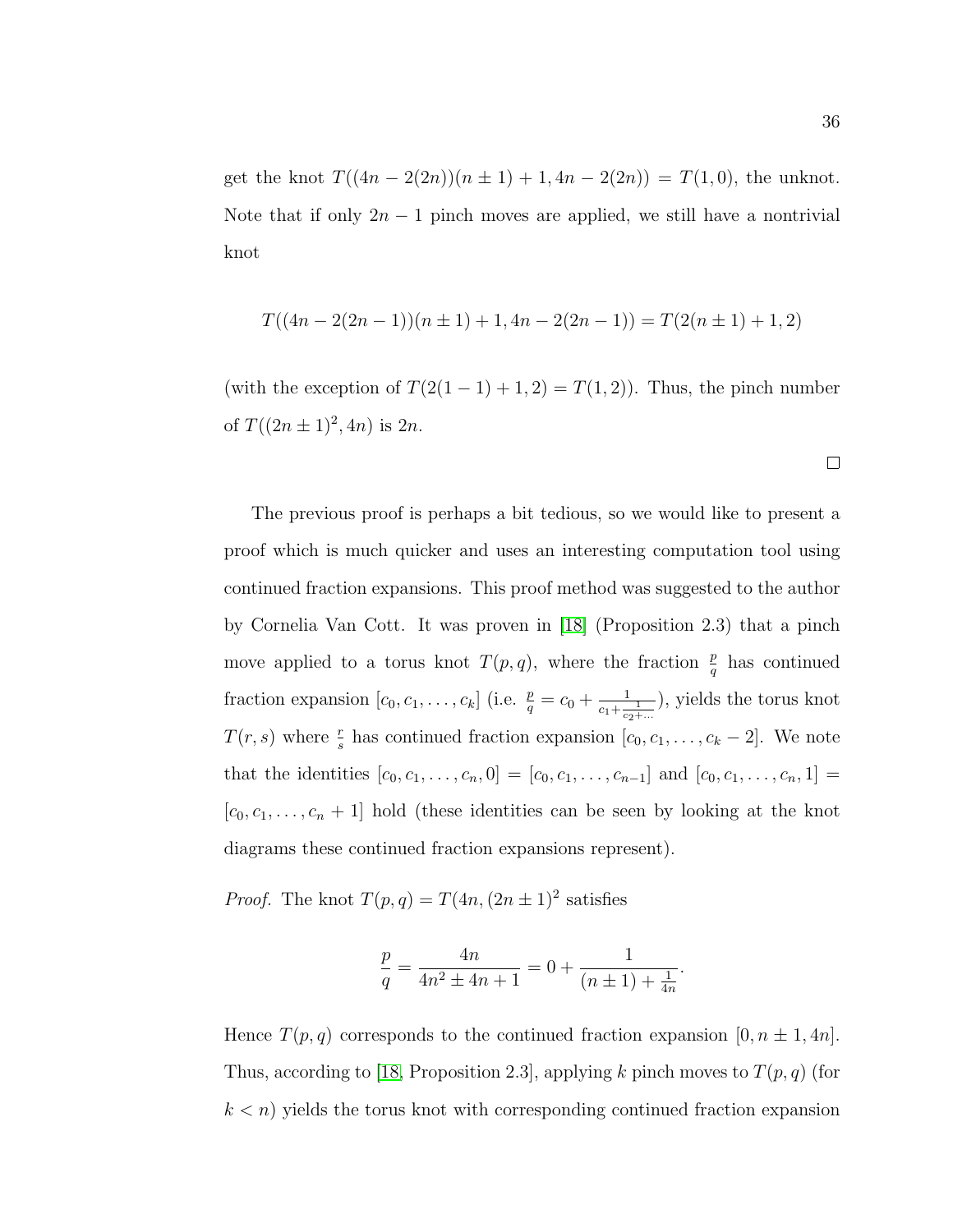get the knot $T((4n - 2(2n))(n \pm 1) + 1, 4n - 2(2n)) = T(1, 0)$, the unknot. Note that if only $2n - 1$ pinch moves are applied, we still have a nontrivial knot

$$T((4n - 2(2n-1))(n \pm 1) + 1, 4n - 2(2n-1)) = T(2(n \pm 1) + 1, 2)$$

(with the exception of $T(2(1-1)+1, 2) = T(1, 2)$). Thus, the pinch number of $T((2n \pm 1)^2, 4n)$ is $2n$.

□

The previous proof is perhaps a bit tedious, so we would like to present a proof which is much quicker and uses an interesting computation tool using continued fraction expansions. This proof method was suggested to the author by Cornelia Van Cott. It was proven in [18] (Proposition 2.3) that a pinch move applied to a torus knot $T(p, q)$, where the fraction $\frac{p}{q}$ has continued fraction expansion $[c_0, c_1, \ldots, c_k]$ (i.e. $\frac{p}{q} = c_0 + \frac{1}{c_1 + \frac{1}{c_2 + \ldots}}$), yields the torus knot $T(r, s)$ where $\frac{r}{s}$ has continued fraction expansion $[c_0, c_1, \ldots, c_k - 2]$. We note that the identities $[c_0, c_1, \ldots, c_n, 0] = [c_0, c_1, \ldots, c_{n-1}]$ and $[c_0, c_1, \ldots, c_n, 1] = [c_0, c_1, \ldots, c_n + 1]$ hold (these identities can be seen by looking at the knot diagrams these continued fraction expansions represent).

*Proof.* The knot $T(p, q) = T(4n, (2n \pm 1)^2$ satisfies

$$\frac{p}{q} = \frac{4n}{4n^2 \pm 4n + 1} = 0 + \frac{1}{(n \pm 1) + \frac{1}{4n}}.$$

Hence $T(p, q)$ corresponds to the continued fraction expansion $[0, n \pm 1, 4n]$. Thus, according to [18, Proposition 2.3], applying $k$ pinch moves to $T(p, q)$ (for $k < n$) yields the torus knot with corresponding continued fraction expansion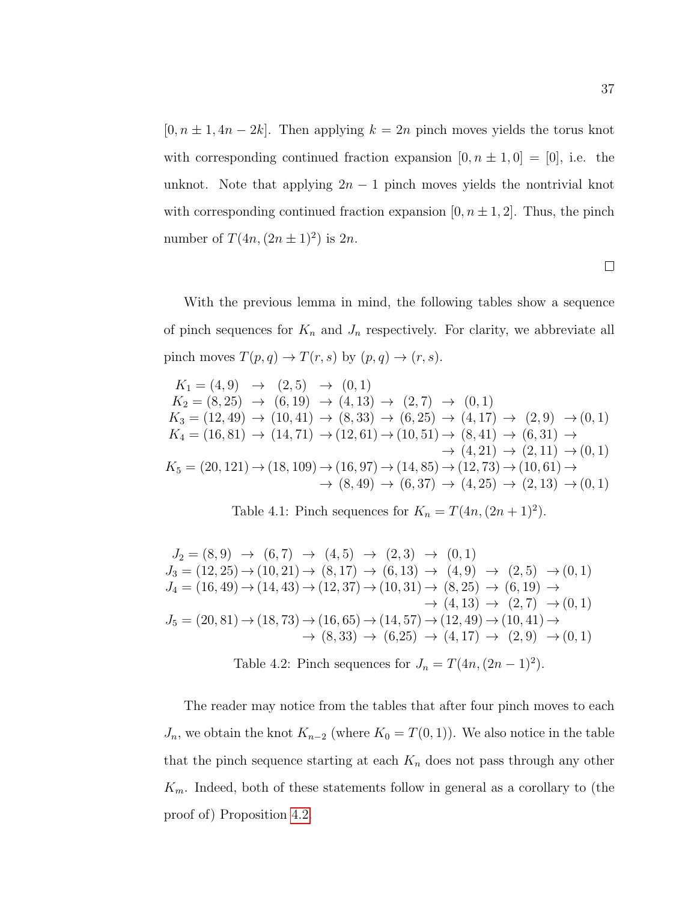$[0, n \pm 1, 4n - 2k]$. Then applying $k = 2n$ pinch moves yields the torus knot with corresponding continued fraction expansion $[0, n \pm 1, 0] = [0]$, i.e. the unknot. Note that applying $2n - 1$ pinch moves yields the nontrivial knot with corresponding continued fraction expansion $[0, n \pm 1, 2]$. Thus, the pinch number of $T(4n, (2n \pm 1)^2)$ is $2n$.

□

With the previous lemma in mind, the following tables show a sequence of pinch sequences for $K_n$ and $J_n$ respectively. For clarity, we abbreviate all pinch moves $T(p, q) \to T(r, s)$ by $(p, q) \to (r, s)$.

$$
\begin{aligned}
K_1 = (4,9) &\to (2,5) \to (0,1) \\
K_2 = (8,25) &\to (6,19) \to (4,13) \to (2,7) \to (0,1) \\
K_3 = (12,49) &\to (10,41) \to (8,33) \to (6,25) \to (4,17) \to (2,9) \to (0,1) \\
K_4 = (16,81) &\to (14,71) \to (12,61) \to (10,51) \to (8,41) \to (6,31) \to \\
&\to (4,21) \to (2,11) \to (0,1) \\
K_5 = (20,121) &\to (18,109) \to (16,97) \to (14,85) \to (12,73) \to (10,61) \to \\
&\to (8,49) \to (6,37) \to (4,25) \to (2,13) \to (0,1)
\end{aligned}
$$

Table 4.1: Pinch sequences for $K_n = T(4n, (2n + 1)^2)$.

$$
\begin{aligned}
J_2 = (8,9) &\to (6,7) \to (4,5) \to (2,3) \to (0,1) \\
J_3 = (12,25) &\to (10,21) \to (8,17) \to (6,13) \to (4,9) \to (2,5) \to (0,1) \\
J_4 = (16,49) &\to (14,43) \to (12,37) \to (10,31) \to (8,25) \to (6,19) \to \\
&\to (4,13) \to (2,7) \to (0,1) \\
J_5 = (20,81) &\to (18,73) \to (16,65) \to (14,57) \to (12,49) \to (10,41) \to \\
&\to (8,33) \to (6,25) \to (4,17) \to (2,9) \to (0,1)
\end{aligned}
$$

Table 4.2: Pinch sequences for $J_n = T(4n, (2n - 1)^2)$.

The reader may notice from the tables that after four pinch moves to each $J_n$, we obtain the knot $K_{n-2}$ (where $K_0 = T(0, 1)$). We also notice in the table that the pinch sequence starting at each $K_n$ does not pass through any other $K_m$. Indeed, both of these statements follow in general as a corollary to (the proof of) Proposition 4.2.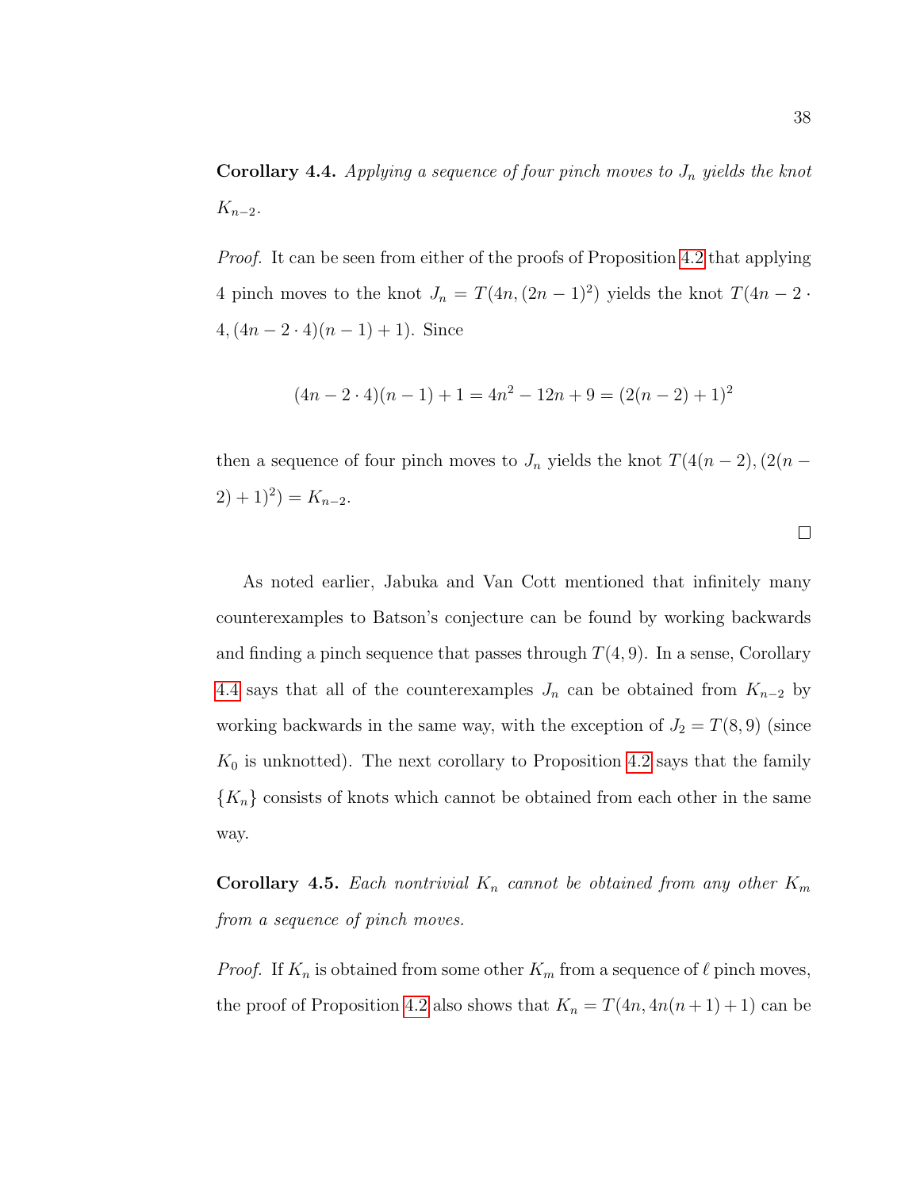**Corollary 4.4.** *Applying a sequence of four pinch moves to $J_n$ yields the knot $K_{n-2}$.*

*Proof.* It can be seen from either of the proofs of Proposition 4.2 that applying 4 pinch moves to the knot $J_n = T(4n, (2n-1)^2)$ yields the knot $T(4n - 2 \cdot 4, (4n - 2 \cdot 4)(n-1) + 1)$. Since

$$(4n - 2 \cdot 4)(n-1) + 1 = 4n^2 - 12n + 9 = (2(n-2) + 1)^2$$

then a sequence of four pinch moves to $J_n$ yields the knot $T(4(n-2), (2(n-2)+1)^2) = K_{n-2}$.

□

As noted earlier, Jabuka and Van Cott mentioned that infinitely many counterexamples to Batson's conjecture can be found by working backwards and finding a pinch sequence that passes through $T(4, 9)$. In a sense, Corollary 4.4 says that all of the counterexamples $J_n$ can be obtained from $K_{n-2}$ by working backwards in the same way, with the exception of $J_2 = T(8, 9)$ (since $K_0$ is unknotted). The next corollary to Proposition 4.2 says that the family $\{K_n\}$ consists of knots which cannot be obtained from each other in the same way.

**Corollary 4.5.** *Each nontrivial $K_n$ cannot be obtained from any other $K_m$ from a sequence of pinch moves.*

*Proof.* If $K_n$ is obtained from some other $K_m$ from a sequence of $\ell$ pinch moves, the proof of Proposition 4.2 also shows that $K_n = T(4n, 4n(n+1)+1)$ can be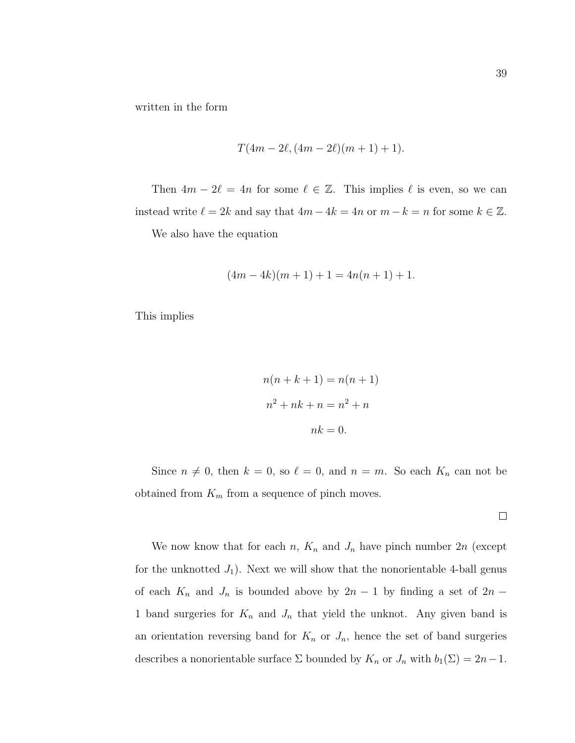written in the form

$$T(4m - 2\ell, (4m - 2\ell)(m + 1) + 1).$$

Then $4m - 2\ell = 4n$ for some $\ell \in \mathbb{Z}$. This implies $\ell$ is even, so we can instead write $\ell = 2k$ and say that $4m - 4k = 4n$ or $m - k = n$ for some $k \in \mathbb{Z}$.

We also have the equation

$$(4m - 4k)(m + 1) + 1 = 4n(n + 1) + 1.$$

This implies

$$\begin{aligned}
n(n + k + 1) &= n(n + 1) \\
n^2 + nk + n &= n^2 + n \\
nk &= 0.
\end{aligned}$$

Since $n \neq 0$, then $k = 0$, so $\ell = 0$, and $n = m$. So each $K_n$ can not be obtained from $K_m$ from a sequence of pinch moves.

□

We now know that for each $n$, $K_n$ and $J_n$ have pinch number $2n$ (except for the unknotted $J_1$). Next we will show that the nonorientable 4-ball genus of each $K_n$ and $J_n$ is bounded above by $2n - 1$ by finding a set of $2n - 1$ band surgeries for $K_n$ and $J_n$ that yield the unknot. Any given band is an orientation reversing band for $K_n$ or $J_n$, hence the set of band surgeries describes a nonorientable surface $\Sigma$ bounded by $K_n$ or $J_n$ with $b_1(\Sigma) = 2n-1$.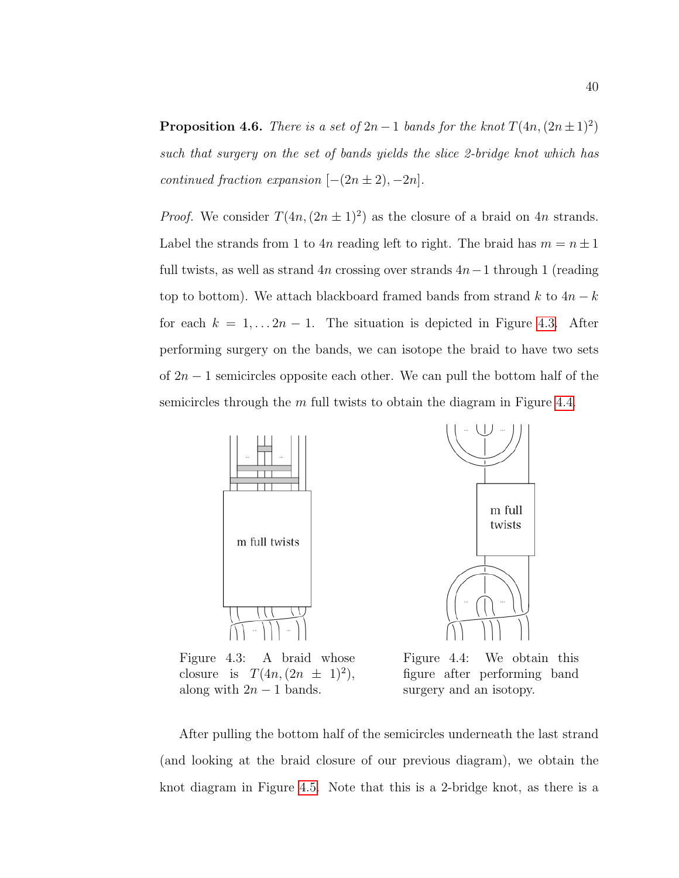**Proposition 4.6.** *There is a set of $2n-1$ bands for the knot $T(4n,(2n\pm 1)^2)$ such that surgery on the set of bands yields the slice 2-bridge knot which has continued fraction expansion $[-(2n\pm 2), -2n]$.*

*Proof.* We consider $T(4n,(2n\pm 1)^2)$ as the closure of a braid on $4n$ strands. Label the strands from 1 to $4n$ reading left to right. The braid has $m = n \pm 1$ full twists, as well as strand $4n$ crossing over strands $4n-1$ through 1 (reading top to bottom). We attach blackboard framed bands from strand $k$ to $4n-k$ for each $k = 1, \ldots 2n-1$. The situation is depicted in Figure 4.3. After performing surgery on the bands, we can isotope the braid to have two sets of $2n-1$ semicircles opposite each other. We can pull the bottom half of the semicircles through the $m$ full twists to obtain the diagram in Figure 4.4.

Figure 4.3: A braid whose closure is $T(4n,(2n \pm 1)^2)$, along with $2n-1$ bands.

Figure 4.4: We obtain this figure after performing band surgery and an isotopy.

After pulling the bottom half of the semicircles underneath the last strand (and looking at the braid closure of our previous diagram), we obtain the knot diagram in Figure 4.5. Note that this is a 2-bridge knot, as there is a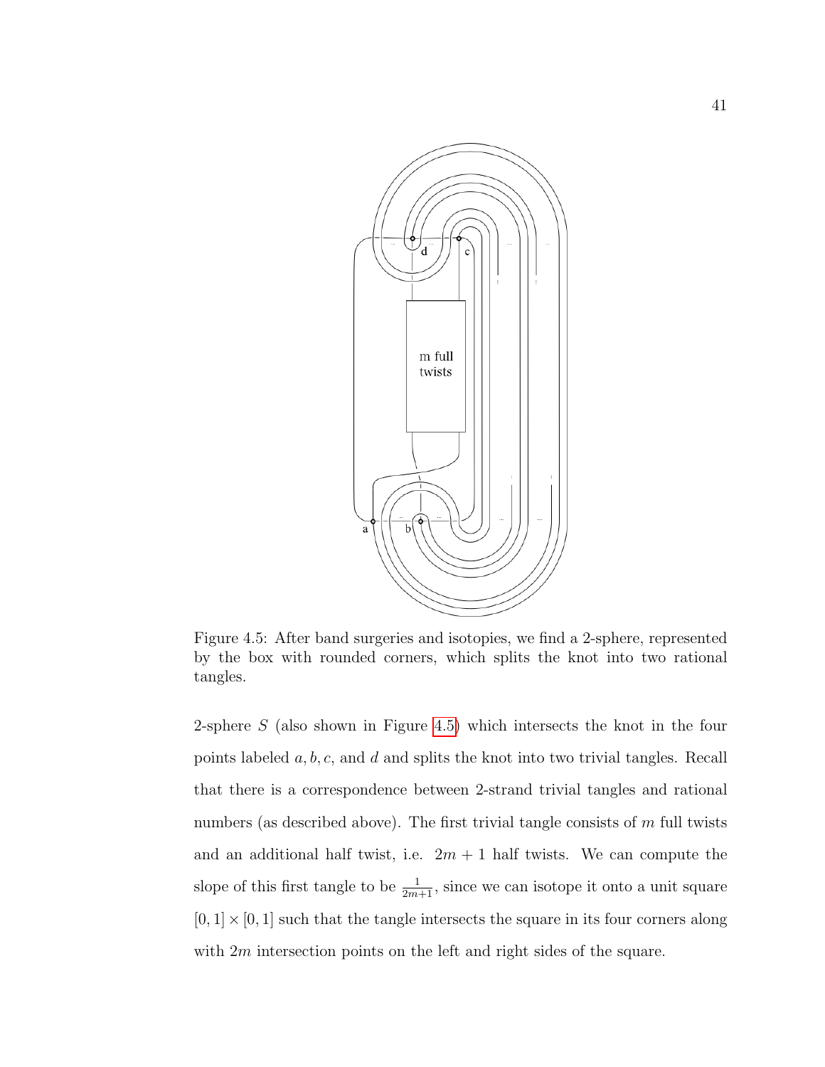Figure 4.5: After band surgeries and isotopies, we find a 2-sphere, represented by the box with rounded corners, which splits the knot into two rational tangles.

2-sphere $S$ (also shown in Figure 4.5) which intersects the knot in the four points labeled $a, b, c$, and $d$ and splits the knot into two trivial tangles. Recall that there is a correspondence between 2-strand trivial tangles and rational numbers (as described above). The first trivial tangle consists of $m$ full twists and an additional half twist, i.e. $2m + 1$ half twists. We can compute the slope of this first tangle to be $\frac{1}{2m+1}$, since we can isotope it onto a unit square $[0, 1] \times [0, 1]$ such that the tangle intersects the square in its four corners along with $2m$ intersection points on the left and right sides of the square.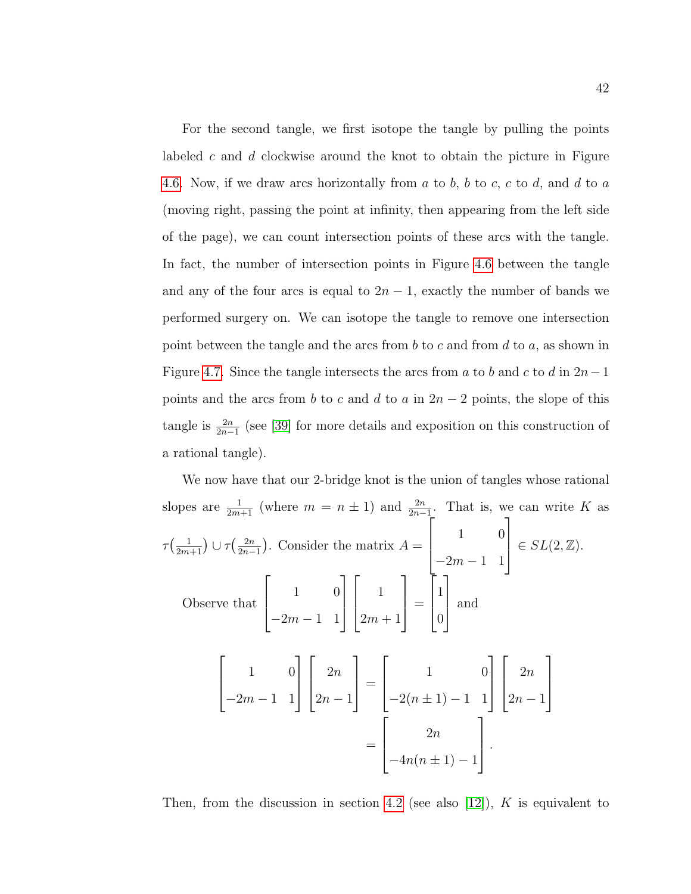For the second tangle, we first isotope the tangle by pulling the points labeled $c$ and $d$ clockwise around the knot to obtain the picture in Figure 4.6. Now, if we draw arcs horizontally from $a$ to $b$, $b$ to $c$, $c$ to $d$, and $d$ to $a$ (moving right, passing the point at infinity, then appearing from the left side of the page), we can count intersection points of these arcs with the tangle. In fact, the number of intersection points in Figure 4.6 between the tangle and any of the four arcs is equal to $2n-1$, exactly the number of bands we performed surgery on. We can isotope the tangle to remove one intersection point between the tangle and the arcs from $b$ to $c$ and from $d$ to $a$, as shown in Figure 4.7. Since the tangle intersects the arcs from $a$ to $b$ and $c$ to $d$ in $2n-1$ points and the arcs from $b$ to $c$ and $d$ to $a$ in $2n-2$ points, the slope of this tangle is $\frac{2n}{2n-1}$ (see [39] for more details and exposition on this construction of a rational tangle).

We now have that our 2-bridge knot is the union of tangles whose rational slopes are $\frac{1}{2m+1}$ (where $m = n \pm 1$) and $\frac{2n}{2n-1}$. That is, we can write $K$ as $\tau\big(\frac{1}{2m+1}\big) \cup \tau\big(\frac{2n}{2n-1}\big)$. Consider the matrix $A = \begin{bmatrix} 1 & 0 \\ -2m-1 & 1 \end{bmatrix} \in SL(2, \mathbb{Z})$.

Observe that $\begin{bmatrix} 1 & 0 \\ -2m-1 & 1 \end{bmatrix} \begin{bmatrix} 1 \\ 2m+1 \end{bmatrix} = \begin{bmatrix} 1 \\ 0 \end{bmatrix}$ and

$$\begin{bmatrix} 1 & 0 \\ -2m-1 & 1 \end{bmatrix} \begin{bmatrix} 2n \\ 2n-1 \end{bmatrix} = \begin{bmatrix} 1 & 0 \\ -2(n \pm 1)-1 & 1 \end{bmatrix} \begin{bmatrix} 2n \\ 2n-1 \end{bmatrix}$$
$$= \begin{bmatrix} 2n \\ -4n(n \pm 1)-1 \end{bmatrix}.$$

Then, from the discussion in section 4.2 (see also [12]), $K$ is equivalent to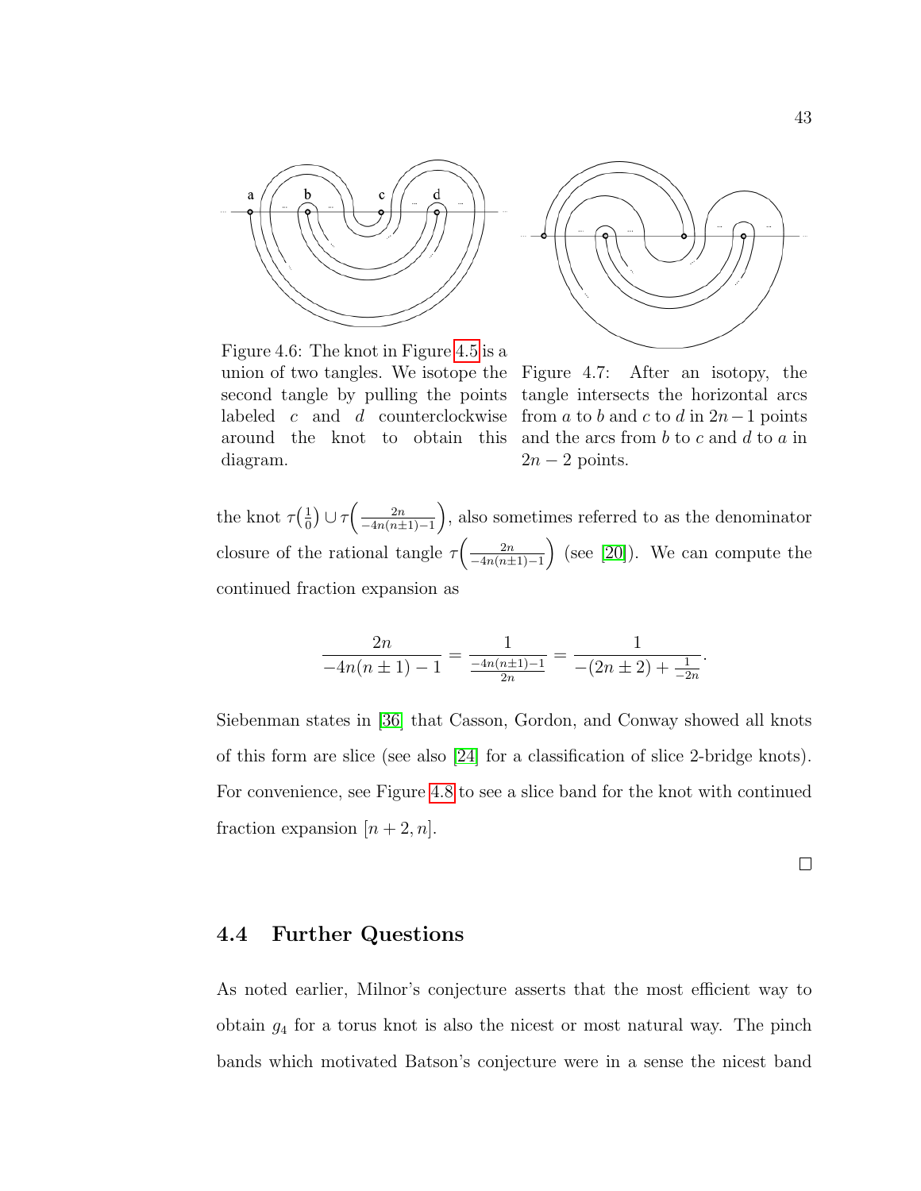Figure 4.6: The knot in Figure 4.5 is a union of two tangles. We isotope the second tangle by pulling the points labeled $c$ and $d$ counterclockwise around the knot to obtain this diagram.

Figure 4.7: After an isotopy, the tangle intersects the horizontal arcs from $a$ to $b$ and $c$ to $d$ in $2n-1$ points and the arcs from $b$ to $c$ and $d$ to $a$ in $2n-2$ points.

the knot $\tau\left(\frac{1}{0}\right) \cup \tau\left(\frac{2n}{-4n(n\pm1)-1}\right)$, also sometimes referred to as the denominator closure of the rational tangle $\tau\left(\frac{2n}{-4n(n\pm1)-1}\right)$ (see [20]). We can compute the continued fraction expansion as

$$\frac{2n}{-4n(n\pm1)-1} = \frac{1}{\frac{-4n(n\pm1)-1}{2n}} = \frac{1}{-(2n\pm2)+\frac{1}{-2n}}.$$

Siebenman states in [36] that Casson, Gordon, and Conway showed all knots of this form are slice (see also [24] for a classification of slice 2-bridge knots). For convenience, see Figure 4.8 to see a slice band for the knot with continued fraction expansion $[n+2, n]$.

□

## 4.4 Further Questions

As noted earlier, Milnor's conjecture asserts that the most efficient way to obtain $g_4$ for a torus knot is also the nicest or most natural way. The pinch bands which motivated Batson's conjecture were in a sense the nicest band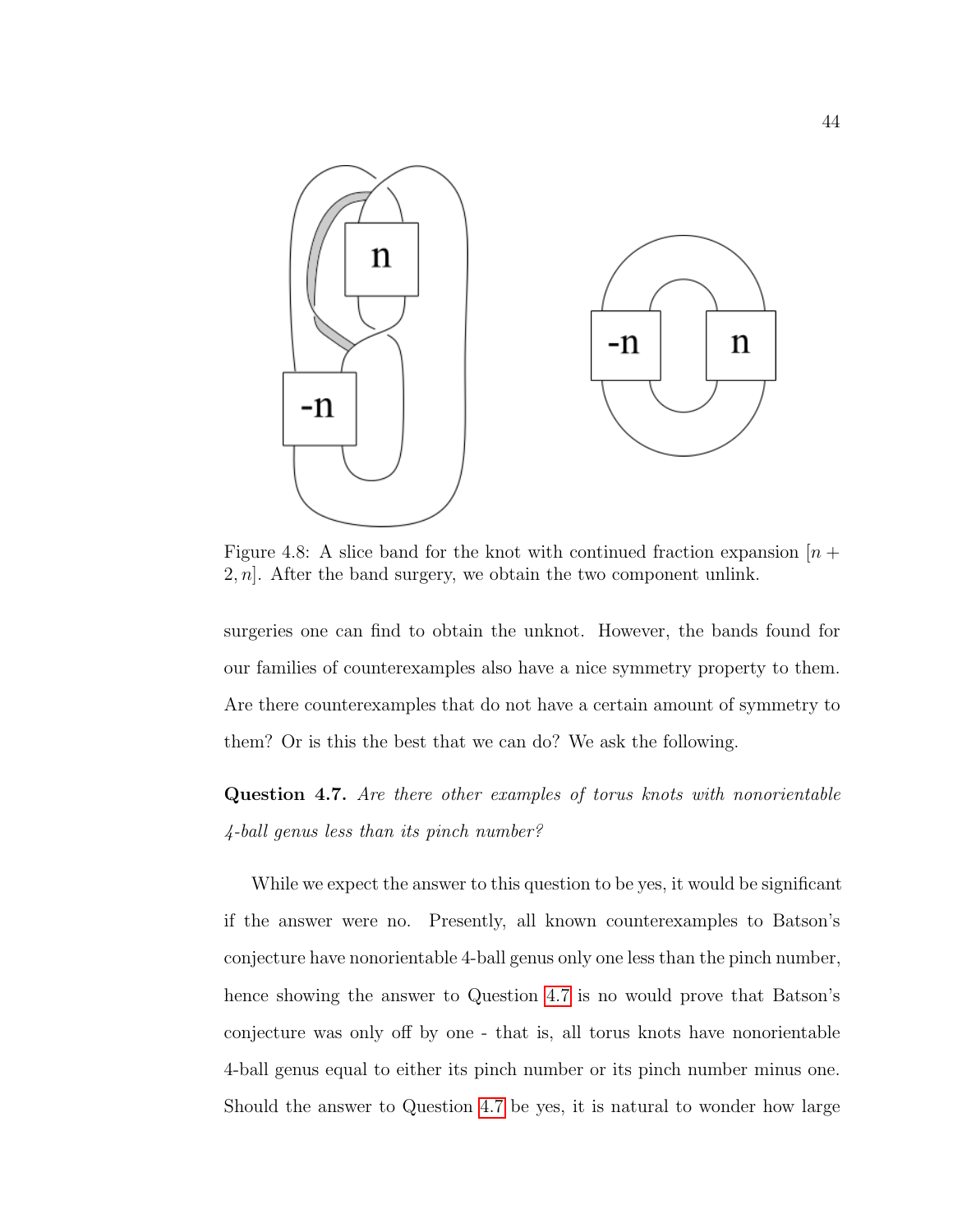Figure 4.8: A slice band for the knot with continued fraction expansion $[n+2, n]$. After the band surgery, we obtain the two component unlink.

surgeries one can find to obtain the unknot. However, the bands found for our families of counterexamples also have a nice symmetry property to them. Are there counterexamples that do not have a certain amount of symmetry to them? Or is this the best that we can do? We ask the following.

**Question 4.7.** *Are there other examples of torus knots with nonorientable 4-ball genus less than its pinch number?*

While we expect the answer to this question to be yes, it would be significant if the answer were no. Presently, all known counterexamples to Batson's conjecture have nonorientable 4-ball genus only one less than the pinch number, hence showing the answer to Question 4.7 is no would prove that Batson's conjecture was only off by one - that is, all torus knots have nonorientable 4-ball genus equal to either its pinch number or its pinch number minus one. Should the answer to Question 4.7 be yes, it is natural to wonder how large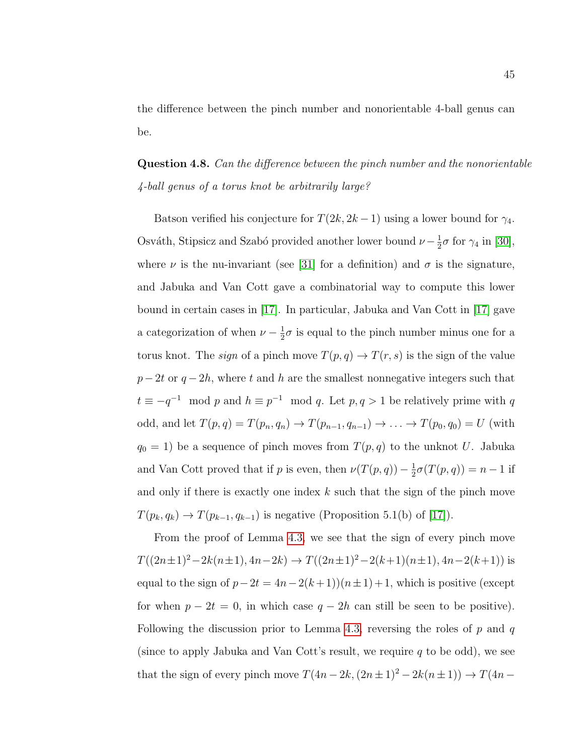the difference between the pinch number and nonorientable 4-ball genus can be.

**Question 4.8.** *Can the difference between the pinch number and the nonorientable 4-ball genus of a torus knot be arbitrarily large?*

Batson verified his conjecture for $T(2k, 2k-1)$ using a lower bound for $\gamma_4$. Osváth, Stipsicz and Szabó provided another lower bound $\nu - \frac{1}{2}\sigma$ for $\gamma_4$ in [30], where $\nu$ is the nu-invariant (see [31] for a definition) and $\sigma$ is the signature, and Jabuka and Van Cott gave a combinatorial way to compute this lower bound in certain cases in [17]. In particular, Jabuka and Van Cott in [17] gave a categorization of when $\nu - \frac{1}{2}\sigma$ is equal to the pinch number minus one for a torus knot. The *sign* of a pinch move $T(p, q) \to T(r, s)$ is the sign of the value $p - 2t$ or $q - 2h$, where $t$ and $h$ are the smallest nonnegative integers such that $t \equiv -q^{-1} \mod p$ and $h \equiv p^{-1} \mod q$. Let $p, q > 1$ be relatively prime with $q$ odd, and let $T(p, q) = T(p_n, q_n) \to T(p_{n-1}, q_{n-1}) \to \ldots \to T(p_0, q_0) = U$ (with $q_0 = 1$) be a sequence of pinch moves from $T(p, q)$ to the unknot $U$. Jabuka and Van Cott proved that if $p$ is even, then $\nu(T(p, q)) - \frac{1}{2}\sigma(T(p, q)) = n - 1$ if and only if there is exactly one index $k$ such that the sign of the pinch move $T(p_k, q_k) \to T(p_{k-1}, q_{k-1})$ is negative (Proposition 5.1(b) of [17]).

From the proof of Lemma 4.3, we see that the sign of every pinch move $T((2n\pm1)^2 - 2k(n\pm1), 4n-2k) \to T((2n\pm1)^2 - 2(k+1)(n\pm1), 4n-2(k+1))$ is equal to the sign of $p - 2t = 4n - 2(k+1))(n\pm1) + 1$, which is positive (except for when $p - 2t = 0$, in which case $q - 2h$ can still be seen to be positive). Following the discussion prior to Lemma 4.3, reversing the roles of $p$ and $q$ (since to apply Jabuka and Van Cott's result, we require $q$ to be odd), we see that the sign of every pinch move $T(4n - 2k, (2n\pm1)^2 - 2k(n\pm1)) \to T(4n -$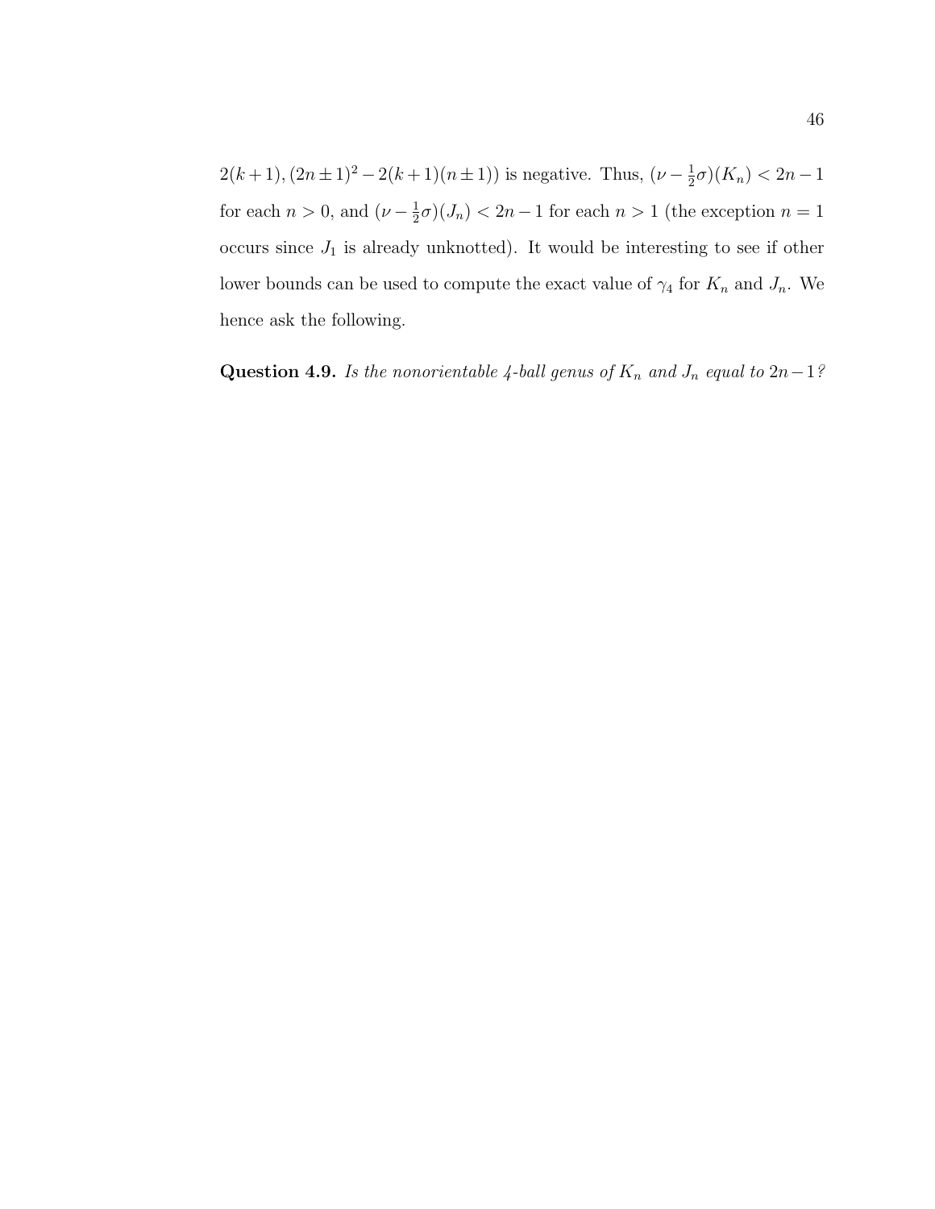$2(k+1), (2n \pm 1)^2 - 2(k+1)(n \pm 1))$ is negative. Thus, $(\nu - \frac{1}{2}\sigma)(K_n) < 2n - 1$ for each $n > 0$, and $(\nu - \frac{1}{2}\sigma)(J_n) < 2n - 1$ for each $n > 1$ (the exception $n = 1$ occurs since $J_1$ is already unknotted). It would be interesting to see if other lower bounds can be used to compute the exact value of $\gamma_4$ for $K_n$ and $J_n$. We hence ask the following.

**Question 4.9.** *Is the nonorientable 4-ball genus of $K_n$ and $J_n$ equal to $2n-1$?*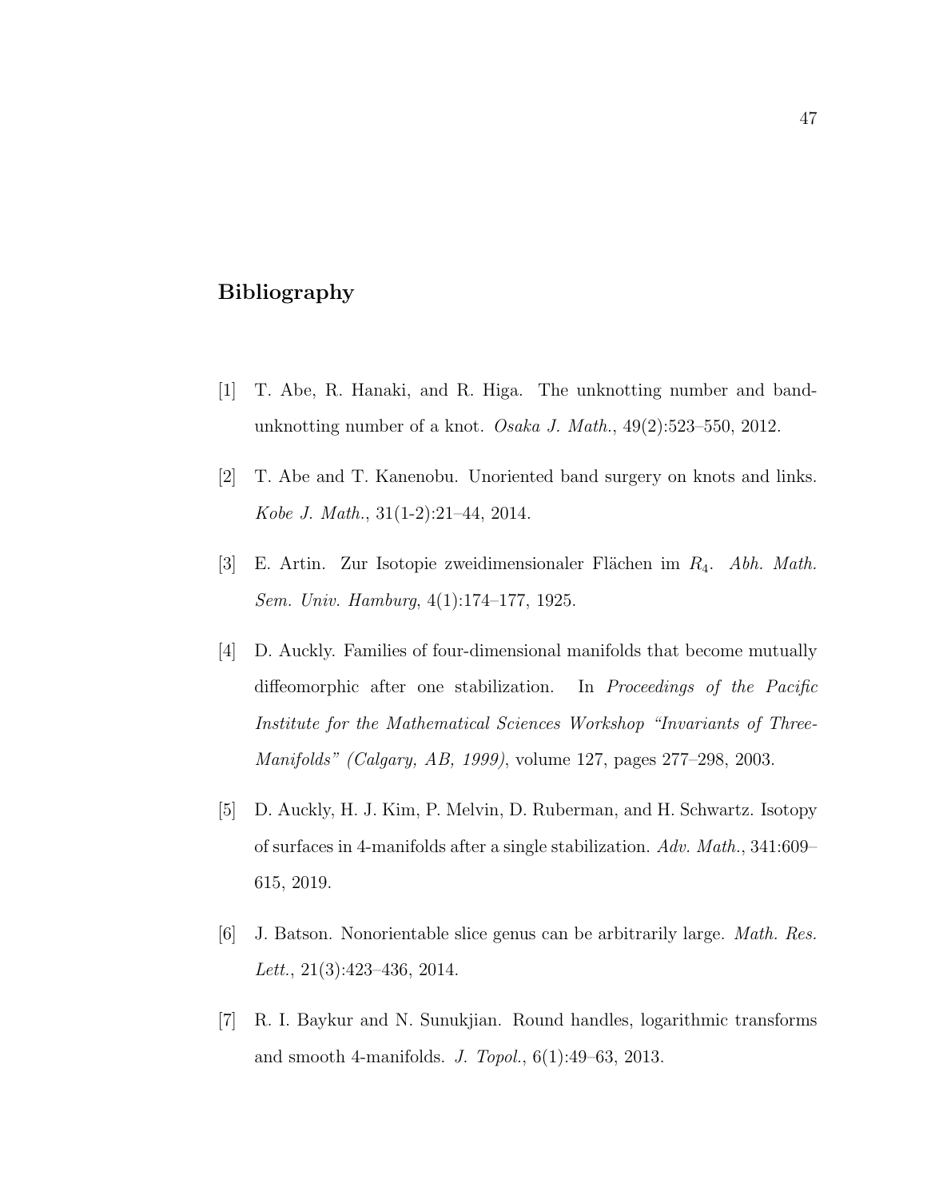# Bibliography

[1] T. Abe, R. Hanaki, and R. Higa. The unknotting number and band-unknotting number of a knot. *Osaka J. Math.*, 49(2):523–550, 2012.

[2] T. Abe and T. Kanenobu. Unoriented band surgery on knots and links. *Kobe J. Math.*, 31(1-2):21–44, 2014.

[3] E. Artin. Zur Isotopie zweidimensionaler Flächen im $R_4$. *Abh. Math. Sem. Univ. Hamburg*, 4(1):174–177, 1925.

[4] D. Auckly. Families of four-dimensional manifolds that become mutually diffeomorphic after one stabilization. In *Proceedings of the Pacific Institute for the Mathematical Sciences Workshop "Invariants of Three-Manifolds" (Calgary, AB, 1999)*, volume 127, pages 277–298, 2003.

[5] D. Auckly, H. J. Kim, P. Melvin, D. Ruberman, and H. Schwartz. Isotopy of surfaces in 4-manifolds after a single stabilization. *Adv. Math.*, 341:609–615, 2019.

[6] J. Batson. Nonorientable slice genus can be arbitrarily large. *Math. Res. Lett.*, 21(3):423–436, 2014.

[7] R. I. Baykur and N. Sunukjian. Round handles, logarithmic transforms and smooth 4-manifolds. *J. Topol.*, 6(1):49–63, 2013.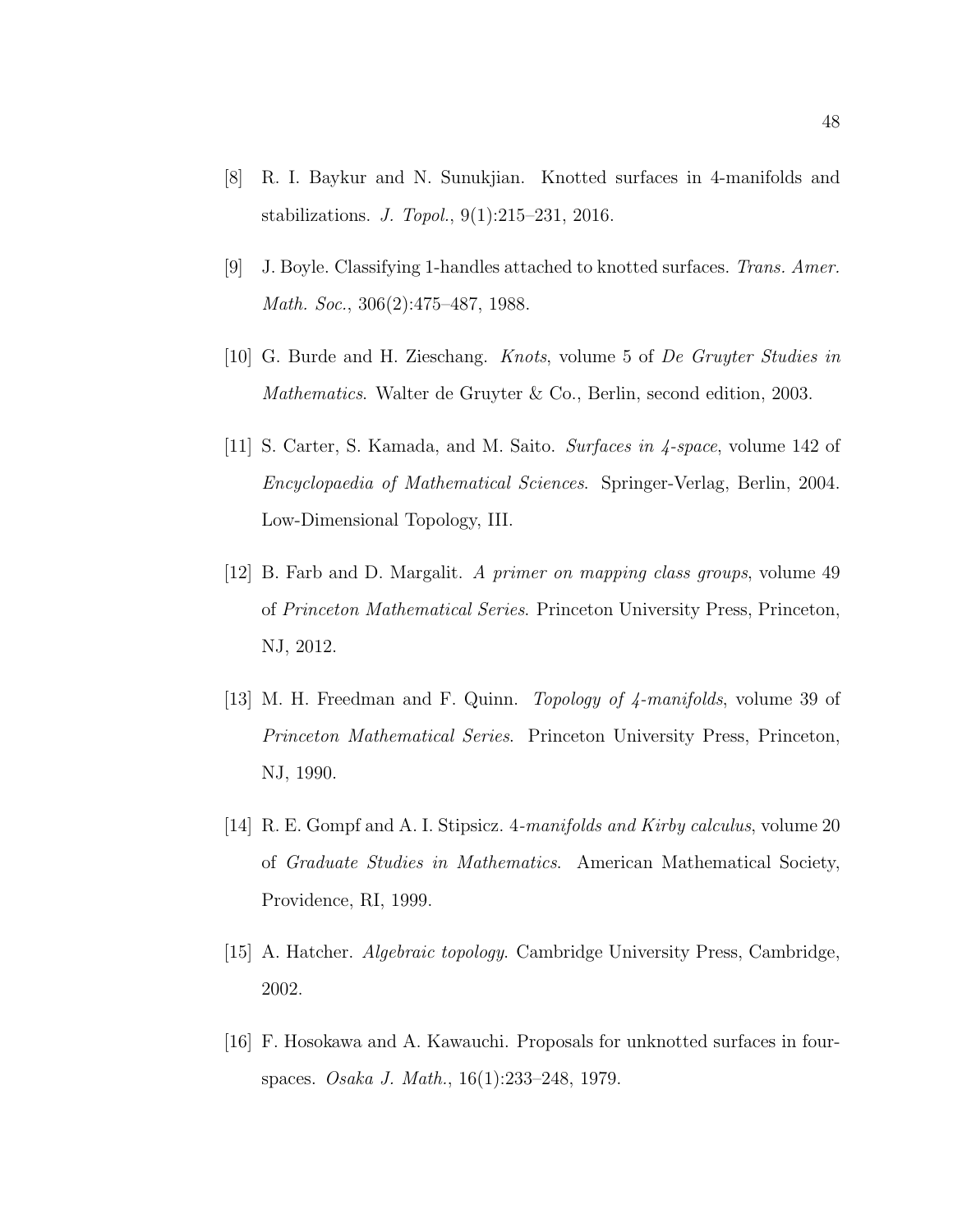[8] R. I. Baykur and N. Sunukjian. Knotted surfaces in 4-manifolds and stabilizations. *J. Topol.*, 9(1):215–231, 2016.

[9] J. Boyle. Classifying 1-handles attached to knotted surfaces. *Trans. Amer. Math. Soc.*, 306(2):475–487, 1988.

[10] G. Burde and H. Zieschang. *Knots*, volume 5 of *De Gruyter Studies in Mathematics*. Walter de Gruyter & Co., Berlin, second edition, 2003.

[11] S. Carter, S. Kamada, and M. Saito. *Surfaces in 4-space*, volume 142 of *Encyclopaedia of Mathematical Sciences*. Springer-Verlag, Berlin, 2004. Low-Dimensional Topology, III.

[12] B. Farb and D. Margalit. *A primer on mapping class groups*, volume 49 of *Princeton Mathematical Series*. Princeton University Press, Princeton, NJ, 2012.

[13] M. H. Freedman and F. Quinn. *Topology of 4-manifolds*, volume 39 of *Princeton Mathematical Series*. Princeton University Press, Princeton, NJ, 1990.

[14] R. E. Gompf and A. I. Stipsicz. *4-manifolds and Kirby calculus*, volume 20 of *Graduate Studies in Mathematics*. American Mathematical Society, Providence, RI, 1999.

[15] A. Hatcher. *Algebraic topology*. Cambridge University Press, Cambridge, 2002.

[16] F. Hosokawa and A. Kawauchi. Proposals for unknotted surfaces in four-spaces. *Osaka J. Math.*, 16(1):233–248, 1979.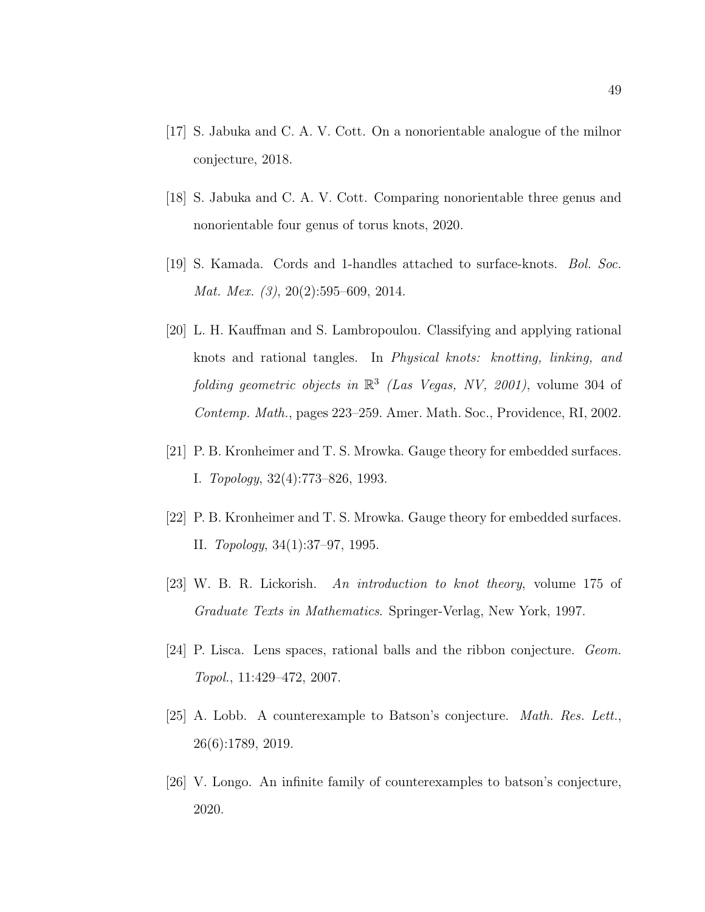[17] S. Jabuka and C. A. V. Cott. On a nonorientable analogue of the milnor conjecture, 2018.

[18] S. Jabuka and C. A. V. Cott. Comparing nonorientable three genus and nonorientable four genus of torus knots, 2020.

[19] S. Kamada. Cords and 1-handles attached to surface-knots. *Bol. Soc. Mat. Mex. (3)*, 20(2):595–609, 2014.

[20] L. H. Kauffman and S. Lambropoulou. Classifying and applying rational knots and rational tangles. In *Physical knots: knotting, linking, and folding geometric objects in* $\mathbb{R}^3$ *(Las Vegas, NV, 2001)*, volume 304 of *Contemp. Math.*, pages 223–259. Amer. Math. Soc., Providence, RI, 2002.

[21] P. B. Kronheimer and T. S. Mrowka. Gauge theory for embedded surfaces. I. *Topology*, 32(4):773–826, 1993.

[22] P. B. Kronheimer and T. S. Mrowka. Gauge theory for embedded surfaces. II. *Topology*, 34(1):37–97, 1995.

[23] W. B. R. Lickorish. *An introduction to knot theory*, volume 175 of *Graduate Texts in Mathematics*. Springer-Verlag, New York, 1997.

[24] P. Lisca. Lens spaces, rational balls and the ribbon conjecture. *Geom. Topol.*, 11:429–472, 2007.

[25] A. Lobb. A counterexample to Batson's conjecture. *Math. Res. Lett.*, 26(6):1789, 2019.

[26] V. Longo. An infinite family of counterexamples to batson's conjecture, 2020.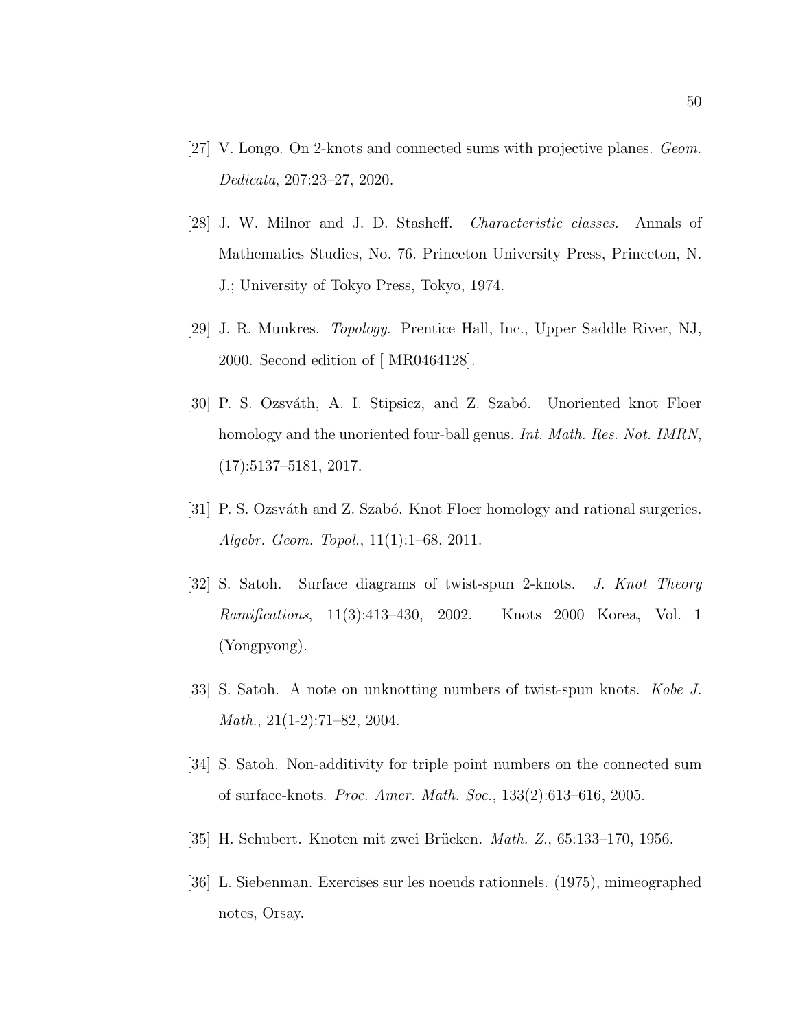[27] V. Longo. On 2-knots and connected sums with projective planes. *Geom. Dedicata*, 207:23–27, 2020.

[28] J. W. Milnor and J. D. Stasheff. *Characteristic classes*. Annals of Mathematics Studies, No. 76. Princeton University Press, Princeton, N. J.; University of Tokyo Press, Tokyo, 1974.

[29] J. R. Munkres. *Topology*. Prentice Hall, Inc., Upper Saddle River, NJ, 2000. Second edition of [ MR0464128].

[30] P. S. Ozsváth, A. I. Stipsicz, and Z. Szabó. Unoriented knot Floer homology and the unoriented four-ball genus. *Int. Math. Res. Not. IMRN*, (17):5137–5181, 2017.

[31] P. S. Ozsváth and Z. Szabó. Knot Floer homology and rational surgeries. *Algebr. Geom. Topol.*, 11(1):1–68, 2011.

[32] S. Satoh. Surface diagrams of twist-spun 2-knots. *J. Knot Theory Ramifications*, 11(3):413–430, 2002. Knots 2000 Korea, Vol. 1 (Yongpyong).

[33] S. Satoh. A note on unknotting numbers of twist-spun knots. *Kobe J. Math.*, 21(1-2):71–82, 2004.

[34] S. Satoh. Non-additivity for triple point numbers on the connected sum of surface-knots. *Proc. Amer. Math. Soc.*, 133(2):613–616, 2005.

[35] H. Schubert. Knoten mit zwei Brücken. *Math. Z.*, 65:133–170, 1956.

[36] L. Siebenman. Exercises sur les noeuds rationnels. (1975), mimeographed notes, Orsay.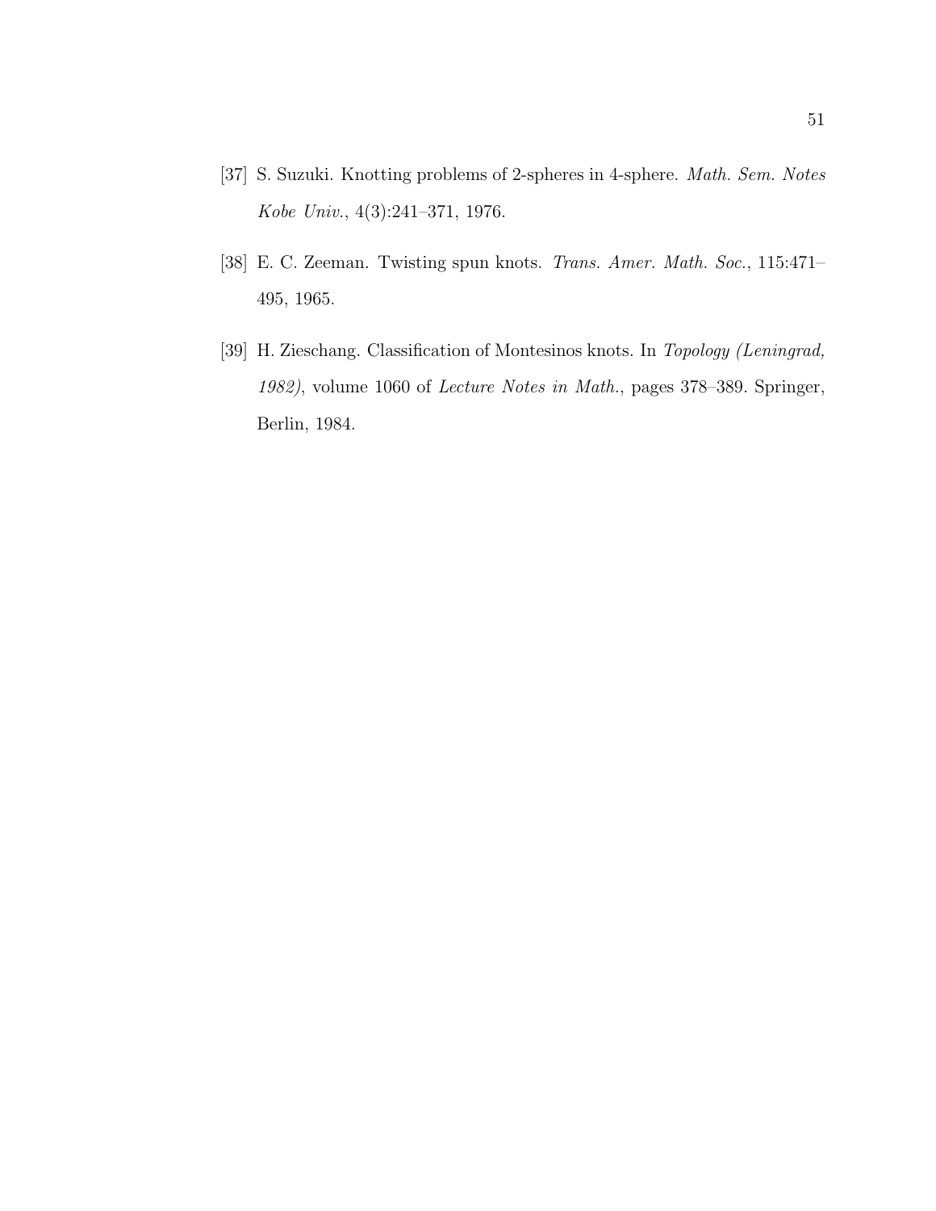[37] S. Suzuki. Knotting problems of 2-spheres in 4-sphere. *Math. Sem. Notes Kobe Univ.*, 4(3):241–371, 1976.

[38] E. C. Zeeman. Twisting spun knots. *Trans. Amer. Math. Soc.*, 115:471–495, 1965.

[39] H. Zieschang. Classification of Montesinos knots. In *Topology (Leningrad, 1982)*, volume 1060 of *Lecture Notes in Math.*, pages 378–389. Springer, Berlin, 1984.